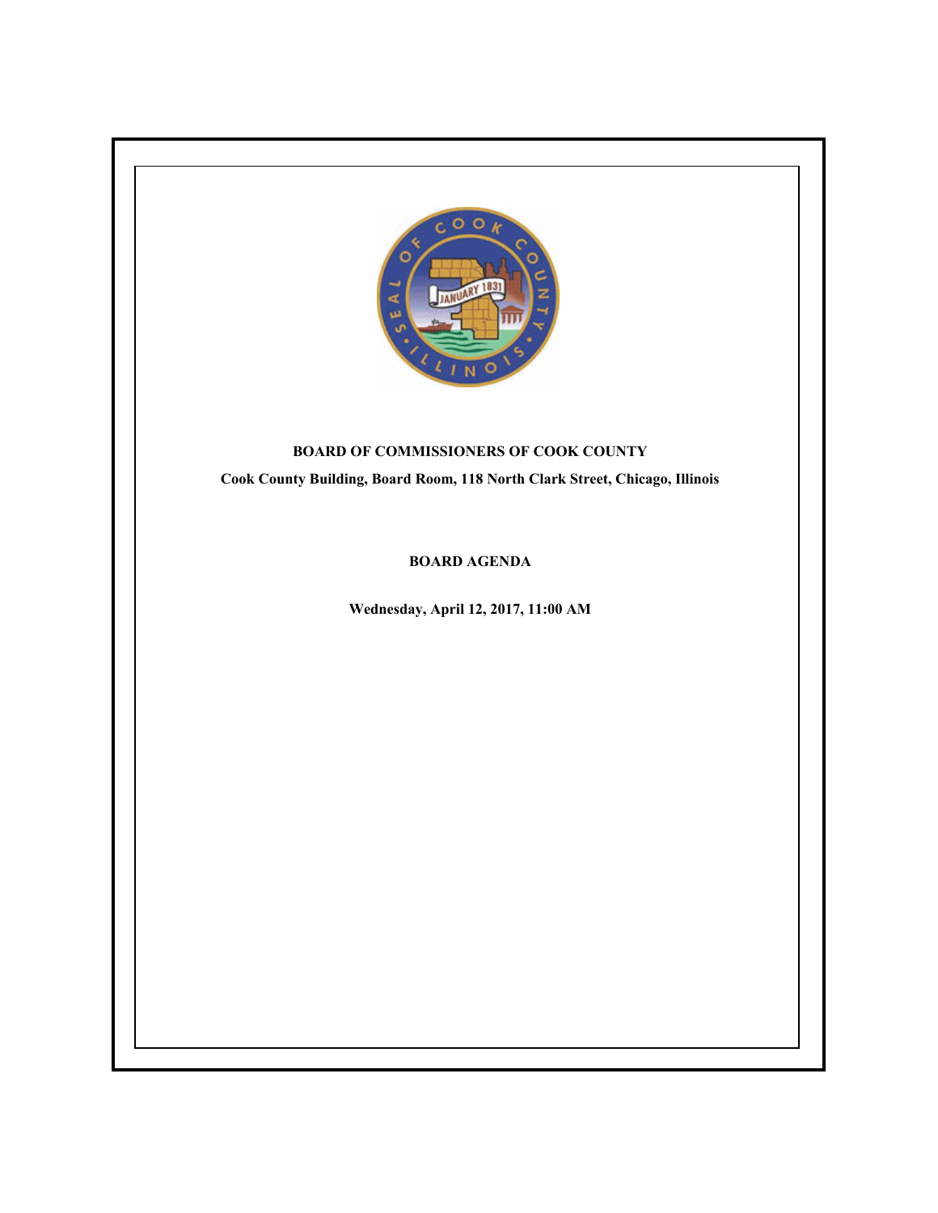**BOARD OF COMMISSIONERS OF COOK COUNTY**

**Cook County Building, Board Room, 118 North Clark Street, Chicago, Illinois**

# BOARD AGENDA

**Wednesday, April 12, 2017, 11:00 AM**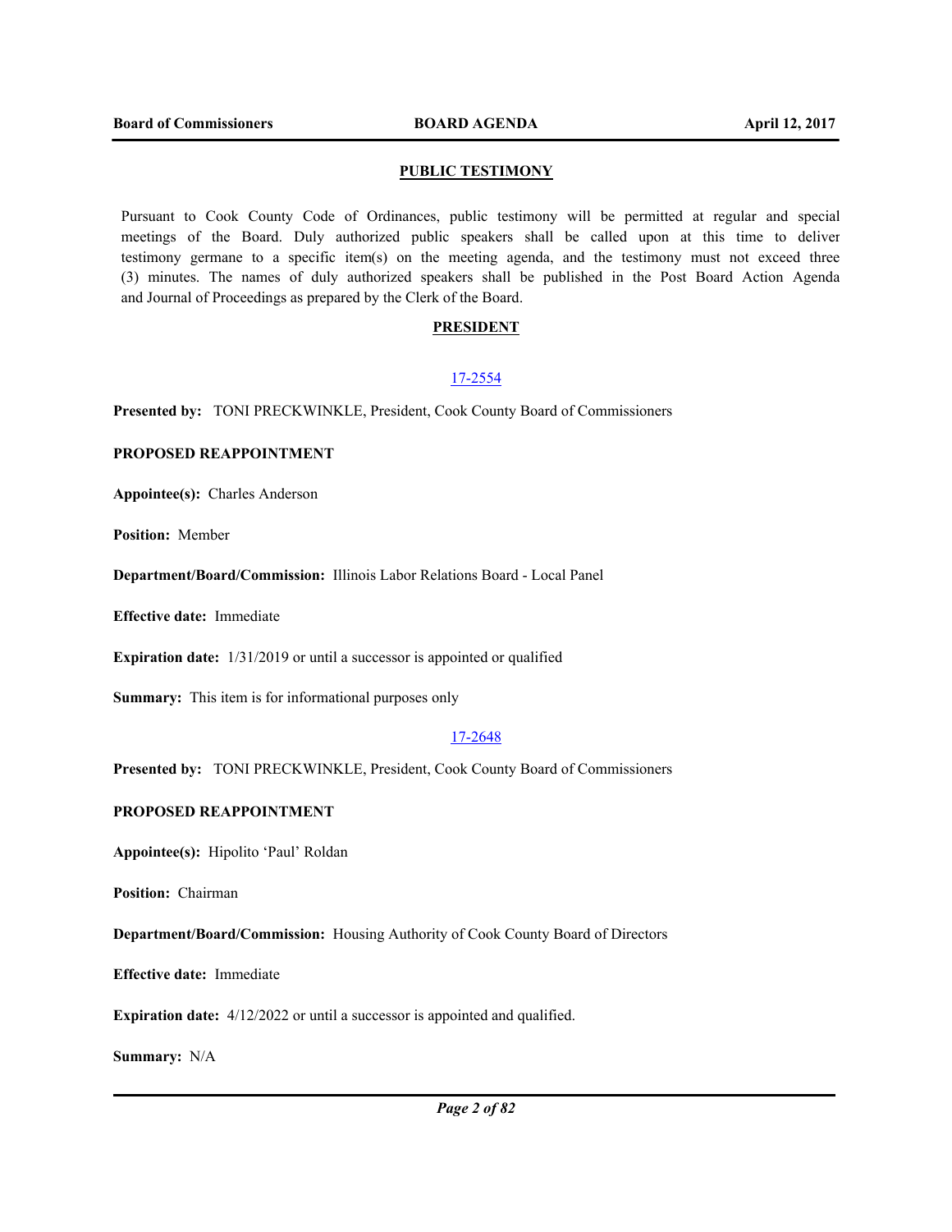## PUBLIC TESTIMONY

Pursuant to Cook County Code of Ordinances, public testimony will be permitted at regular and special meetings of the Board. Duly authorized public speakers shall be called upon at this time to deliver testimony germane to a specific item(s) on the meeting agenda, and the testimony must not exceed three (3) minutes. The names of duly authorized speakers shall be published in the Post Board Action Agenda and Journal of Proceedings as prepared by the Clerk of the Board.

## PRESIDENT

### 17-2554

**Presented by:** TONI PRECKWINKLE, President, Cook County Board of Commissioners

**PROPOSED REAPPOINTMENT**

**Appointee(s):** Charles Anderson

**Position:** Member

**Department/Board/Commission:** Illinois Labor Relations Board - Local Panel

**Effective date:** Immediate

**Expiration date:** 1/31/2019 or until a successor is appointed or qualified

**Summary:** This item is for informational purposes only

### 17-2648

**Presented by:** TONI PRECKWINKLE, President, Cook County Board of Commissioners

**PROPOSED REAPPOINTMENT**

**Appointee(s):** Hipolito 'Paul' Roldan

**Position:** Chairman

**Department/Board/Commission:** Housing Authority of Cook County Board of Directors

**Effective date:** Immediate

**Expiration date:** 4/12/2022 or until a successor is appointed and qualified.

**Summary:** N/A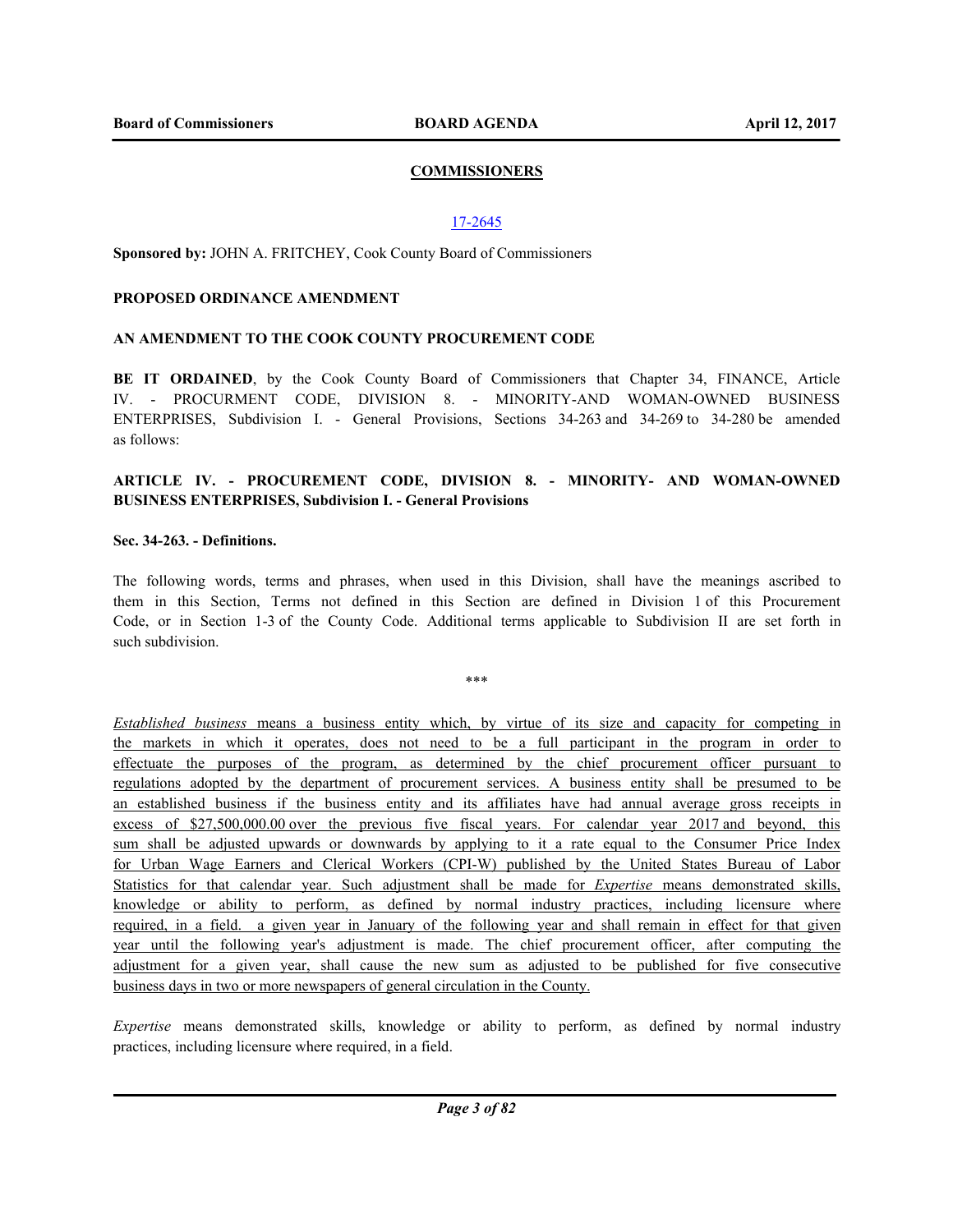## COMMISSIONERS

17-2645

**Sponsored by:** JOHN A. FRITCHEY, Cook County Board of Commissioners

**PROPOSED ORDINANCE AMENDMENT**

**AN AMENDMENT TO THE COOK COUNTY PROCUREMENT CODE**

**BE IT ORDAINED**, by the Cook County Board of Commissioners that Chapter 34, FINANCE, Article IV. - PROCURMENT CODE, DIVISION 8. - MINORITY-AND WOMAN-OWNED BUSINESS ENTERPRISES, Subdivision I. - General Provisions, Sections 34-263 and 34-269 to 34-280 be amended as follows:

**ARTICLE IV. - PROCUREMENT CODE, DIVISION 8. - MINORITY- AND WOMAN-OWNED BUSINESS ENTERPRISES, Subdivision I. - General Provisions**

**Sec. 34-263. - Definitions.**

The following words, terms and phrases, when used in this Division, shall have the meanings ascribed to them in this Section, Terms not defined in this Section are defined in Division 1 of this Procurement Code, or in Section 1-3 of the County Code. Additional terms applicable to Subdivision II are set forth in such subdivision.

\*\*\*

<u>*Established business* means a business entity which, by virtue of its size and capacity for competing in the markets in which it operates, does not need to be a full participant in the program in order to effectuate the purposes of the program, as determined by the chief procurement officer pursuant to regulations adopted by the department of procurement services. A business entity shall be presumed to be an established business if the business entity and its affiliates have had annual average gross receipts in excess of $27,500,000.00 over the previous five fiscal years. For calendar year 2017 and beyond, this sum shall be adjusted upwards or downwards by applying to it a rate equal to the Consumer Price Index for Urban Wage Earners and Clerical Workers (CPI-W) published by the United States Bureau of Labor Statistics for that calendar year. Such adjustment shall be made for *Expertise* means demonstrated skills, knowledge or ability to perform, as defined by normal industry practices, including licensure where required, in a field. a given year in January of the following year and shall remain in effect for that given year until the following year's adjustment is made. The chief procurement officer, after computing the adjustment for a given year, shall cause the new sum as adjusted to be published for five consecutive business days in two or more newspapers of general circulation in the County.</u>

*Expertise* means demonstrated skills, knowledge or ability to perform, as defined by normal industry practices, including licensure where required, in a field.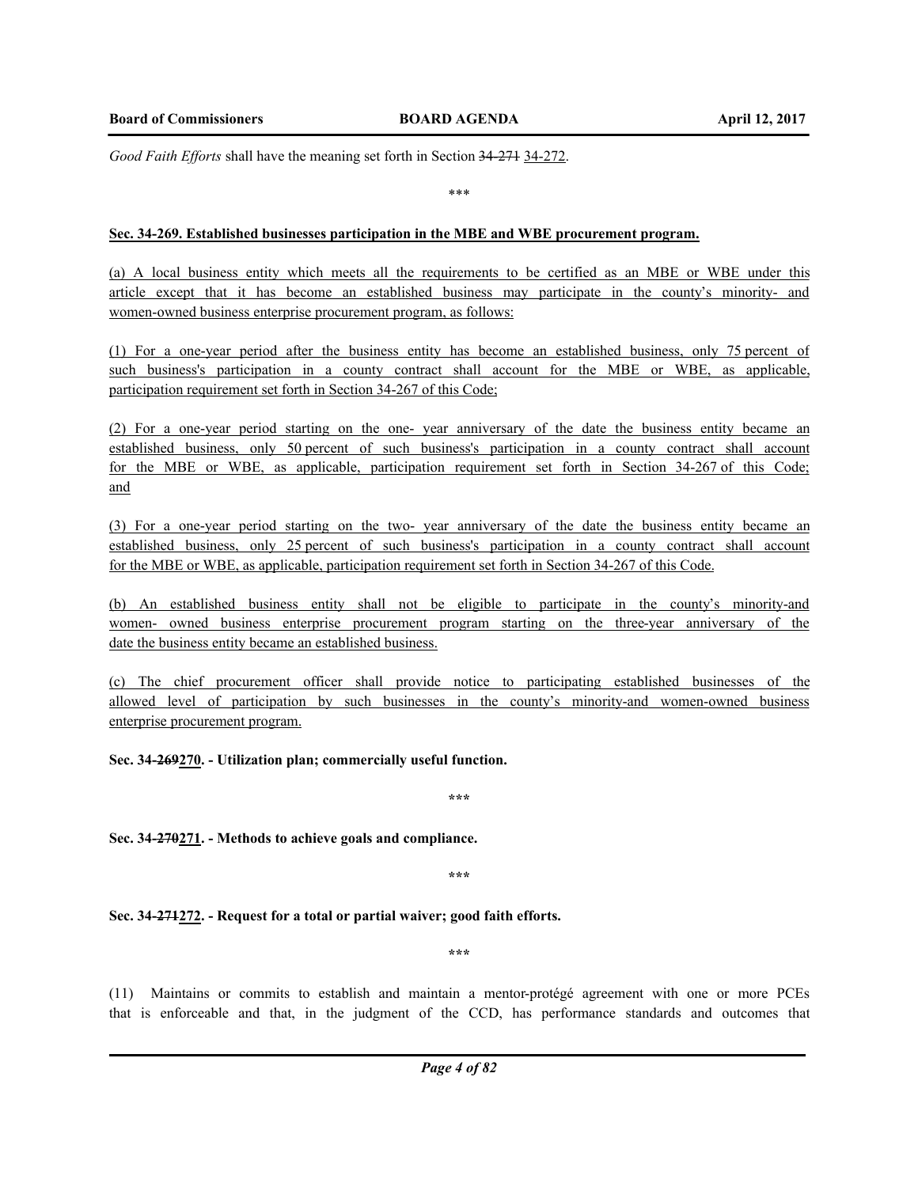*Good Faith Efforts* shall have the meaning set forth in Section ~~34-271~~ 34-272.

\*\*\*

**Sec. 34-269. Established businesses participation in the MBE and WBE procurement program.**

(a) A local business entity which meets all the requirements to be certified as an MBE or WBE under this article except that it has become an established business may participate in the county's minority- and women-owned business enterprise procurement program, as follows:

(1) For a one-year period after the business entity has become an established business, only 75 percent of such business's participation in a county contract shall account for the MBE or WBE, as applicable, participation requirement set forth in Section 34-267 of this Code;

(2) For a one-year period starting on the one- year anniversary of the date the business entity became an established business, only 50 percent of such business's participation in a county contract shall account for the MBE or WBE, as applicable, participation requirement set forth in Section 34-267 of this Code; and

(3) For a one-year period starting on the two- year anniversary of the date the business entity became an established business, only 25 percent of such business's participation in a county contract shall account for the MBE or WBE, as applicable, participation requirement set forth in Section 34-267 of this Code.

(b) An established business entity shall not be eligible to participate in the county's minority-and women- owned business enterprise procurement program starting on the three-year anniversary of the date the business entity became an established business.

(c) The chief procurement officer shall provide notice to participating established businesses of the allowed level of participation by such businesses in the county's minority-and women-owned business enterprise procurement program.

**Sec. 34-~~269~~270. - Utilization plan; commercially useful function.**

\*\*\*

**Sec. 34-~~270~~271. - Methods to achieve goals and compliance.**

\*\*\*

**Sec. 34-~~271~~272. - Request for a total or partial waiver; good faith efforts.**

\*\*\*

(11) Maintains or commits to establish and maintain a mentor-protégé agreement with one or more PCEs that is enforceable and that, in the judgment of the CCD, has performance standards and outcomes that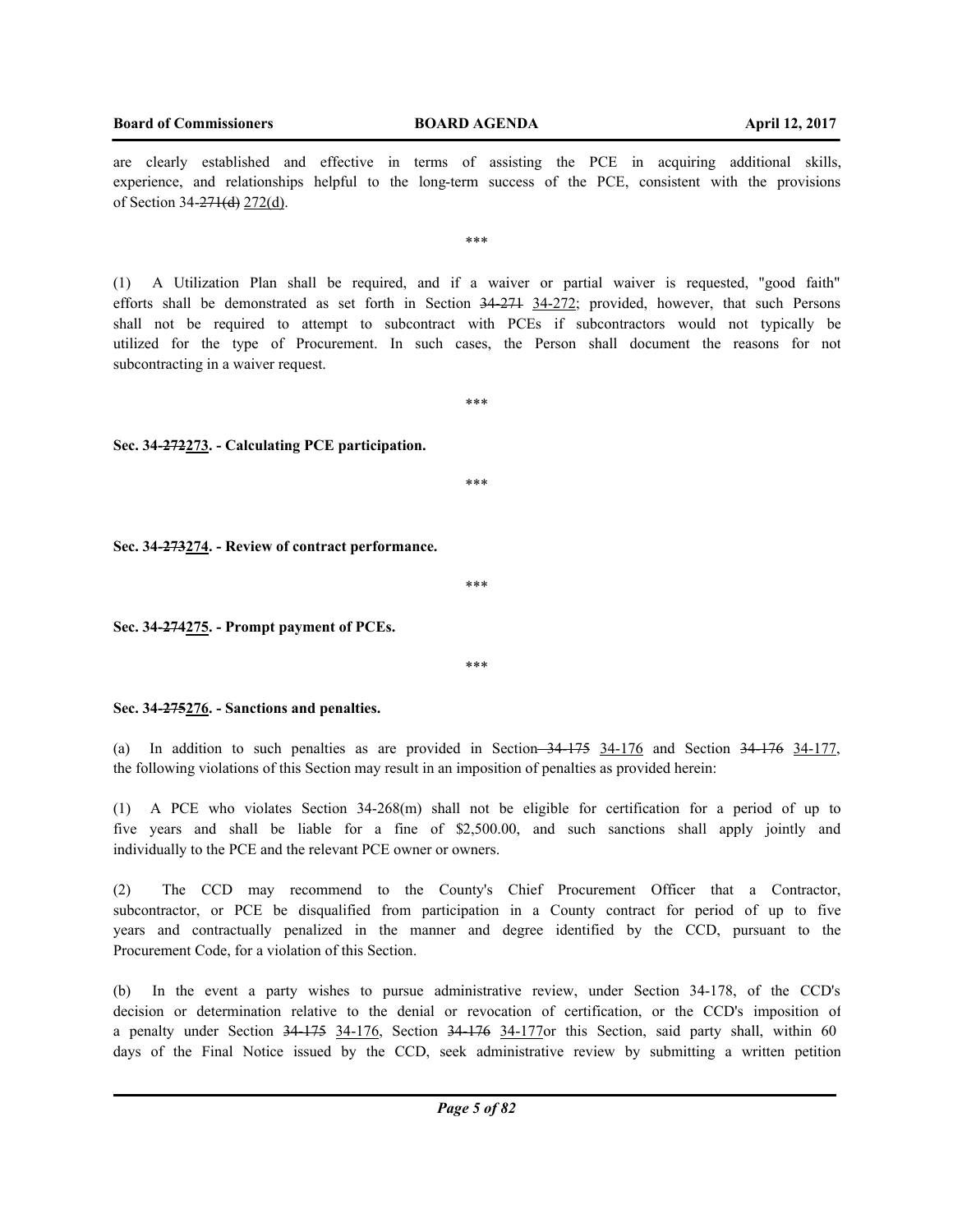are clearly established and effective in terms of assisting the PCE in acquiring additional skills, experience, and relationships helpful to the long-term success of the PCE, consistent with the provisions of Section 34-~~271(d)~~ 272(d).

\*\*\*

(1) A Utilization Plan shall be required, and if a waiver or partial waiver is requested, "good faith" efforts shall be demonstrated as set forth in Section ~~34-271~~ 34-272; provided, however, that such Persons shall not be required to attempt to subcontract with PCEs if subcontractors would not typically be utilized for the type of Procurement. In such cases, the Person shall document the reasons for not subcontracting in a waiver request.

\*\*\*

**Sec. 34-~~272~~273. - Calculating PCE participation.**

\*\*\*

**Sec. 34-~~273~~274. - Review of contract performance.**

\*\*\*

**Sec. 34-~~274~~275. - Prompt payment of PCEs.**

\*\*\*

**Sec. 34-~~275~~276. - Sanctions and penalties.**

(a) In addition to such penalties as are provided in Section ~~34-175~~ 34-176 and Section ~~34-176~~ 34-177, the following violations of this Section may result in an imposition of penalties as provided herein:

(1) A PCE who violates Section 34-268(m) shall not be eligible for certification for a period of up to five years and shall be liable for a fine of $2,500.00, and such sanctions shall apply jointly and individually to the PCE and the relevant PCE owner or owners.

(2) The CCD may recommend to the County's Chief Procurement Officer that a Contractor, subcontractor, or PCE be disqualified from participation in a County contract for period of up to five years and contractually penalized in the manner and degree identified by the CCD, pursuant to the Procurement Code, for a violation of this Section.

(b) In the event a party wishes to pursue administrative review, under Section 34-178, of the CCD's decision or determination relative to the denial or revocation of certification, or the CCD's imposition of a penalty under Section ~~34-175~~ 34-176, Section ~~34-176~~ 34-177or this Section, said party shall, within 60 days of the Final Notice issued by the CCD, seek administrative review by submitting a written petition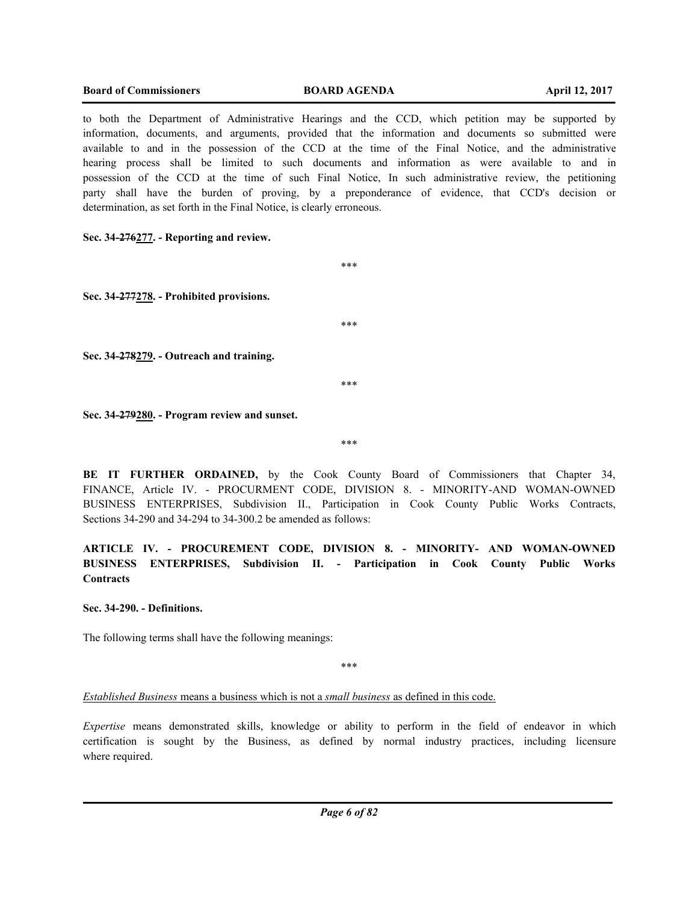to both the Department of Administrative Hearings and the CCD, which petition may be supported by information, documents, and arguments, provided that the information and documents so submitted were available to and in the possession of the CCD at the time of the Final Notice, and the administrative hearing process shall be limited to such documents and information as were available to and in possession of the CCD at the time of such Final Notice, In such administrative review, the petitioning party shall have the burden of proving, by a preponderance of evidence, that CCD's decision or determination, as set forth in the Final Notice, is clearly erroneous.

**Sec. 34-~~276~~<u>277</u>. - Reporting and review.**

\*\*\*

**Sec. 34-~~277~~<u>278</u>. - Prohibited provisions.**

\*\*\*

**Sec. 34-~~278~~<u>279</u>. - Outreach and training.**

\*\*\*

**Sec. 34-~~279~~<u>280</u>. - Program review and sunset.**

\*\*\*

**BE IT FURTHER ORDAINED,** by the Cook County Board of Commissioners that Chapter 34, FINANCE, Article IV. - PROCURMENT CODE, DIVISION 8. - MINORITY-AND WOMAN-OWNED BUSINESS ENTERPRISES, Subdivision II., Participation in Cook County Public Works Contracts, Sections 34-290 and 34-294 to 34-300.2 be amended as follows:

**ARTICLE IV. - PROCUREMENT CODE, DIVISION 8. - MINORITY- AND WOMAN-OWNED BUSINESS ENTERPRISES, Subdivision II. - Participation in Cook County Public Works Contracts**

**Sec. 34-290. - Definitions.**

The following terms shall have the following meanings:

\*\*\*

<u>*Established Business* means a business which is not a *small business* as defined in this code.</u>

*Expertise* means demonstrated skills, knowledge or ability to perform in the field of endeavor in which certification is sought by the Business, as defined by normal industry practices, including licensure where required.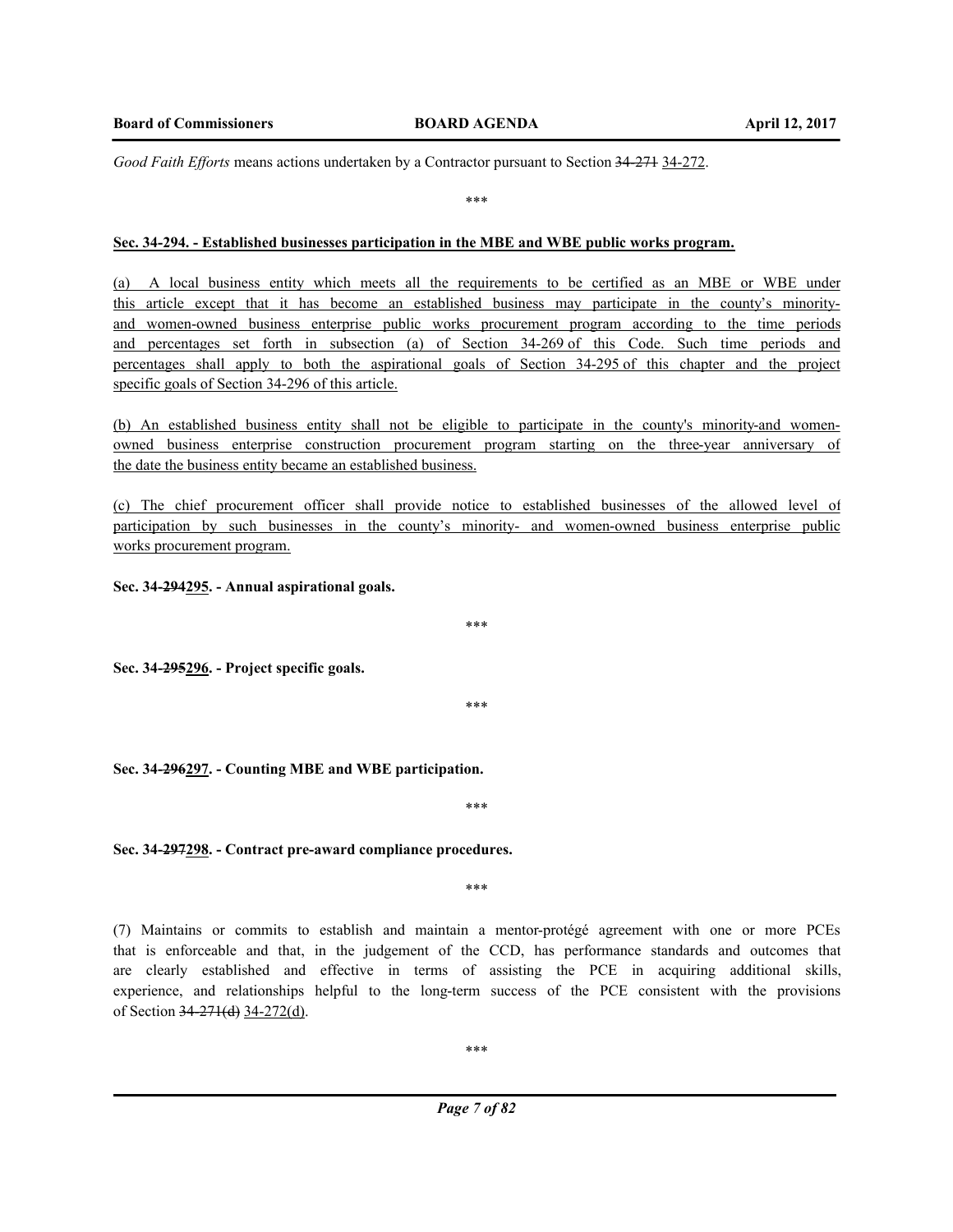*Good Faith Efforts* means actions undertaken by a Contractor pursuant to Section ~~34-271~~ <u>34-272</u>.

\*\*\*

**<u>Sec. 34-294. - Established businesses participation in the MBE and WBE public works program.</u>**

<u>(a) A local business entity which meets all the requirements to be certified as an MBE or WBE under this article except that it has become an established business may participate in the county's minority- and women-owned business enterprise public works procurement program according to the time periods and percentages set forth in subsection (a) of Section 34-269 of this Code. Such time periods and percentages shall apply to both the aspirational goals of Section 34-295 of this chapter and the project specific goals of Section 34-296 of this article.</u>

<u>(b) An established business entity shall not be eligible to participate in the county's minority-and women-owned business enterprise construction procurement program starting on the three-year anniversary of the date the business entity became an established business.</u>

<u>(c) The chief procurement officer shall provide notice to established businesses of the allowed level of participation by such businesses in the county's minority- and women-owned business enterprise public works procurement program.</u>

**Sec. 34-~~294~~<u>295</u>. - Annual aspirational goals.**

\*\*\*

**Sec. 34-~~295~~<u>296</u>. - Project specific goals.**

\*\*\*

**Sec. 34-~~296~~<u>297</u>. - Counting MBE and WBE participation.**

\*\*\*

**Sec. 34-~~297~~<u>298</u>. - Contract pre-award compliance procedures.**

\*\*\*

(7) Maintains or commits to establish and maintain a mentor-protégé agreement with one or more PCEs that is enforceable and that, in the judgement of the CCD, has performance standards and outcomes that are clearly established and effective in terms of assisting the PCE in acquiring additional skills, experience, and relationships helpful to the long-term success of the PCE consistent with the provisions of Section ~~34-271(d)~~ <u>34-272(d)</u>.

\*\*\*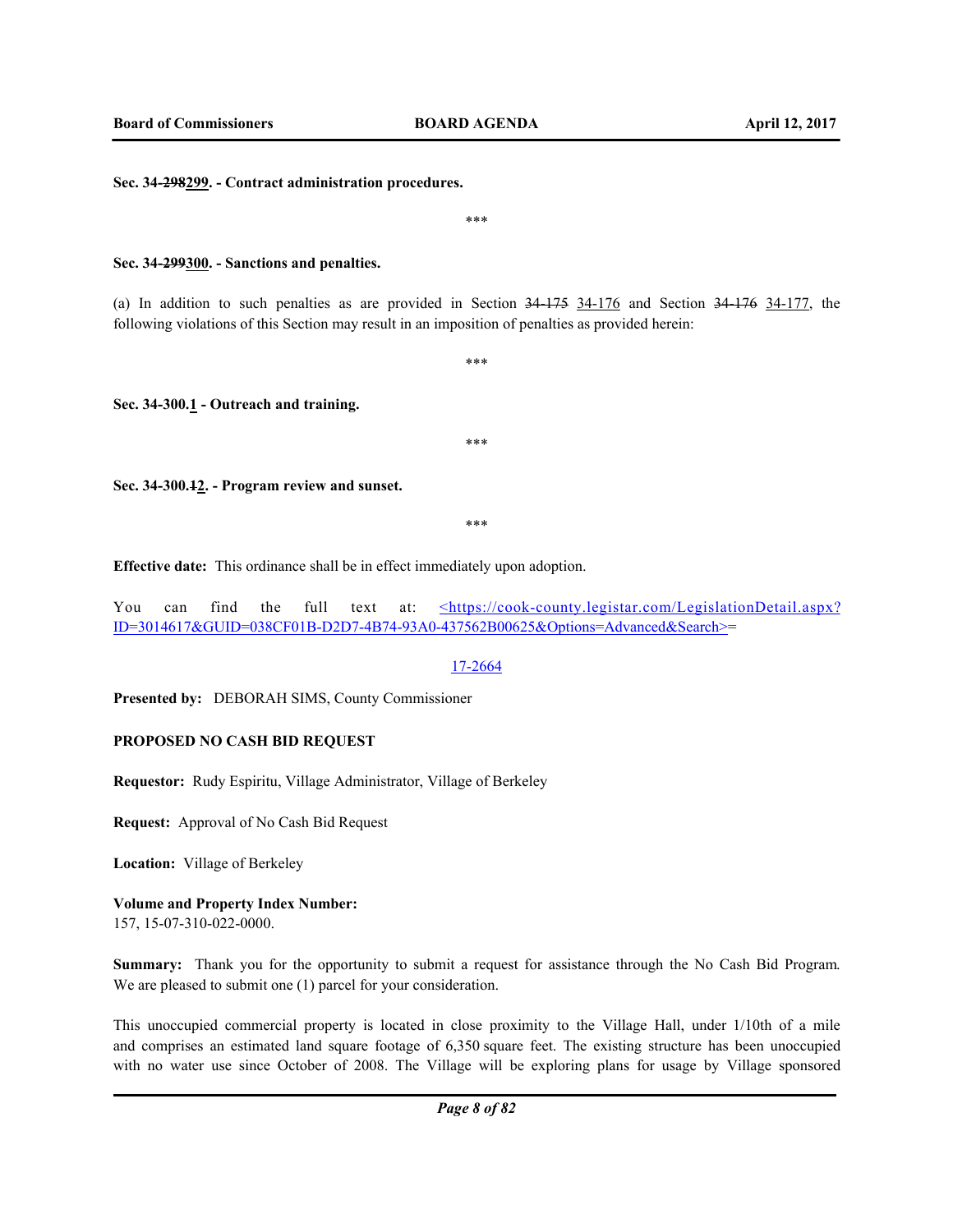**Sec. 34-~~298~~299. - Contract administration procedures.**

\*\*\*

**Sec. 34-~~299~~300. - Sanctions and penalties.**

(a) In addition to such penalties as are provided in Section ~~34-175~~ 34-176 and Section ~~34-176~~ 34-177, the following violations of this Section may result in an imposition of penalties as provided herein:

\*\*\*

**Sec. 34-300.1 - Outreach and training.**

\*\*\*

**Sec. 34-300.~~1~~2. - Program review and sunset.**

\*\*\*

**Effective date:** This ordinance shall be in effect immediately upon adoption.

You can find the full text at: <https://cook-county.legistar.com/LegislationDetail.aspx?ID=3014617&GUID=038CF01B-D2D7-4B74-93A0-437562B00625&Options=Advanced&Search>=

17-2664

**Presented by:** DEBORAH SIMS, County Commissioner

**PROPOSED NO CASH BID REQUEST**

**Requestor:** Rudy Espiritu, Village Administrator, Village of Berkeley

**Request:** Approval of No Cash Bid Request

**Location:** Village of Berkeley

**Volume and Property Index Number:**
157, 15-07-310-022-0000.

**Summary:** Thank you for the opportunity to submit a request for assistance through the No Cash Bid Program. We are pleased to submit one (1) parcel for your consideration.

This unoccupied commercial property is located in close proximity to the Village Hall, under 1/10th of a mile and comprises an estimated land square footage of 6,350 square feet. The existing structure has been unoccupied with no water use since October of 2008. The Village will be exploring plans for usage by Village sponsored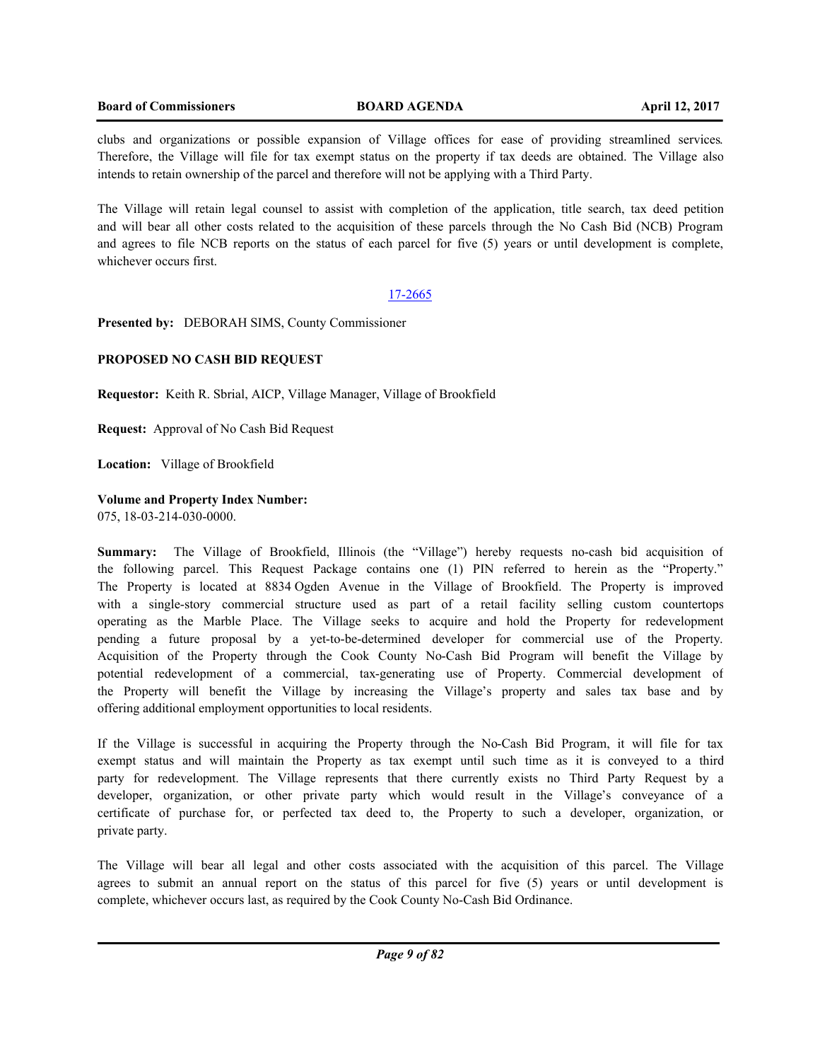clubs and organizations or possible expansion of Village offices for ease of providing streamlined services. Therefore, the Village will file for tax exempt status on the property if tax deeds are obtained. The Village also intends to retain ownership of the parcel and therefore will not be applying with a Third Party.

The Village will retain legal counsel to assist with completion of the application, title search, tax deed petition and will bear all other costs related to the acquisition of these parcels through the No Cash Bid (NCB) Program and agrees to file NCB reports on the status of each parcel for five (5) years or until development is complete, whichever occurs first.

17-2665

**Presented by:** DEBORAH SIMS, County Commissioner

**PROPOSED NO CASH BID REQUEST**

**Requestor:** Keith R. Sbrial, AICP, Village Manager, Village of Brookfield

**Request:** Approval of No Cash Bid Request

**Location:** Village of Brookfield

**Volume and Property Index Number:**
075, 18-03-214-030-0000.

**Summary:** The Village of Brookfield, Illinois (the "Village") hereby requests no-cash bid acquisition of the following parcel. This Request Package contains one (1) PIN referred to herein as the "Property." The Property is located at 8834 Ogden Avenue in the Village of Brookfield. The Property is improved with a single-story commercial structure used as part of a retail facility selling custom countertops operating as the Marble Place. The Village seeks to acquire and hold the Property for redevelopment pending a future proposal by a yet-to-be-determined developer for commercial use of the Property. Acquisition of the Property through the Cook County No-Cash Bid Program will benefit the Village by potential redevelopment of a commercial, tax-generating use of Property. Commercial development of the Property will benefit the Village by increasing the Village's property and sales tax base and by offering additional employment opportunities to local residents.

If the Village is successful in acquiring the Property through the No-Cash Bid Program, it will file for tax exempt status and will maintain the Property as tax exempt until such time as it is conveyed to a third party for redevelopment. The Village represents that there currently exists no Third Party Request by a developer, organization, or other private party which would result in the Village's conveyance of a certificate of purchase for, or perfected tax deed to, the Property to such a developer, organization, or private party.

The Village will bear all legal and other costs associated with the acquisition of this parcel. The Village agrees to submit an annual report on the status of this parcel for five (5) years or until development is complete, whichever occurs last, as required by the Cook County No-Cash Bid Ordinance.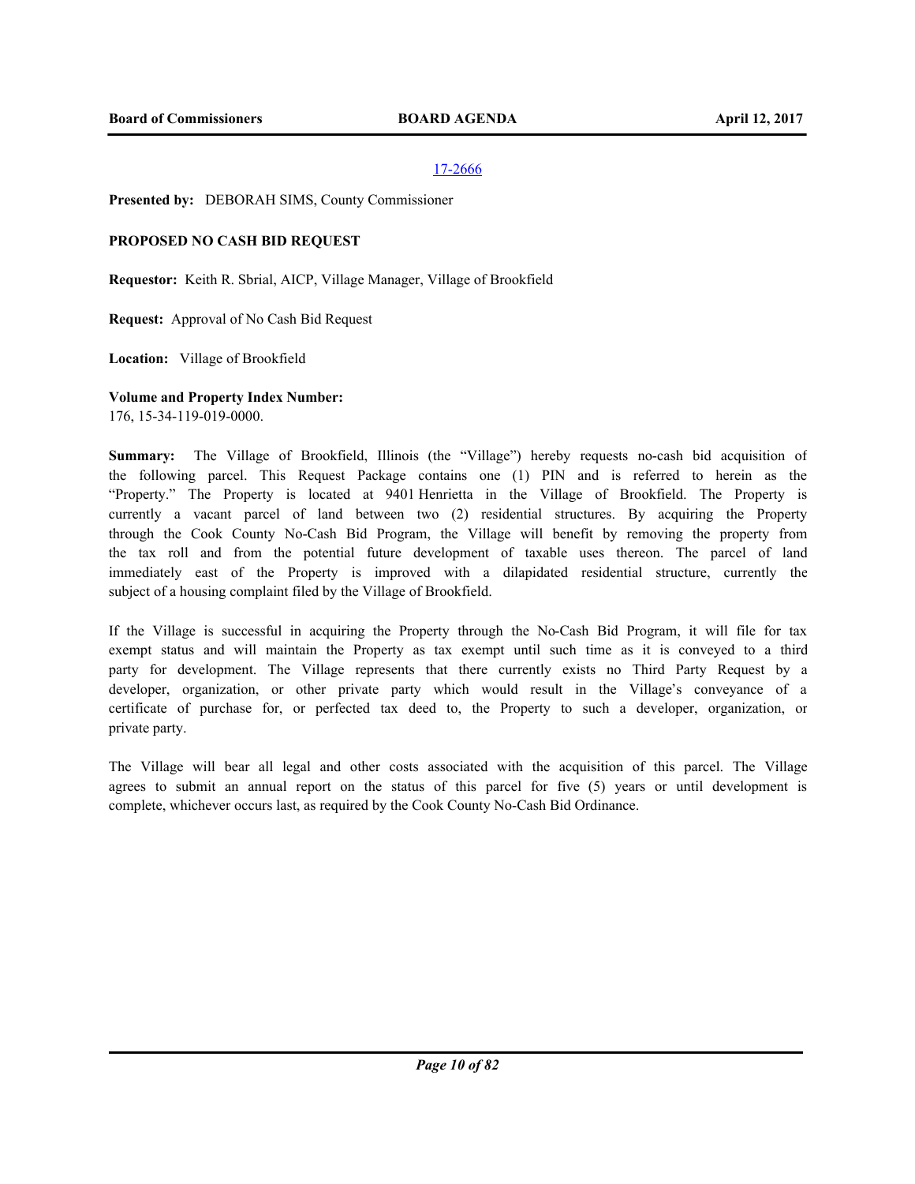17-2666

**Presented by:** DEBORAH SIMS, County Commissioner

**PROPOSED NO CASH BID REQUEST**

**Requestor:** Keith R. Sbrial, AICP, Village Manager, Village of Brookfield

**Request:** Approval of No Cash Bid Request

**Location:** Village of Brookfield

**Volume and Property Index Number:**
176, 15-34-119-019-0000.

**Summary:** The Village of Brookfield, Illinois (the "Village") hereby requests no-cash bid acquisition of the following parcel. This Request Package contains one (1) PIN and is referred to herein as the "Property." The Property is located at 9401 Henrietta in the Village of Brookfield. The Property is currently a vacant parcel of land between two (2) residential structures. By acquiring the Property through the Cook County No-Cash Bid Program, the Village will benefit by removing the property from the tax roll and from the potential future development of taxable uses thereon. The parcel of land immediately east of the Property is improved with a dilapidated residential structure, currently the subject of a housing complaint filed by the Village of Brookfield.

If the Village is successful in acquiring the Property through the No-Cash Bid Program, it will file for tax exempt status and will maintain the Property as tax exempt until such time as it is conveyed to a third party for development. The Village represents that there currently exists no Third Party Request by a developer, organization, or other private party which would result in the Village's conveyance of a certificate of purchase for, or perfected tax deed to, the Property to such a developer, organization, or private party.

The Village will bear all legal and other costs associated with the acquisition of this parcel. The Village agrees to submit an annual report on the status of this parcel for five (5) years or until development is complete, whichever occurs last, as required by the Cook County No-Cash Bid Ordinance.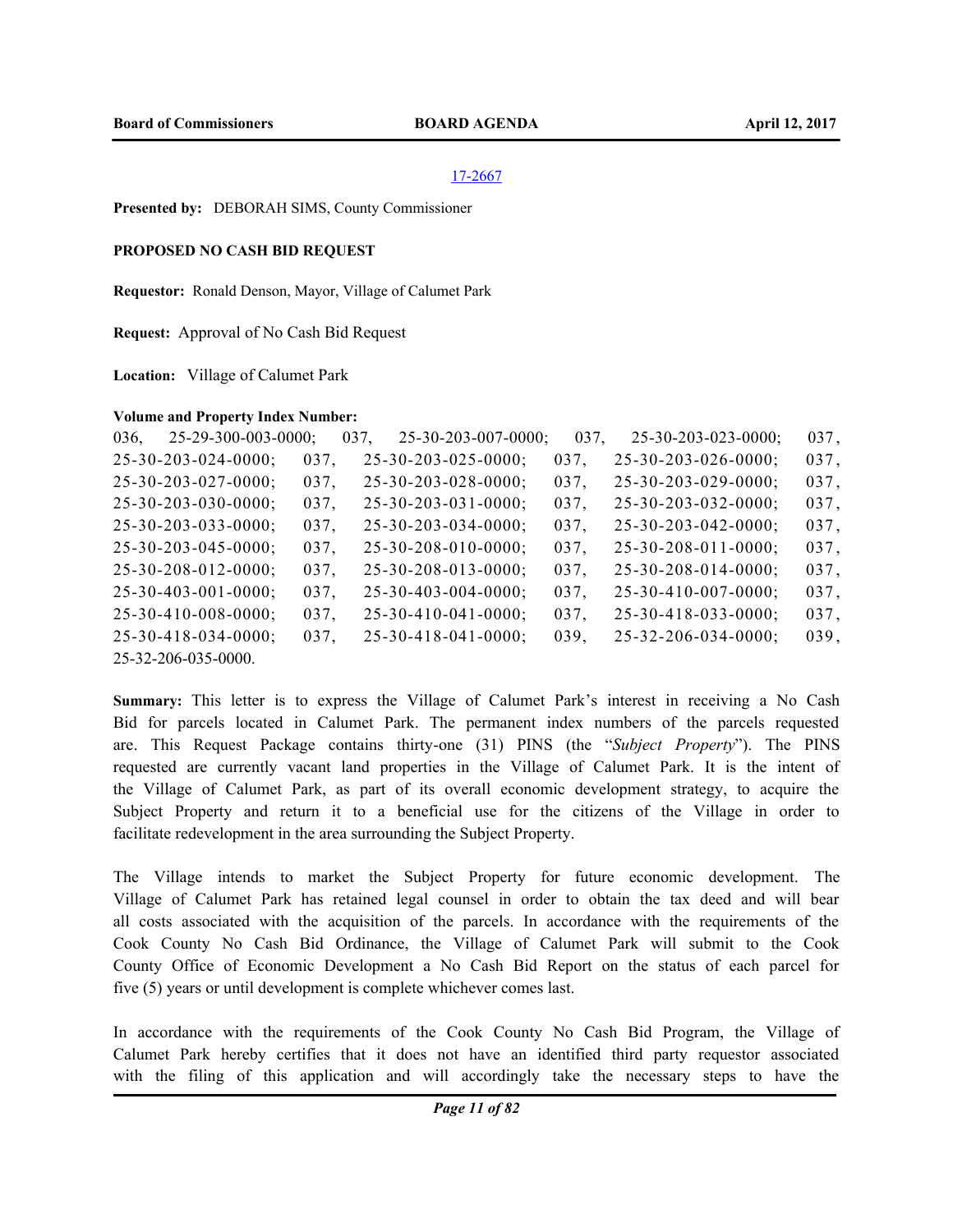17-2667

**Presented by:** DEBORAH SIMS, County Commissioner

**PROPOSED NO CASH BID REQUEST**

**Requestor:** Ronald Denson, Mayor, Village of Calumet Park

**Request:** Approval of No Cash Bid Request

**Location:** Village of Calumet Park

**Volume and Property Index Number:**

036, 25-29-300-003-0000; 037, 25-30-203-007-0000; 037, 25-30-203-023-0000; 037, 25-30-203-024-0000; 037, 25-30-203-025-0000; 037, 25-30-203-026-0000; 037, 25-30-203-027-0000; 037, 25-30-203-028-0000; 037, 25-30-203-029-0000; 037, 25-30-203-030-0000; 037, 25-30-203-031-0000; 037, 25-30-203-032-0000; 037, 25-30-203-033-0000; 037, 25-30-203-034-0000; 037, 25-30-203-042-0000; 037, 25-30-203-045-0000; 037, 25-30-208-010-0000; 037, 25-30-208-011-0000; 037, 25-30-208-012-0000; 037, 25-30-208-013-0000; 037, 25-30-208-014-0000; 037, 25-30-403-001-0000; 037, 25-30-403-004-0000; 037, 25-30-410-007-0000; 037, 25-30-410-008-0000; 037, 25-30-410-041-0000; 037, 25-30-418-033-0000; 037, 25-30-418-034-0000; 037, 25-30-418-041-0000; 039, 25-32-206-034-0000; 039, 25-32-206-035-0000.

**Summary:** This letter is to express the Village of Calumet Park's interest in receiving a No Cash Bid for parcels located in Calumet Park. The permanent index numbers of the parcels requested are. This Request Package contains thirty-one (31) PINS (the "*Subject Property*"). The PINS requested are currently vacant land properties in the Village of Calumet Park. It is the intent of the Village of Calumet Park, as part of its overall economic development strategy, to acquire the Subject Property and return it to a beneficial use for the citizens of the Village in order to facilitate redevelopment in the area surrounding the Subject Property.

The Village intends to market the Subject Property for future economic development. The Village of Calumet Park has retained legal counsel in order to obtain the tax deed and will bear all costs associated with the acquisition of the parcels. In accordance with the requirements of the Cook County No Cash Bid Ordinance, the Village of Calumet Park will submit to the Cook County Office of Economic Development a No Cash Bid Report on the status of each parcel for five (5) years or until development is complete whichever comes last.

In accordance with the requirements of the Cook County No Cash Bid Program, the Village of Calumet Park hereby certifies that it does not have an identified third party requestor associated with the filing of this application and will accordingly take the necessary steps to have the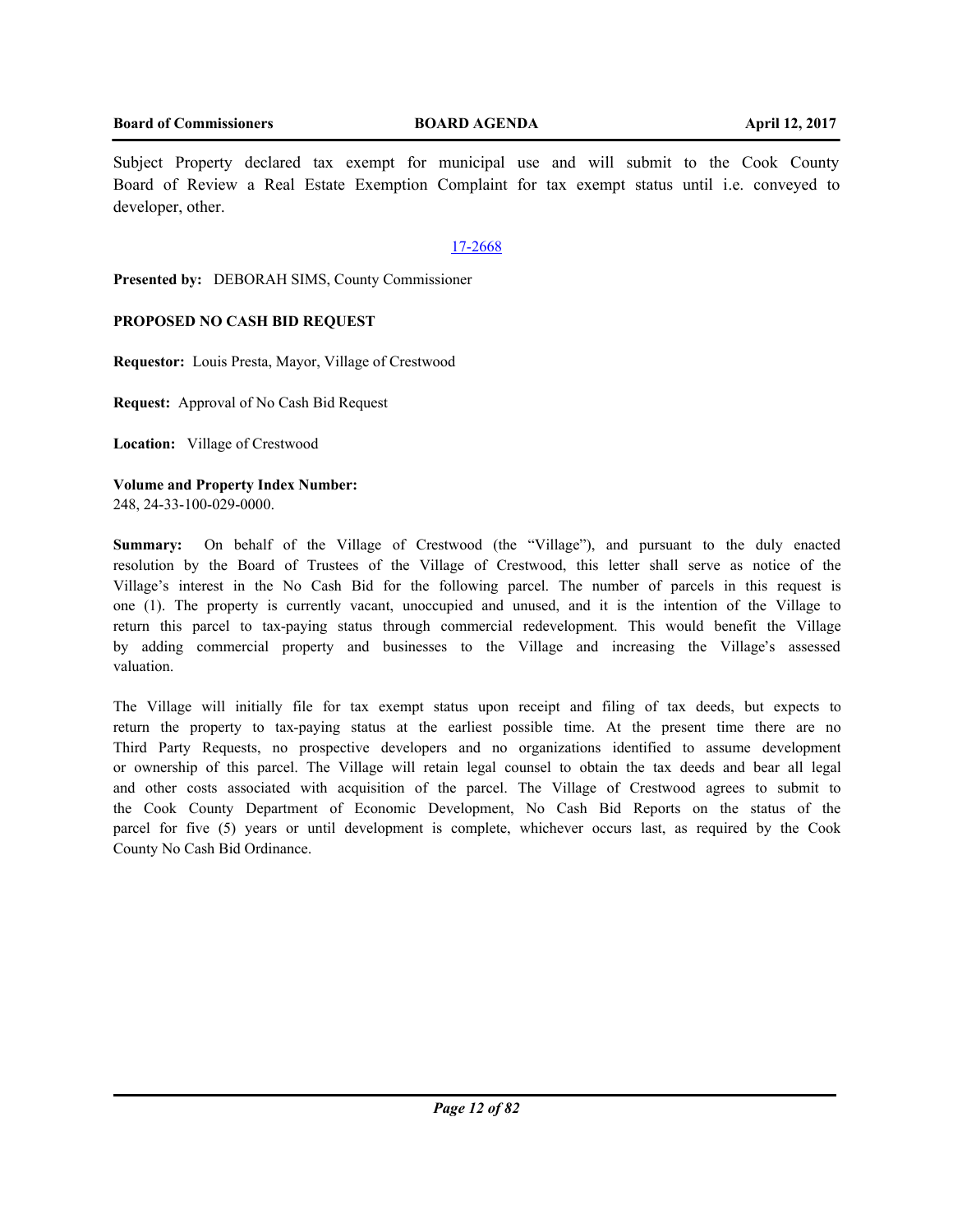Subject Property declared tax exempt for municipal use and will submit to the Cook County Board of Review a Real Estate Exemption Complaint for tax exempt status until i.e. conveyed to developer, other.

17-2668

**Presented by:** DEBORAH SIMS, County Commissioner

**PROPOSED NO CASH BID REQUEST**

**Requestor:** Louis Presta, Mayor, Village of Crestwood

**Request:** Approval of No Cash Bid Request

**Location:** Village of Crestwood

**Volume and Property Index Number:**
248, 24-33-100-029-0000.

**Summary:** On behalf of the Village of Crestwood (the "Village"), and pursuant to the duly enacted resolution by the Board of Trustees of the Village of Crestwood, this letter shall serve as notice of the Village's interest in the No Cash Bid for the following parcel. The number of parcels in this request is one (1). The property is currently vacant, unoccupied and unused, and it is the intention of the Village to return this parcel to tax-paying status through commercial redevelopment. This would benefit the Village by adding commercial property and businesses to the Village and increasing the Village's assessed valuation.

The Village will initially file for tax exempt status upon receipt and filing of tax deeds, but expects to return the property to tax-paying status at the earliest possible time. At the present time there are no Third Party Requests, no prospective developers and no organizations identified to assume development or ownership of this parcel. The Village will retain legal counsel to obtain the tax deeds and bear all legal and other costs associated with acquisition of the parcel. The Village of Crestwood agrees to submit to the Cook County Department of Economic Development, No Cash Bid Reports on the status of the parcel for five (5) years or until development is complete, whichever occurs last, as required by the Cook County No Cash Bid Ordinance.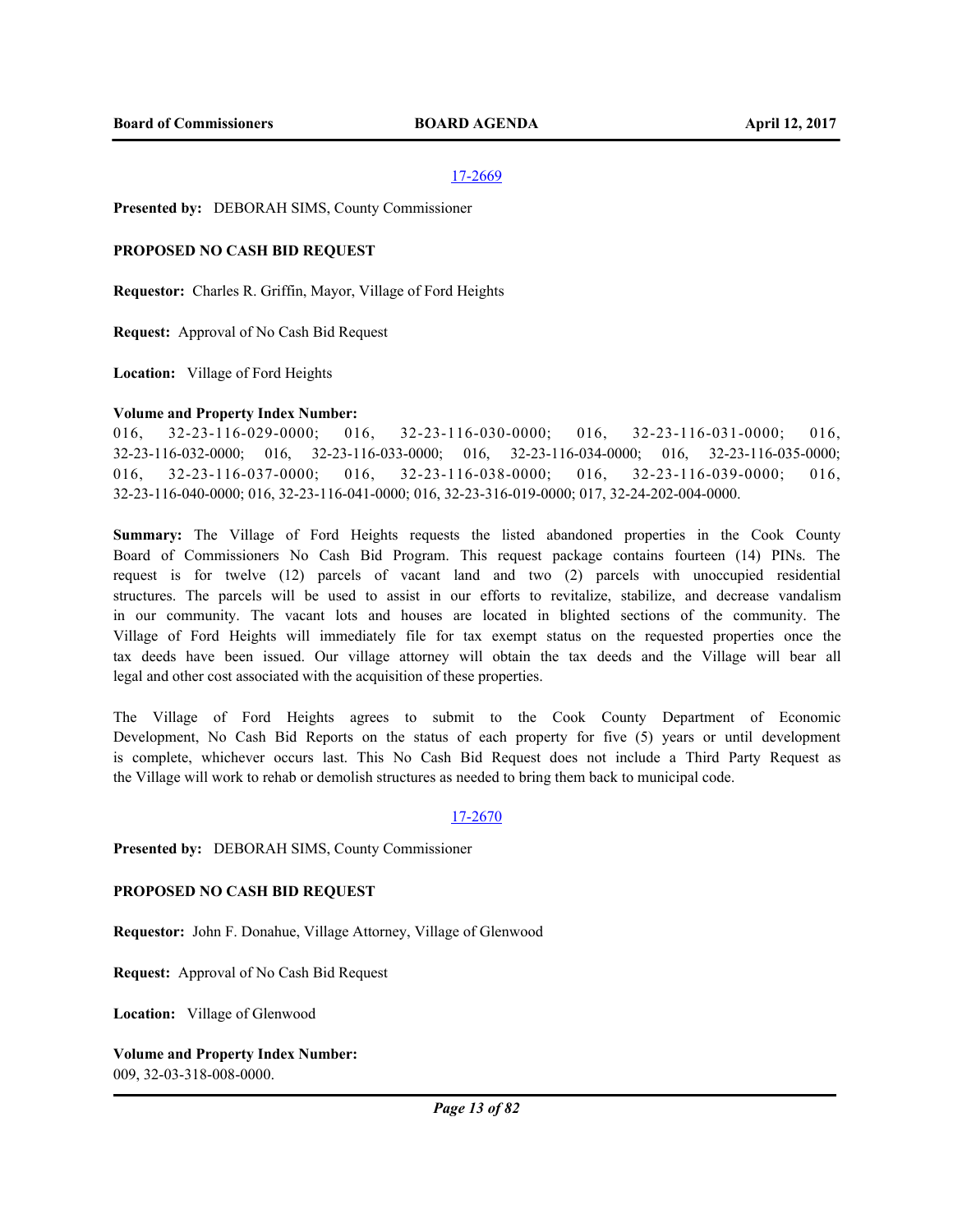17-2669

**Presented by:** DEBORAH SIMS, County Commissioner

**PROPOSED NO CASH BID REQUEST**

**Requestor:** Charles R. Griffin, Mayor, Village of Ford Heights

**Request:** Approval of No Cash Bid Request

**Location:** Village of Ford Heights

**Volume and Property Index Number:**
016, 32-23-116-029-0000; 016, 32-23-116-030-0000; 016, 32-23-116-031-0000; 016, 32-23-116-032-0000; 016, 32-23-116-033-0000; 016, 32-23-116-034-0000; 016, 32-23-116-035-0000; 016, 32-23-116-037-0000; 016, 32-23-116-038-0000; 016, 32-23-116-039-0000; 016, 32-23-116-040-0000; 016, 32-23-116-041-0000; 016, 32-23-316-019-0000; 017, 32-24-202-004-0000.

**Summary:** The Village of Ford Heights requests the listed abandoned properties in the Cook County Board of Commissioners No Cash Bid Program. This request package contains fourteen (14) PINs. The request is for twelve (12) parcels of vacant land and two (2) parcels with unoccupied residential structures. The parcels will be used to assist in our efforts to revitalize, stabilize, and decrease vandalism in our community. The vacant lots and houses are located in blighted sections of the community. The Village of Ford Heights will immediately file for tax exempt status on the requested properties once the tax deeds have been issued. Our village attorney will obtain the tax deeds and the Village will bear all legal and other cost associated with the acquisition of these properties.

The Village of Ford Heights agrees to submit to the Cook County Department of Economic Development, No Cash Bid Reports on the status of each property for five (5) years or until development is complete, whichever occurs last. This No Cash Bid Request does not include a Third Party Request as the Village will work to rehab or demolish structures as needed to bring them back to municipal code.

17-2670

**Presented by:** DEBORAH SIMS, County Commissioner

**PROPOSED NO CASH BID REQUEST**

**Requestor:** John F. Donahue, Village Attorney, Village of Glenwood

**Request:** Approval of No Cash Bid Request

**Location:** Village of Glenwood

**Volume and Property Index Number:**
009, 32-03-318-008-0000.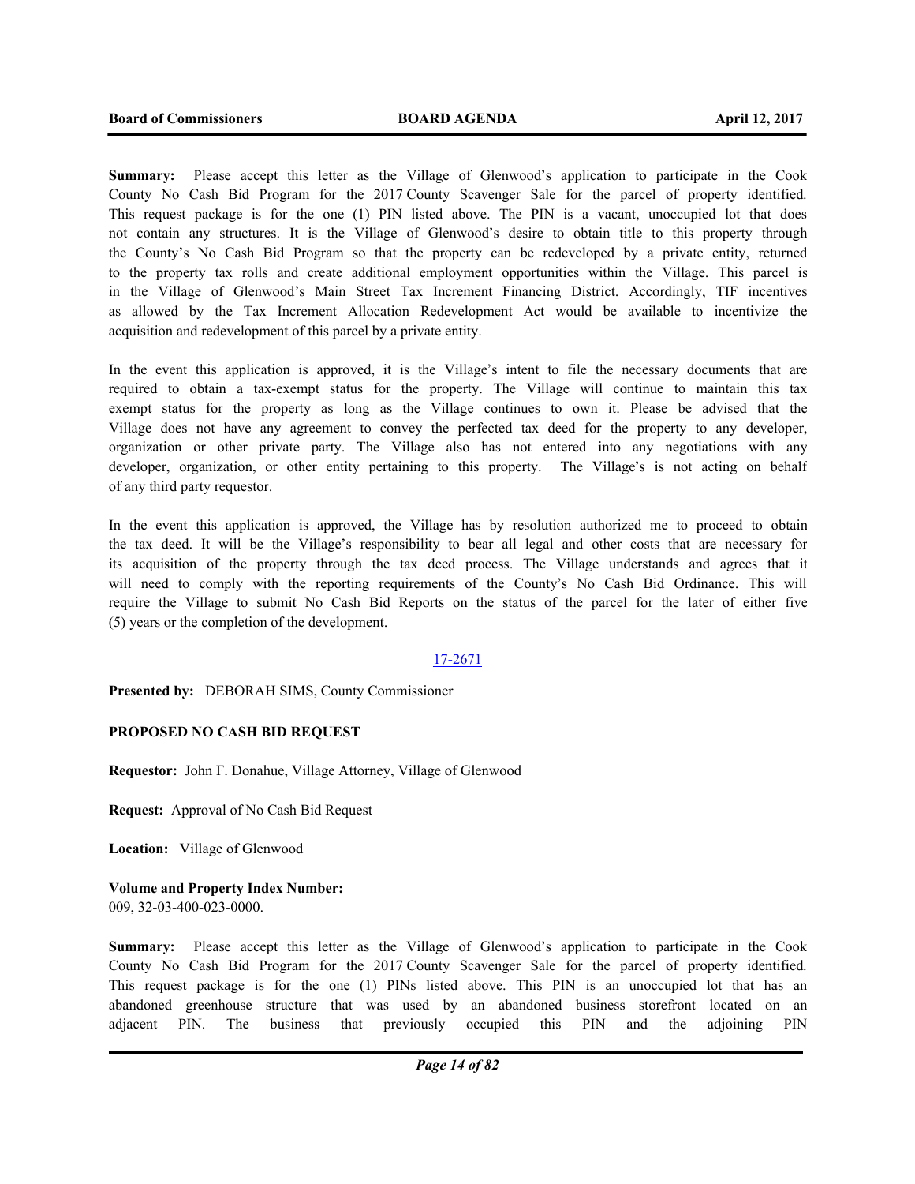**Summary:** Please accept this letter as the Village of Glenwood's application to participate in the Cook County No Cash Bid Program for the 2017 County Scavenger Sale for the parcel of property identified. This request package is for the one (1) PIN listed above. The PIN is a vacant, unoccupied lot that does not contain any structures. It is the Village of Glenwood's desire to obtain title to this property through the County's No Cash Bid Program so that the property can be redeveloped by a private entity, returned to the property tax rolls and create additional employment opportunities within the Village. This parcel is in the Village of Glenwood's Main Street Tax Increment Financing District. Accordingly, TIF incentives as allowed by the Tax Increment Allocation Redevelopment Act would be available to incentivize the acquisition and redevelopment of this parcel by a private entity.

In the event this application is approved, it is the Village's intent to file the necessary documents that are required to obtain a tax-exempt status for the property. The Village will continue to maintain this tax exempt status for the property as long as the Village continues to own it. Please be advised that the Village does not have any agreement to convey the perfected tax deed for the property to any developer, organization or other private party. The Village also has not entered into any negotiations with any developer, organization, or other entity pertaining to this property. The Village's is not acting on behalf of any third party requestor.

In the event this application is approved, the Village has by resolution authorized me to proceed to obtain the tax deed. It will be the Village's responsibility to bear all legal and other costs that are necessary for its acquisition of the property through the tax deed process. The Village understands and agrees that it will need to comply with the reporting requirements of the County's No Cash Bid Ordinance. This will require the Village to submit No Cash Bid Reports on the status of the parcel for the later of either five (5) years or the completion of the development.

17-2671

**Presented by:** DEBORAH SIMS, County Commissioner

**PROPOSED NO CASH BID REQUEST**

**Requestor:** John F. Donahue, Village Attorney, Village of Glenwood

**Request:** Approval of No Cash Bid Request

**Location:** Village of Glenwood

**Volume and Property Index Number:**
009, 32-03-400-023-0000.

**Summary:** Please accept this letter as the Village of Glenwood's application to participate in the Cook County No Cash Bid Program for the 2017 County Scavenger Sale for the parcel of property identified. This request package is for the one (1) PINs listed above. This PIN is an unoccupied lot that has an abandoned greenhouse structure that was used by an abandoned business storefront located on an adjacent PIN. The business that previously occupied this PIN and the adjoining PIN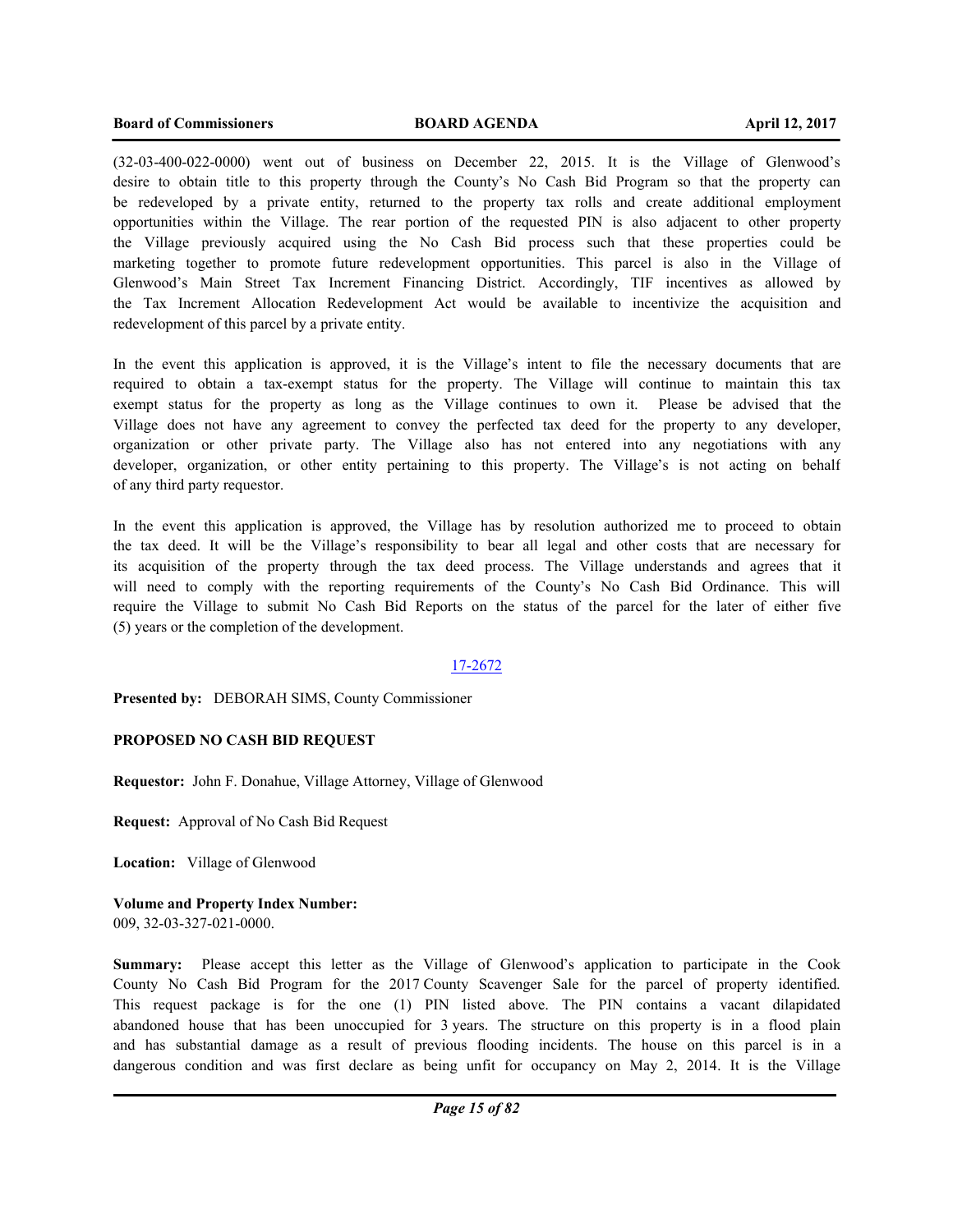(32-03-400-022-0000) went out of business on December 22, 2015. It is the Village of Glenwood's desire to obtain title to this property through the County's No Cash Bid Program so that the property can be redeveloped by a private entity, returned to the property tax rolls and create additional employment opportunities within the Village. The rear portion of the requested PIN is also adjacent to other property the Village previously acquired using the No Cash Bid process such that these properties could be marketing together to promote future redevelopment opportunities. This parcel is also in the Village of Glenwood's Main Street Tax Increment Financing District. Accordingly, TIF incentives as allowed by the Tax Increment Allocation Redevelopment Act would be available to incentivize the acquisition and redevelopment of this parcel by a private entity.

In the event this application is approved, it is the Village's intent to file the necessary documents that are required to obtain a tax-exempt status for the property. The Village will continue to maintain this tax exempt status for the property as long as the Village continues to own it. Please be advised that the Village does not have any agreement to convey the perfected tax deed for the property to any developer, organization or other private party. The Village also has not entered into any negotiations with any developer, organization, or other entity pertaining to this property. The Village's is not acting on behalf of any third party requestor.

In the event this application is approved, the Village has by resolution authorized me to proceed to obtain the tax deed. It will be the Village's responsibility to bear all legal and other costs that are necessary for its acquisition of the property through the tax deed process. The Village understands and agrees that it will need to comply with the reporting requirements of the County's No Cash Bid Ordinance. This will require the Village to submit No Cash Bid Reports on the status of the parcel for the later of either five (5) years or the completion of the development.

17-2672

**Presented by:** DEBORAH SIMS, County Commissioner

**PROPOSED NO CASH BID REQUEST**

**Requestor:** John F. Donahue, Village Attorney, Village of Glenwood

**Request:** Approval of No Cash Bid Request

**Location:** Village of Glenwood

**Volume and Property Index Number:**
009, 32-03-327-021-0000.

**Summary:** Please accept this letter as the Village of Glenwood's application to participate in the Cook County No Cash Bid Program for the 2017 County Scavenger Sale for the parcel of property identified. This request package is for the one (1) PIN listed above. The PIN contains a vacant dilapidated abandoned house that has been unoccupied for 3 years. The structure on this property is in a flood plain and has substantial damage as a result of previous flooding incidents. The house on this parcel is in a dangerous condition and was first declare as being unfit for occupancy on May 2, 2014. It is the Village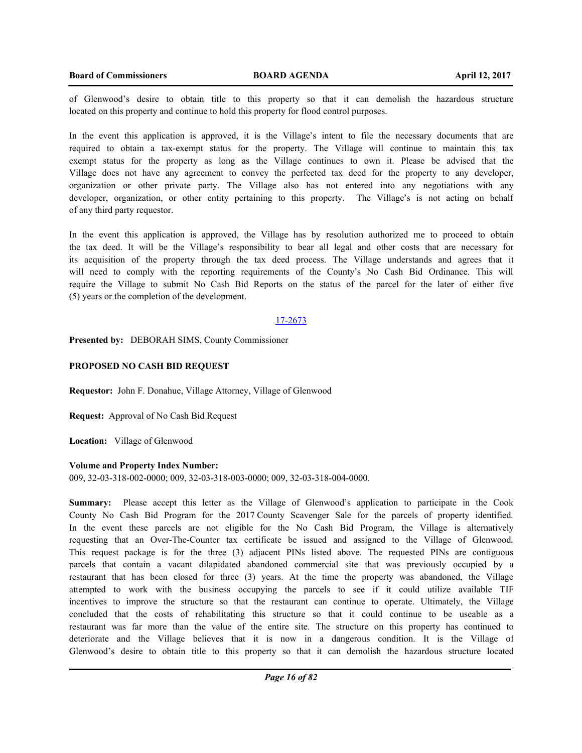of Glenwood's desire to obtain title to this property so that it can demolish the hazardous structure located on this property and continue to hold this property for flood control purposes.

In the event this application is approved, it is the Village's intent to file the necessary documents that are required to obtain a tax-exempt status for the property. The Village will continue to maintain this tax exempt status for the property as long as the Village continues to own it. Please be advised that the Village does not have any agreement to convey the perfected tax deed for the property to any developer, organization or other private party. The Village also has not entered into any negotiations with any developer, organization, or other entity pertaining to this property. The Village's is not acting on behalf of any third party requestor.

In the event this application is approved, the Village has by resolution authorized me to proceed to obtain the tax deed. It will be the Village's responsibility to bear all legal and other costs that are necessary for its acquisition of the property through the tax deed process. The Village understands and agrees that it will need to comply with the reporting requirements of the County's No Cash Bid Ordinance. This will require the Village to submit No Cash Bid Reports on the status of the parcel for the later of either five (5) years or the completion of the development.

17-2673

**Presented by:** DEBORAH SIMS, County Commissioner

**PROPOSED NO CASH BID REQUEST**

**Requestor:** John F. Donahue, Village Attorney, Village of Glenwood

**Request:** Approval of No Cash Bid Request

**Location:** Village of Glenwood

**Volume and Property Index Number:**
009, 32-03-318-002-0000; 009, 32-03-318-003-0000; 009, 32-03-318-004-0000.

**Summary:** Please accept this letter as the Village of Glenwood's application to participate in the Cook County No Cash Bid Program for the 2017 County Scavenger Sale for the parcels of property identified. In the event these parcels are not eligible for the No Cash Bid Program, the Village is alternatively requesting that an Over-The-Counter tax certificate be issued and assigned to the Village of Glenwood. This request package is for the three (3) adjacent PINs listed above. The requested PINs are contiguous parcels that contain a vacant dilapidated abandoned commercial site that was previously occupied by a restaurant that has been closed for three (3) years. At the time the property was abandoned, the Village attempted to work with the business occupying the parcels to see if it could utilize available TIF incentives to improve the structure so that the restaurant can continue to operate. Ultimately, the Village concluded that the costs of rehabilitating this structure so that it could continue to be useable as a restaurant was far more than the value of the entire site. The structure on this property has continued to deteriorate and the Village believes that it is now in a dangerous condition. It is the Village of Glenwood's desire to obtain title to this property so that it can demolish the hazardous structure located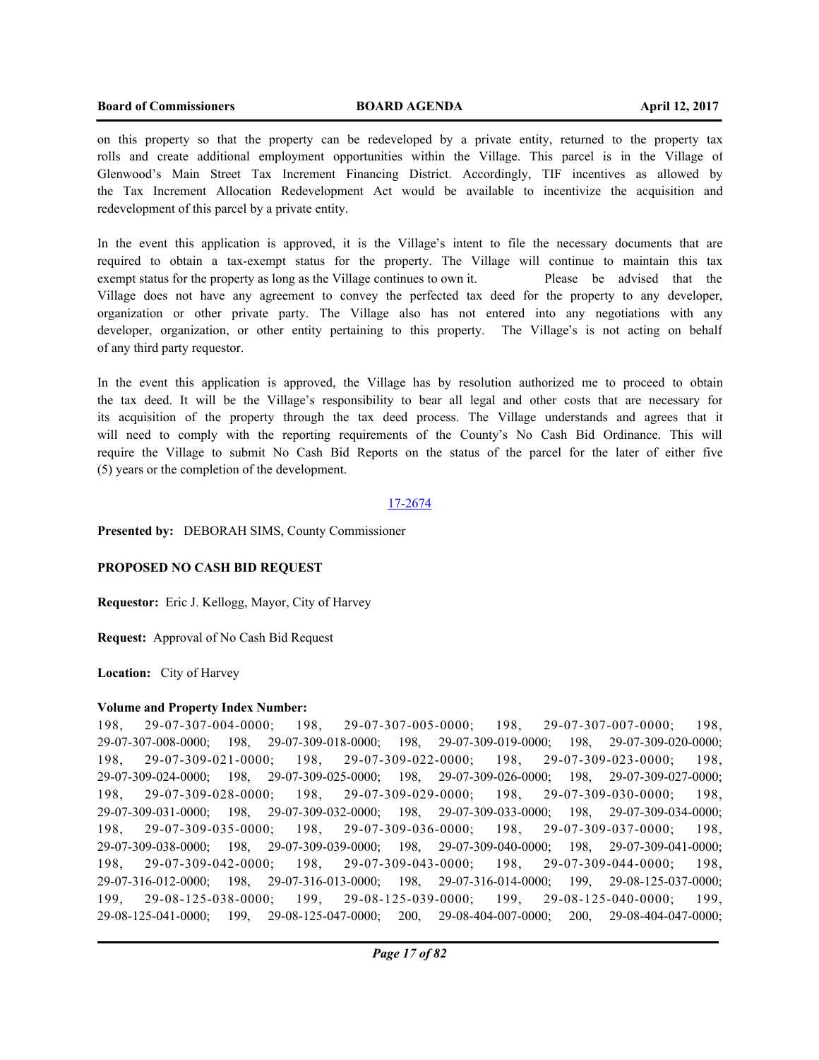on this property so that the property can be redeveloped by a private entity, returned to the property tax rolls and create additional employment opportunities within the Village. This parcel is in the Village of Glenwood's Main Street Tax Increment Financing District. Accordingly, TIF incentives as allowed by the Tax Increment Allocation Redevelopment Act would be available to incentivize the acquisition and redevelopment of this parcel by a private entity.

In the event this application is approved, it is the Village's intent to file the necessary documents that are required to obtain a tax-exempt status for the property. The Village will continue to maintain this tax exempt status for the property as long as the Village continues to own it. Please be advised that the Village does not have any agreement to convey the perfected tax deed for the property to any developer, organization or other private party. The Village also has not entered into any negotiations with any developer, organization, or other entity pertaining to this property. The Village's is not acting on behalf of any third party requestor.

In the event this application is approved, the Village has by resolution authorized me to proceed to obtain the tax deed. It will be the Village's responsibility to bear all legal and other costs that are necessary for its acquisition of the property through the tax deed process. The Village understands and agrees that it will need to comply with the reporting requirements of the County's No Cash Bid Ordinance. This will require the Village to submit No Cash Bid Reports on the status of the parcel for the later of either five (5) years or the completion of the development.

17-2674

**Presented by:** DEBORAH SIMS, County Commissioner

**PROPOSED NO CASH BID REQUEST**

**Requestor:** Eric J. Kellogg, Mayor, City of Harvey

**Request:** Approval of No Cash Bid Request

**Location:** City of Harvey

**Volume and Property Index Number:**
198, 29-07-307-004-0000; 198, 29-07-307-005-0000; 198, 29-07-307-007-0000; 198, 29-07-307-008-0000; 198, 29-07-309-018-0000; 198, 29-07-309-019-0000; 198, 29-07-309-020-0000; 198, 29-07-309-021-0000; 198, 29-07-309-022-0000; 198, 29-07-309-023-0000; 198, 29-07-309-024-0000; 198, 29-07-309-025-0000; 198, 29-07-309-026-0000; 198, 29-07-309-027-0000; 198, 29-07-309-028-0000; 198, 29-07-309-029-0000; 198, 29-07-309-030-0000; 198, 29-07-309-031-0000; 198, 29-07-309-032-0000; 198, 29-07-309-033-0000; 198, 29-07-309-034-0000; 198, 29-07-309-035-0000; 198, 29-07-309-036-0000; 198, 29-07-309-037-0000; 198, 29-07-309-038-0000; 198, 29-07-309-039-0000; 198, 29-07-309-040-0000; 198, 29-07-309-041-0000; 198, 29-07-309-042-0000; 198, 29-07-309-043-0000; 198, 29-07-309-044-0000; 198, 29-07-316-012-0000; 198, 29-07-316-013-0000; 198, 29-07-316-014-0000; 199, 29-08-125-037-0000; 199, 29-08-125-038-0000; 199, 29-08-125-039-0000; 199, 29-08-125-040-0000; 199, 29-08-125-041-0000; 199, 29-08-125-047-0000; 200, 29-08-404-007-0000; 200, 29-08-404-047-0000;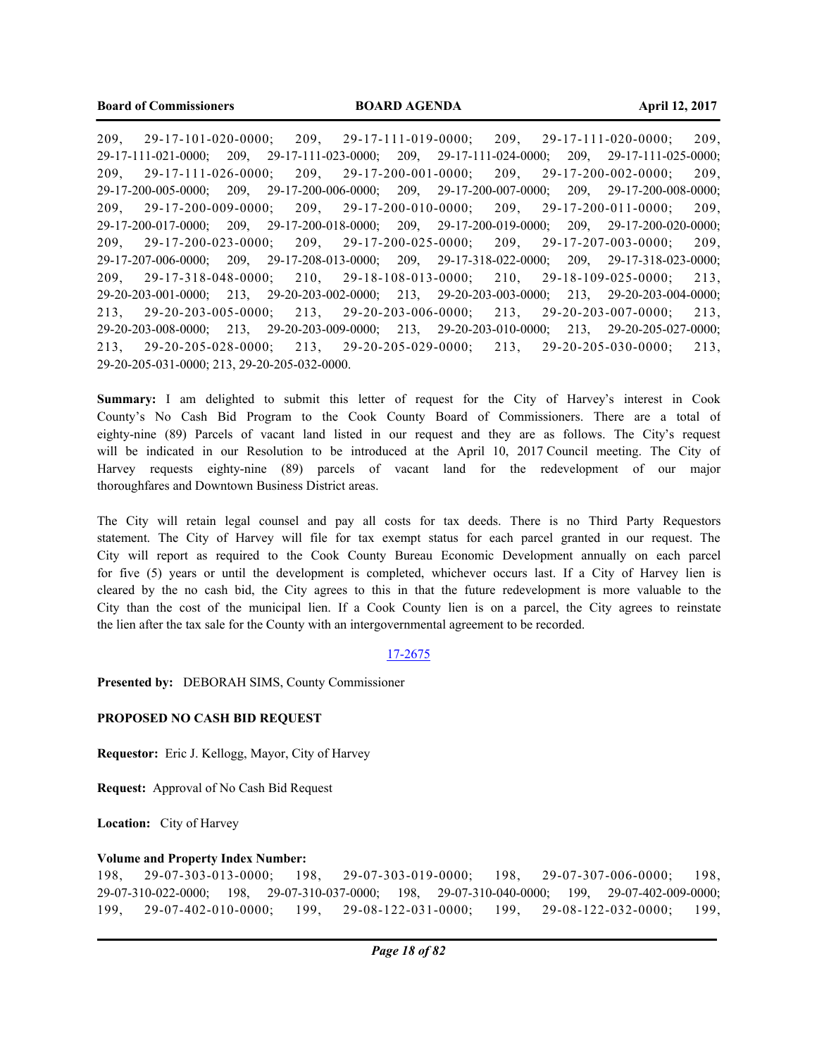209, 29-17-101-020-0000; 209, 29-17-111-019-0000; 209, 29-17-111-020-0000; 209, 29-17-111-021-0000; 209, 29-17-111-023-0000; 209, 29-17-111-024-0000; 209, 29-17-111-025-0000; 209, 29-17-111-026-0000; 209, 29-17-200-001-0000; 209, 29-17-200-002-0000; 209, 29-17-200-005-0000; 209, 29-17-200-006-0000; 209, 29-17-200-007-0000; 209, 29-17-200-008-0000; 209, 29-17-200-009-0000; 209, 29-17-200-010-0000; 209, 29-17-200-011-0000; 209, 29-17-200-017-0000; 209, 29-17-200-018-0000; 209, 29-17-200-019-0000; 209, 29-17-200-020-0000; 209, 29-17-200-023-0000; 209, 29-17-200-025-0000; 209, 29-17-207-003-0000; 209, 29-17-207-006-0000; 209, 29-17-208-013-0000; 209, 29-17-318-022-0000; 209, 29-17-318-023-0000; 209, 29-17-318-048-0000; 210, 29-18-108-013-0000; 210, 29-18-109-025-0000; 213, 29-20-203-001-0000; 213, 29-20-203-002-0000; 213, 29-20-203-003-0000; 213, 29-20-203-004-0000; 213, 29-20-203-005-0000; 213, 29-20-203-006-0000; 213, 29-20-203-007-0000; 213, 29-20-203-008-0000; 213, 29-20-203-009-0000; 213, 29-20-203-010-0000; 213, 29-20-205-027-0000; 213, 29-20-205-028-0000; 213, 29-20-205-029-0000; 213, 29-20-205-030-0000; 213, 29-20-205-031-0000; 213, 29-20-205-032-0000.

**Summary:** I am delighted to submit this letter of request for the City of Harvey's interest in Cook County's No Cash Bid Program to the Cook County Board of Commissioners. There are a total of eighty-nine (89) Parcels of vacant land listed in our request and they are as follows. The City's request will be indicated in our Resolution to be introduced at the April 10, 2017 Council meeting. The City of Harvey requests eighty-nine (89) parcels of vacant land for the redevelopment of our major thoroughfares and Downtown Business District areas.

The City will retain legal counsel and pay all costs for tax deeds. There is no Third Party Requestors statement. The City of Harvey will file for tax exempt status for each parcel granted in our request. The City will report as required to the Cook County Bureau Economic Development annually on each parcel for five (5) years or until the development is completed, whichever occurs last. If a City of Harvey lien is cleared by the no cash bid, the City agrees to this in that the future redevelopment is more valuable to the City than the cost of the municipal lien. If a Cook County lien is on a parcel, the City agrees to reinstate the lien after the tax sale for the County with an intergovernmental agreement to be recorded.

17-2675

**Presented by:** DEBORAH SIMS, County Commissioner

**PROPOSED NO CASH BID REQUEST**

**Requestor:** Eric J. Kellogg, Mayor, City of Harvey

**Request:** Approval of No Cash Bid Request

**Location:** City of Harvey

**Volume and Property Index Number:**

198, 29-07-303-013-0000; 198, 29-07-303-019-0000; 198, 29-07-307-006-0000; 198, 29-07-310-022-0000; 198, 29-07-310-037-0000; 198, 29-07-310-040-0000; 199, 29-07-402-009-0000; 199, 29-07-402-010-0000; 199, 29-08-122-031-0000; 199, 29-08-122-032-0000; 199,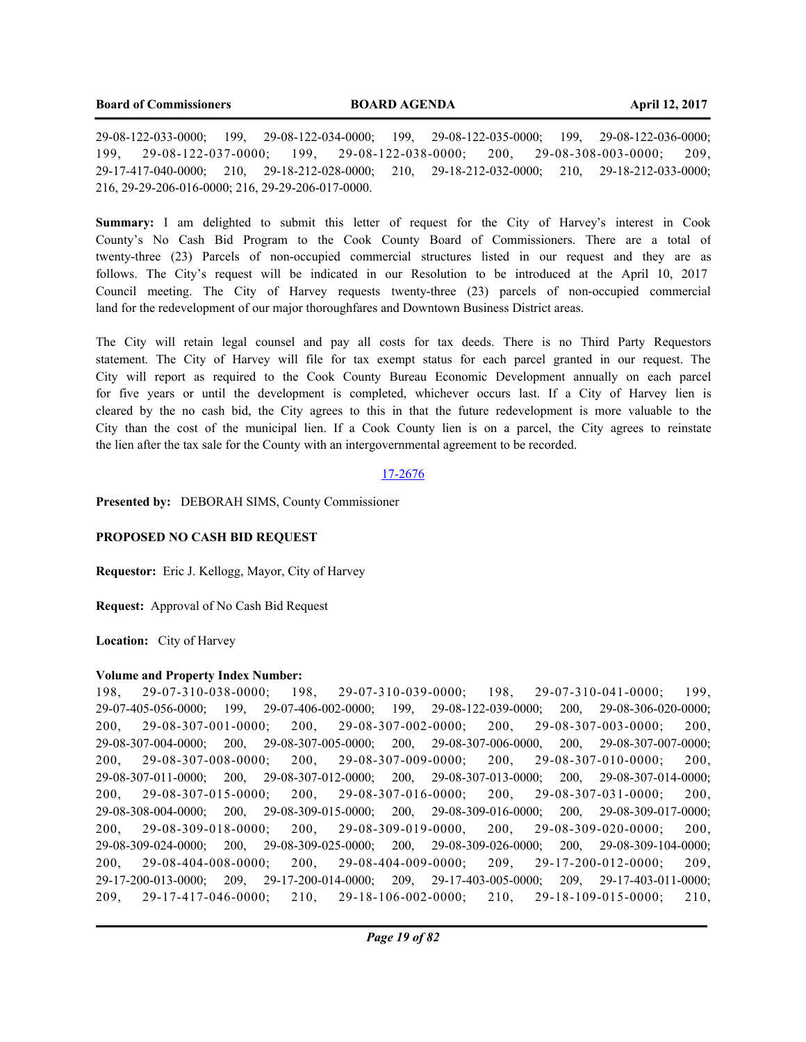29-08-122-033-0000; 199, 29-08-122-034-0000; 199, 29-08-122-035-0000; 199, 29-08-122-036-0000; 199, 29-08-122-037-0000; 199, 29-08-122-038-0000; 200, 29-08-308-003-0000; 209, 29-17-417-040-0000; 210, 29-18-212-028-0000; 210, 29-18-212-032-0000; 210, 29-18-212-033-0000; 216, 29-29-206-016-0000; 216, 29-29-206-017-0000.

**Summary:** I am delighted to submit this letter of request for the City of Harvey's interest in Cook County's No Cash Bid Program to the Cook County Board of Commissioners. There are a total of twenty-three (23) Parcels of non-occupied commercial structures listed in our request and they are as follows. The City's request will be indicated in our Resolution to be introduced at the April 10, 2017 Council meeting. The City of Harvey requests twenty-three (23) parcels of non-occupied commercial land for the redevelopment of our major thoroughfares and Downtown Business District areas.

The City will retain legal counsel and pay all costs for tax deeds. There is no Third Party Requestors statement. The City of Harvey will file for tax exempt status for each parcel granted in our request. The City will report as required to the Cook County Bureau Economic Development annually on each parcel for five years or until the development is completed, whichever occurs last. If a City of Harvey lien is cleared by the no cash bid, the City agrees to this in that the future redevelopment is more valuable to the City than the cost of the municipal lien. If a Cook County lien is on a parcel, the City agrees to reinstate the lien after the tax sale for the County with an intergovernmental agreement to be recorded.

17-2676

**Presented by:** DEBORAH SIMS, County Commissioner

**PROPOSED NO CASH BID REQUEST**

**Requestor:** Eric J. Kellogg, Mayor, City of Harvey

**Request:** Approval of No Cash Bid Request

**Location:** City of Harvey

**Volume and Property Index Number:**
198, 29-07-310-038-0000; 198, 29-07-310-039-0000; 198, 29-07-310-041-0000; 199, 29-07-405-056-0000; 199, 29-07-406-002-0000; 199, 29-08-122-039-0000; 200, 29-08-306-020-0000; 200, 29-08-307-001-0000; 200, 29-08-307-002-0000; 200, 29-08-307-003-0000; 200, 29-08-307-004-0000; 200, 29-08-307-005-0000; 200, 29-08-307-006-0000, 200, 29-08-307-007-0000; 200, 29-08-307-008-0000; 200, 29-08-307-009-0000; 200, 29-08-307-010-0000; 200, 29-08-307-011-0000; 200, 29-08-307-012-0000; 200, 29-08-307-013-0000; 200, 29-08-307-014-0000; 200, 29-08-307-015-0000; 200, 29-08-307-016-0000; 200, 29-08-307-031-0000; 200, 29-08-308-004-0000; 200, 29-08-309-015-0000; 200, 29-08-309-016-0000; 200, 29-08-309-017-0000; 200, 29-08-309-018-0000; 200, 29-08-309-019-0000, 200, 29-08-309-020-0000; 200, 29-08-309-024-0000; 200, 29-08-309-025-0000; 200, 29-08-309-026-0000; 200, 29-08-309-104-0000; 200, 29-08-404-008-0000; 200, 29-08-404-009-0000; 209, 29-17-200-012-0000; 209, 29-17-200-013-0000; 209, 29-17-200-014-0000; 209, 29-17-403-005-0000; 209, 29-17-403-011-0000; 209, 29-17-417-046-0000; 210, 29-18-106-002-0000; 210, 29-18-109-015-0000; 210,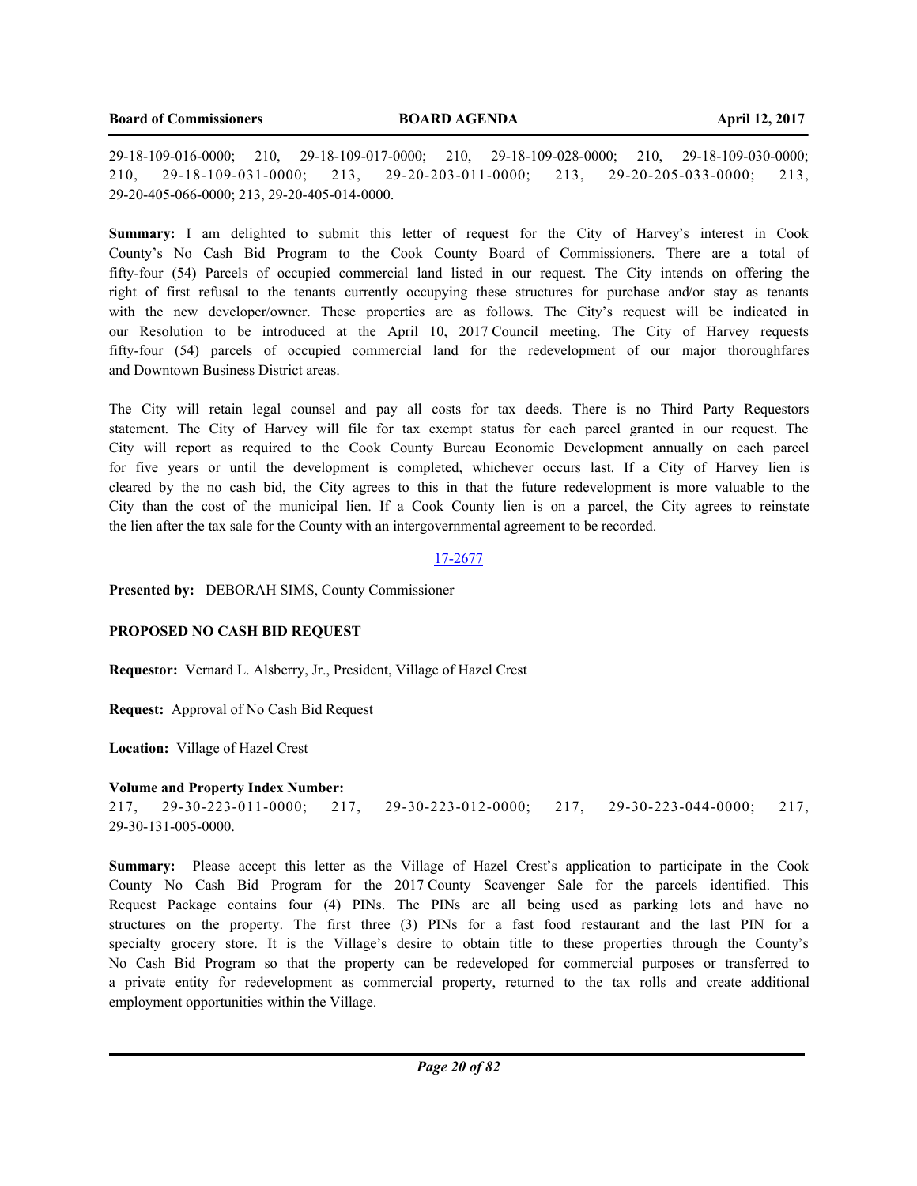29-18-109-016-0000; 210, 29-18-109-017-0000; 210, 29-18-109-028-0000; 210, 29-18-109-030-0000; 210, 29-18-109-031-0000; 213, 29-20-203-011-0000; 213, 29-20-205-033-0000; 213, 29-20-405-066-0000; 213, 29-20-405-014-0000.

**Summary:** I am delighted to submit this letter of request for the City of Harvey's interest in Cook County's No Cash Bid Program to the Cook County Board of Commissioners. There are a total of fifty-four (54) Parcels of occupied commercial land listed in our request. The City intends on offering the right of first refusal to the tenants currently occupying these structures for purchase and/or stay as tenants with the new developer/owner. These properties are as follows. The City's request will be indicated in our Resolution to be introduced at the April 10, 2017 Council meeting. The City of Harvey requests fifty-four (54) parcels of occupied commercial land for the redevelopment of our major thoroughfares and Downtown Business District areas.

The City will retain legal counsel and pay all costs for tax deeds. There is no Third Party Requestors statement. The City of Harvey will file for tax exempt status for each parcel granted in our request. The City will report as required to the Cook County Bureau Economic Development annually on each parcel for five years or until the development is completed, whichever occurs last. If a City of Harvey lien is cleared by the no cash bid, the City agrees to this in that the future redevelopment is more valuable to the City than the cost of the municipal lien. If a Cook County lien is on a parcel, the City agrees to reinstate the lien after the tax sale for the County with an intergovernmental agreement to be recorded.

17-2677

**Presented by:** DEBORAH SIMS, County Commissioner

**PROPOSED NO CASH BID REQUEST**

**Requestor:** Vernard L. Alsberry, Jr., President, Village of Hazel Crest

**Request:** Approval of No Cash Bid Request

**Location:** Village of Hazel Crest

**Volume and Property Index Number:**
217, 29-30-223-011-0000; 217, 29-30-223-012-0000; 217, 29-30-223-044-0000; 217, 29-30-131-005-0000.

**Summary:** Please accept this letter as the Village of Hazel Crest's application to participate in the Cook County No Cash Bid Program for the 2017 County Scavenger Sale for the parcels identified. This Request Package contains four (4) PINs. The PINs are all being used as parking lots and have no structures on the property. The first three (3) PINs for a fast food restaurant and the last PIN for a specialty grocery store. It is the Village's desire to obtain title to these properties through the County's No Cash Bid Program so that the property can be redeveloped for commercial purposes or transferred to a private entity for redevelopment as commercial property, returned to the tax rolls and create additional employment opportunities within the Village.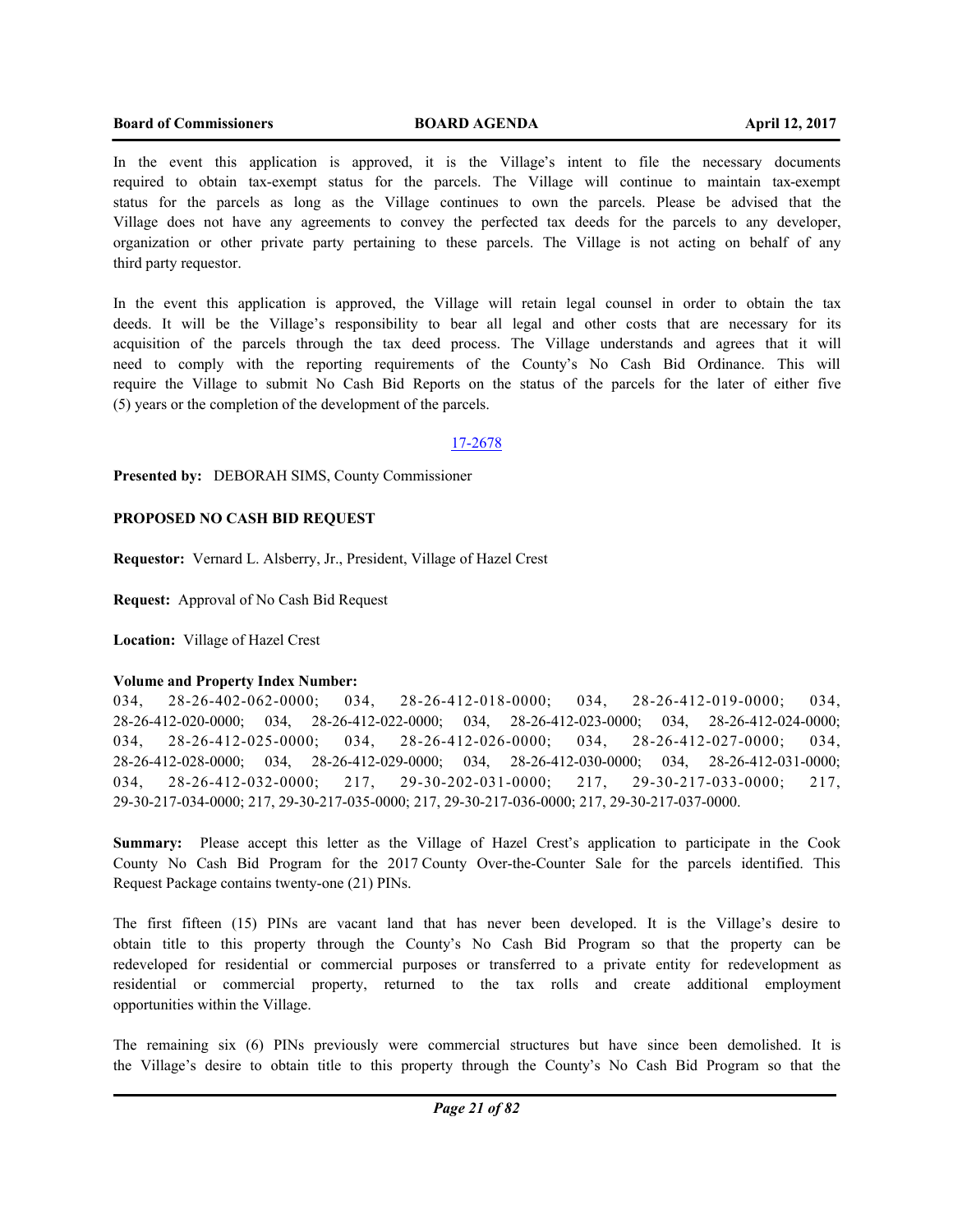In the event this application is approved, it is the Village's intent to file the necessary documents required to obtain tax-exempt status for the parcels. The Village will continue to maintain tax-exempt status for the parcels as long as the Village continues to own the parcels. Please be advised that the Village does not have any agreements to convey the perfected tax deeds for the parcels to any developer, organization or other private party pertaining to these parcels. The Village is not acting on behalf of any third party requestor.

In the event this application is approved, the Village will retain legal counsel in order to obtain the tax deeds. It will be the Village's responsibility to bear all legal and other costs that are necessary for its acquisition of the parcels through the tax deed process. The Village understands and agrees that it will need to comply with the reporting requirements of the County's No Cash Bid Ordinance. This will require the Village to submit No Cash Bid Reports on the status of the parcels for the later of either five (5) years or the completion of the development of the parcels.

17-2678

**Presented by:** DEBORAH SIMS, County Commissioner

**PROPOSED NO CASH BID REQUEST**

**Requestor:** Vernard L. Alsberry, Jr., President, Village of Hazel Crest

**Request:** Approval of No Cash Bid Request

**Location:** Village of Hazel Crest

**Volume and Property Index Number:**
034, 28-26-402-062-0000; 034, 28-26-412-018-0000; 034, 28-26-412-019-0000; 034, 28-26-412-020-0000; 034, 28-26-412-022-0000; 034, 28-26-412-023-0000; 034, 28-26-412-024-0000; 034, 28-26-412-025-0000; 034, 28-26-412-026-0000; 034, 28-26-412-027-0000; 034, 28-26-412-028-0000; 034, 28-26-412-029-0000; 034, 28-26-412-030-0000; 034, 28-26-412-031-0000; 034, 28-26-412-032-0000; 217, 29-30-202-031-0000; 217, 29-30-217-033-0000; 217, 29-30-217-034-0000; 217, 29-30-217-035-0000; 217, 29-30-217-036-0000; 217, 29-30-217-037-0000.

**Summary:** Please accept this letter as the Village of Hazel Crest's application to participate in the Cook County No Cash Bid Program for the 2017 County Over-the-Counter Sale for the parcels identified. This Request Package contains twenty-one (21) PINs.

The first fifteen (15) PINs are vacant land that has never been developed. It is the Village's desire to obtain title to this property through the County's No Cash Bid Program so that the property can be redeveloped for residential or commercial purposes or transferred to a private entity for redevelopment as residential or commercial property, returned to the tax rolls and create additional employment opportunities within the Village.

The remaining six (6) PINs previously were commercial structures but have since been demolished. It is the Village's desire to obtain title to this property through the County's No Cash Bid Program so that the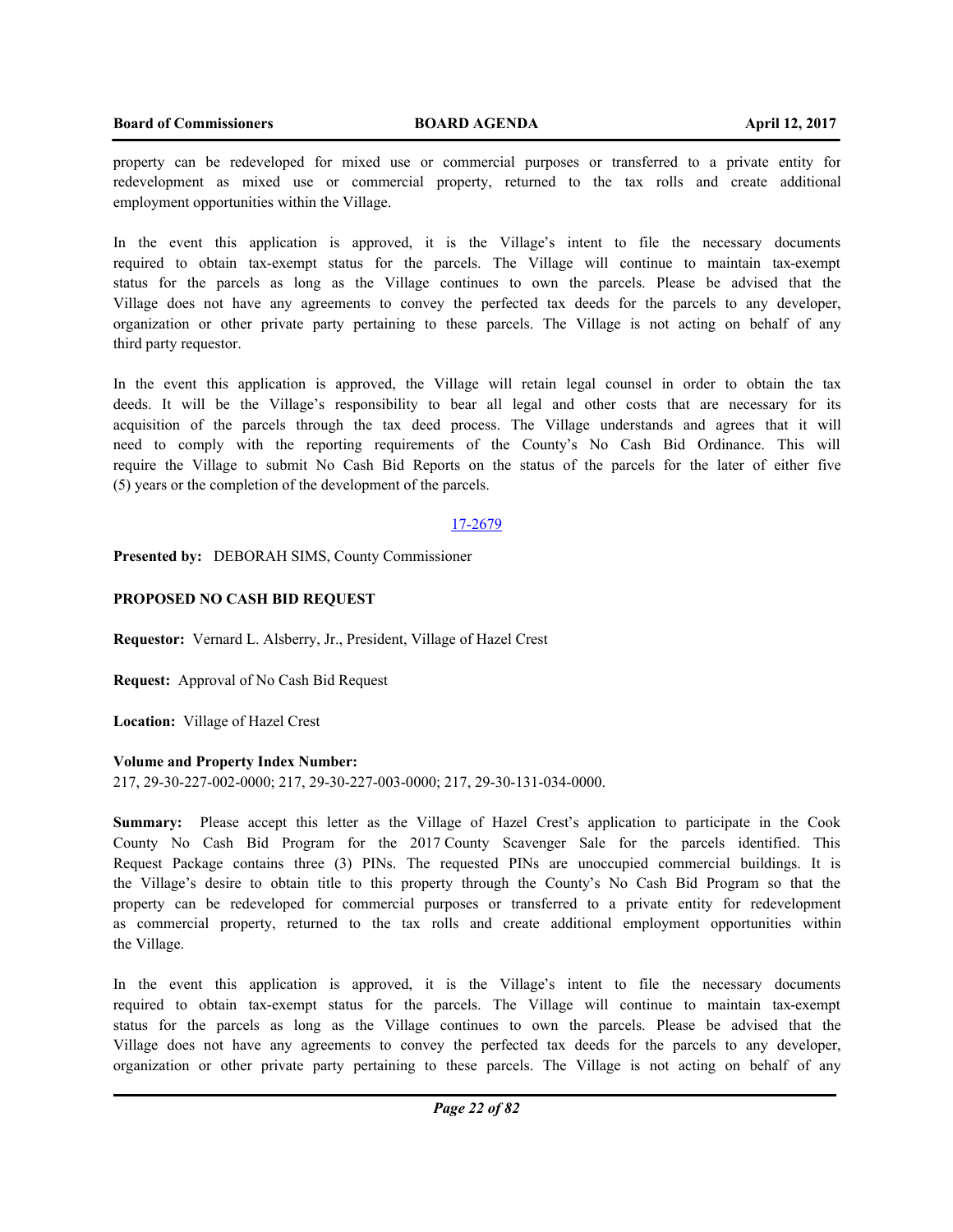property can be redeveloped for mixed use or commercial purposes or transferred to a private entity for redevelopment as mixed use or commercial property, returned to the tax rolls and create additional employment opportunities within the Village.

In the event this application is approved, it is the Village's intent to file the necessary documents required to obtain tax-exempt status for the parcels. The Village will continue to maintain tax-exempt status for the parcels as long as the Village continues to own the parcels. Please be advised that the Village does not have any agreements to convey the perfected tax deeds for the parcels to any developer, organization or other private party pertaining to these parcels. The Village is not acting on behalf of any third party requestor.

In the event this application is approved, the Village will retain legal counsel in order to obtain the tax deeds. It will be the Village's responsibility to bear all legal and other costs that are necessary for its acquisition of the parcels through the tax deed process. The Village understands and agrees that it will need to comply with the reporting requirements of the County's No Cash Bid Ordinance. This will require the Village to submit No Cash Bid Reports on the status of the parcels for the later of either five (5) years or the completion of the development of the parcels.

17-2679

**Presented by:** DEBORAH SIMS, County Commissioner

**PROPOSED NO CASH BID REQUEST**

**Requestor:** Vernard L. Alsberry, Jr., President, Village of Hazel Crest

**Request:** Approval of No Cash Bid Request

**Location:** Village of Hazel Crest

**Volume and Property Index Number:**
217, 29-30-227-002-0000; 217, 29-30-227-003-0000; 217, 29-30-131-034-0000.

**Summary:** Please accept this letter as the Village of Hazel Crest's application to participate in the Cook County No Cash Bid Program for the 2017 County Scavenger Sale for the parcels identified. This Request Package contains three (3) PINs. The requested PINs are unoccupied commercial buildings. It is the Village's desire to obtain title to this property through the County's No Cash Bid Program so that the property can be redeveloped for commercial purposes or transferred to a private entity for redevelopment as commercial property, returned to the tax rolls and create additional employment opportunities within the Village.

In the event this application is approved, it is the Village's intent to file the necessary documents required to obtain tax-exempt status for the parcels. The Village will continue to maintain tax-exempt status for the parcels as long as the Village continues to own the parcels. Please be advised that the Village does not have any agreements to convey the perfected tax deeds for the parcels to any developer, organization or other private party pertaining to these parcels. The Village is not acting on behalf of any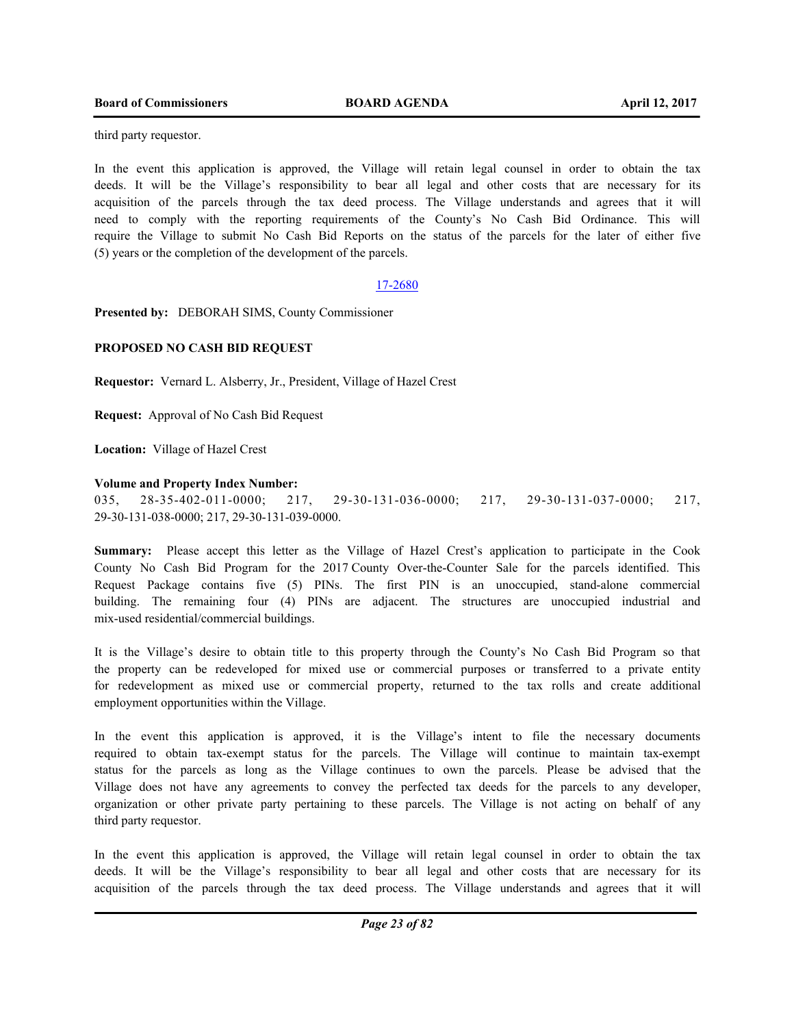third party requestor.

In the event this application is approved, the Village will retain legal counsel in order to obtain the tax deeds. It will be the Village's responsibility to bear all legal and other costs that are necessary for its acquisition of the parcels through the tax deed process. The Village understands and agrees that it will need to comply with the reporting requirements of the County's No Cash Bid Ordinance. This will require the Village to submit No Cash Bid Reports on the status of the parcels for the later of either five (5) years or the completion of the development of the parcels.

17-2680

**Presented by:** DEBORAH SIMS, County Commissioner

**PROPOSED NO CASH BID REQUEST**

**Requestor:** Vernard L. Alsberry, Jr., President, Village of Hazel Crest

**Request:** Approval of No Cash Bid Request

**Location:** Village of Hazel Crest

**Volume and Property Index Number:**
035, 28-35-402-011-0000; 217, 29-30-131-036-0000; 217, 29-30-131-037-0000; 217, 29-30-131-038-0000; 217, 29-30-131-039-0000.

**Summary:** Please accept this letter as the Village of Hazel Crest's application to participate in the Cook County No Cash Bid Program for the 2017 County Over-the-Counter Sale for the parcels identified. This Request Package contains five (5) PINs. The first PIN is an unoccupied, stand-alone commercial building. The remaining four (4) PINs are adjacent. The structures are unoccupied industrial and mix-used residential/commercial buildings.

It is the Village's desire to obtain title to this property through the County's No Cash Bid Program so that the property can be redeveloped for mixed use or commercial purposes or transferred to a private entity for redevelopment as mixed use or commercial property, returned to the tax rolls and create additional employment opportunities within the Village.

In the event this application is approved, it is the Village's intent to file the necessary documents required to obtain tax-exempt status for the parcels. The Village will continue to maintain tax-exempt status for the parcels as long as the Village continues to own the parcels. Please be advised that the Village does not have any agreements to convey the perfected tax deeds for the parcels to any developer, organization or other private party pertaining to these parcels. The Village is not acting on behalf of any third party requestor.

In the event this application is approved, the Village will retain legal counsel in order to obtain the tax deeds. It will be the Village's responsibility to bear all legal and other costs that are necessary for its acquisition of the parcels through the tax deed process. The Village understands and agrees that it will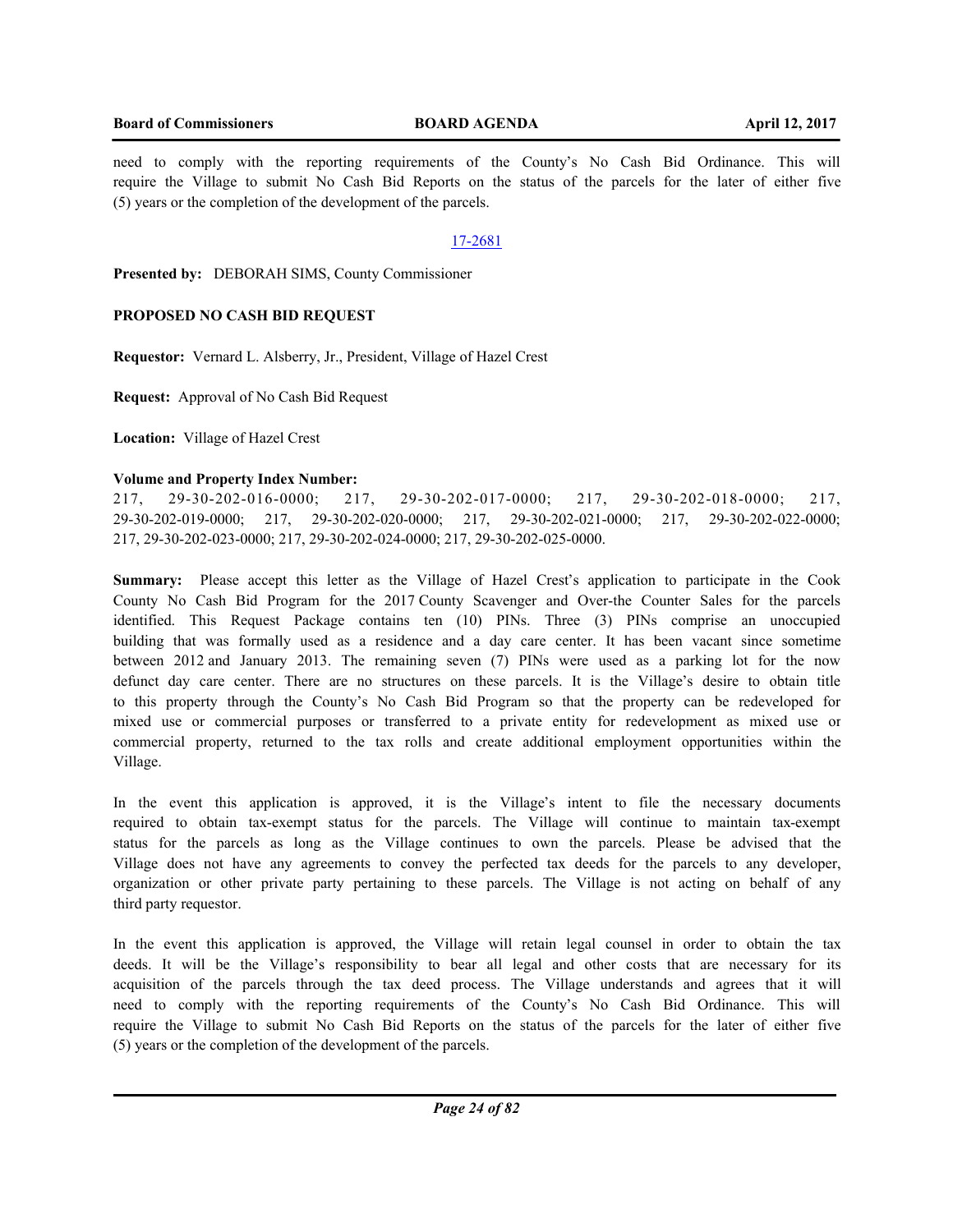need to comply with the reporting requirements of the County's No Cash Bid Ordinance. This will require the Village to submit No Cash Bid Reports on the status of the parcels for the later of either five (5) years or the completion of the development of the parcels.

17-2681

**Presented by:** DEBORAH SIMS, County Commissioner

**PROPOSED NO CASH BID REQUEST**

**Requestor:** Vernard L. Alsberry, Jr., President, Village of Hazel Crest

**Request:** Approval of No Cash Bid Request

**Location:** Village of Hazel Crest

**Volume and Property Index Number:**
217, 29-30-202-016-0000; 217, 29-30-202-017-0000; 217, 29-30-202-018-0000; 217, 29-30-202-019-0000; 217, 29-30-202-020-0000; 217, 29-30-202-021-0000; 217, 29-30-202-022-0000; 217, 29-30-202-023-0000; 217, 29-30-202-024-0000; 217, 29-30-202-025-0000.

**Summary:** Please accept this letter as the Village of Hazel Crest's application to participate in the Cook County No Cash Bid Program for the 2017 County Scavenger and Over-the Counter Sales for the parcels identified. This Request Package contains ten (10) PINs. Three (3) PINs comprise an unoccupied building that was formally used as a residence and a day care center. It has been vacant since sometime between 2012 and January 2013. The remaining seven (7) PINs were used as a parking lot for the now defunct day care center. There are no structures on these parcels. It is the Village's desire to obtain title to this property through the County's No Cash Bid Program so that the property can be redeveloped for mixed use or commercial purposes or transferred to a private entity for redevelopment as mixed use or commercial property, returned to the tax rolls and create additional employment opportunities within the Village.

In the event this application is approved, it is the Village's intent to file the necessary documents required to obtain tax-exempt status for the parcels. The Village will continue to maintain tax-exempt status for the parcels as long as the Village continues to own the parcels. Please be advised that the Village does not have any agreements to convey the perfected tax deeds for the parcels to any developer, organization or other private party pertaining to these parcels. The Village is not acting on behalf of any third party requestor.

In the event this application is approved, the Village will retain legal counsel in order to obtain the tax deeds. It will be the Village's responsibility to bear all legal and other costs that are necessary for its acquisition of the parcels through the tax deed process. The Village understands and agrees that it will need to comply with the reporting requirements of the County's No Cash Bid Ordinance. This will require the Village to submit No Cash Bid Reports on the status of the parcels for the later of either five (5) years or the completion of the development of the parcels.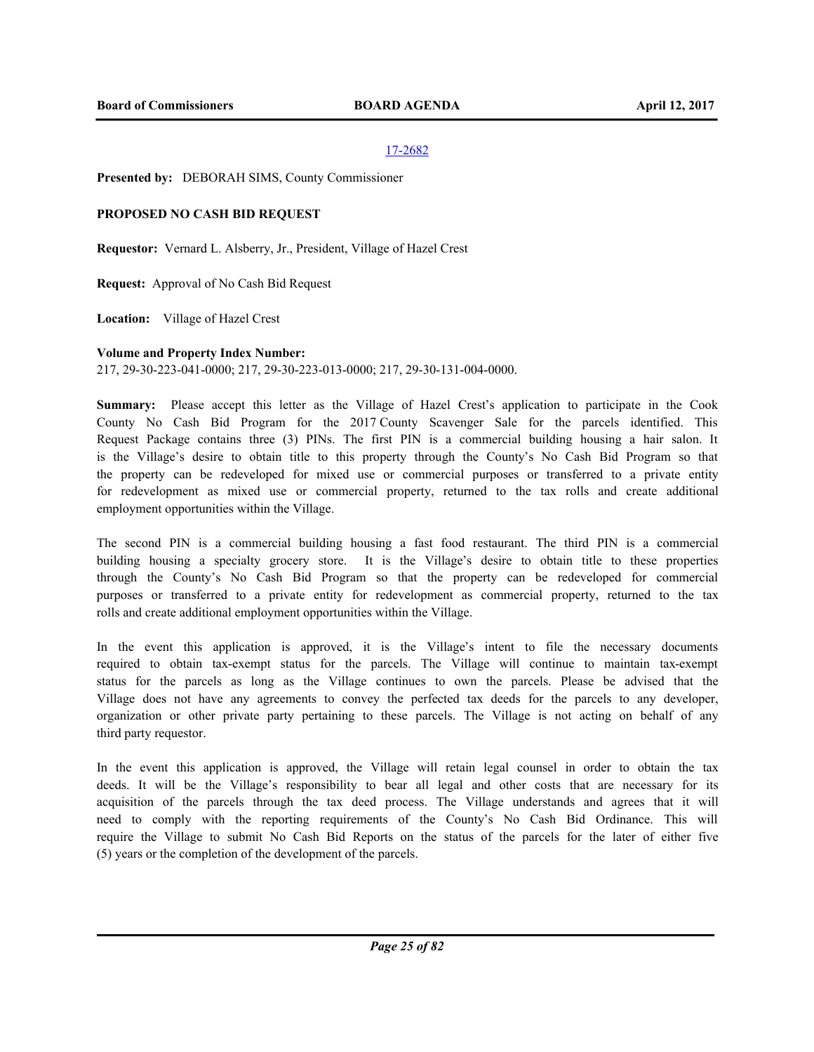17-2682

**Presented by:** DEBORAH SIMS, County Commissioner

**PROPOSED NO CASH BID REQUEST**

**Requestor:** Vernard L. Alsberry, Jr., President, Village of Hazel Crest

**Request:** Approval of No Cash Bid Request

**Location:** Village of Hazel Crest

**Volume and Property Index Number:**
217, 29-30-223-041-0000; 217, 29-30-223-013-0000; 217, 29-30-131-004-0000.

**Summary:** Please accept this letter as the Village of Hazel Crest's application to participate in the Cook County No Cash Bid Program for the 2017 County Scavenger Sale for the parcels identified. This Request Package contains three (3) PINs. The first PIN is a commercial building housing a hair salon. It is the Village's desire to obtain title to this property through the County's No Cash Bid Program so that the property can be redeveloped for mixed use or commercial purposes or transferred to a private entity for redevelopment as mixed use or commercial property, returned to the tax rolls and create additional employment opportunities within the Village.

The second PIN is a commercial building housing a fast food restaurant. The third PIN is a commercial building housing a specialty grocery store. It is the Village's desire to obtain title to these properties through the County's No Cash Bid Program so that the property can be redeveloped for commercial purposes or transferred to a private entity for redevelopment as commercial property, returned to the tax rolls and create additional employment opportunities within the Village.

In the event this application is approved, it is the Village's intent to file the necessary documents required to obtain tax-exempt status for the parcels. The Village will continue to maintain tax-exempt status for the parcels as long as the Village continues to own the parcels. Please be advised that the Village does not have any agreements to convey the perfected tax deeds for the parcels to any developer, organization or other private party pertaining to these parcels. The Village is not acting on behalf of any third party requestor.

In the event this application is approved, the Village will retain legal counsel in order to obtain the tax deeds. It will be the Village's responsibility to bear all legal and other costs that are necessary for its acquisition of the parcels through the tax deed process. The Village understands and agrees that it will need to comply with the reporting requirements of the County's No Cash Bid Ordinance. This will require the Village to submit No Cash Bid Reports on the status of the parcels for the later of either five (5) years or the completion of the development of the parcels.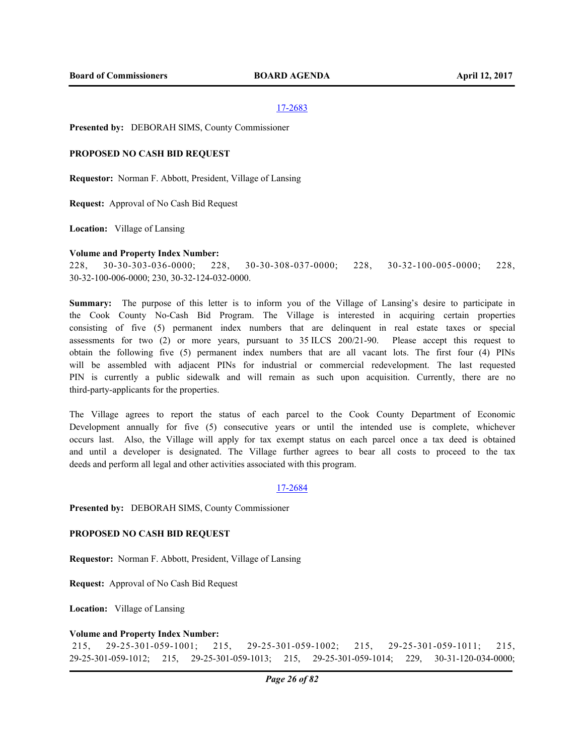17-2683

**Presented by:** DEBORAH SIMS, County Commissioner

**PROPOSED NO CASH BID REQUEST**

**Requestor:** Norman F. Abbott, President, Village of Lansing

**Request:** Approval of No Cash Bid Request

**Location:** Village of Lansing

**Volume and Property Index Number:**

228, 30-30-303-036-0000; 228, 30-30-308-037-0000; 228, 30-32-100-005-0000; 228, 30-32-100-006-0000; 230, 30-32-124-032-0000.

**Summary:** The purpose of this letter is to inform you of the Village of Lansing's desire to participate in the Cook County No-Cash Bid Program. The Village is interested in acquiring certain properties consisting of five (5) permanent index numbers that are delinquent in real estate taxes or special assessments for two (2) or more years, pursuant to 35 ILCS 200/21-90. Please accept this request to obtain the following five (5) permanent index numbers that are all vacant lots. The first four (4) PINs will be assembled with adjacent PINs for industrial or commercial redevelopment. The last requested PIN is currently a public sidewalk and will remain as such upon acquisition. Currently, there are no third-party-applicants for the properties.

The Village agrees to report the status of each parcel to the Cook County Department of Economic Development annually for five (5) consecutive years or until the intended use is complete, whichever occurs last. Also, the Village will apply for tax exempt status on each parcel once a tax deed is obtained and until a developer is designated. The Village further agrees to bear all costs to proceed to the tax deeds and perform all legal and other activities associated with this program.

17-2684

**Presented by:** DEBORAH SIMS, County Commissioner

**PROPOSED NO CASH BID REQUEST**

**Requestor:** Norman F. Abbott, President, Village of Lansing

**Request:** Approval of No Cash Bid Request

**Location:** Village of Lansing

**Volume and Property Index Number:**

215, 29-25-301-059-1001; 215, 29-25-301-059-1002; 215, 29-25-301-059-1011; 215, 29-25-301-059-1012; 215, 29-25-301-059-1013; 215, 29-25-301-059-1014; 229, 30-31-120-034-0000;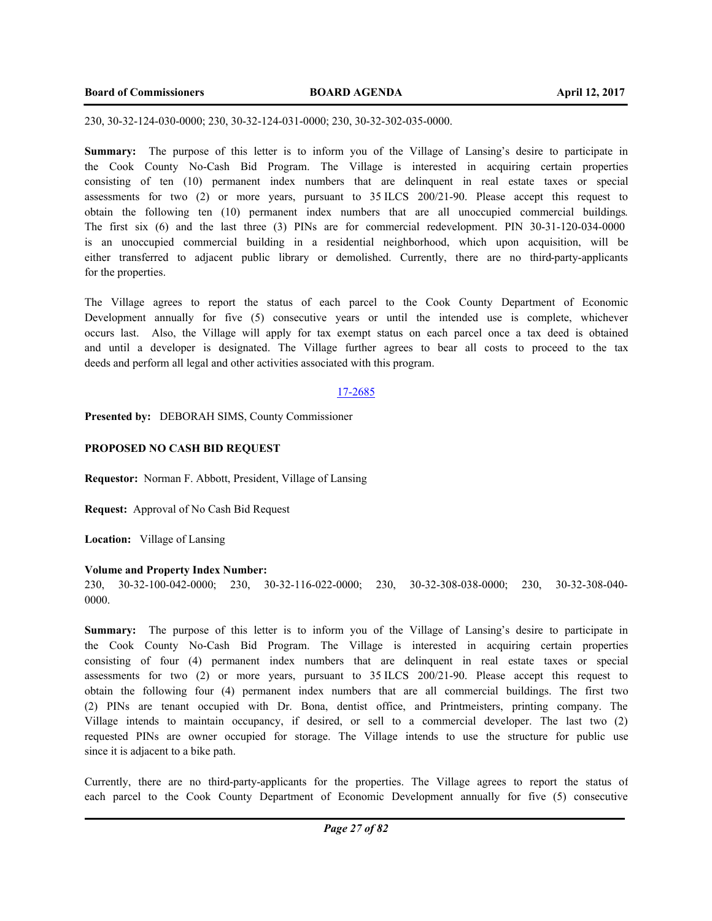230, 30-32-124-030-0000; 230, 30-32-124-031-0000; 230, 30-32-302-035-0000.

**Summary:** The purpose of this letter is to inform you of the Village of Lansing's desire to participate in the Cook County No-Cash Bid Program. The Village is interested in acquiring certain properties consisting of ten (10) permanent index numbers that are delinquent in real estate taxes or special assessments for two (2) or more years, pursuant to 35 ILCS 200/21-90. Please accept this request to obtain the following ten (10) permanent index numbers that are all unoccupied commercial buildings. The first six (6) and the last three (3) PINs are for commercial redevelopment. PIN 30-31-120-034-0000 is an unoccupied commercial building in a residential neighborhood, which upon acquisition, will be either transferred to adjacent public library or demolished. Currently, there are no third-party-applicants for the properties.

The Village agrees to report the status of each parcel to the Cook County Department of Economic Development annually for five (5) consecutive years or until the intended use is complete, whichever occurs last. Also, the Village will apply for tax exempt status on each parcel once a tax deed is obtained and until a developer is designated. The Village further agrees to bear all costs to proceed to the tax deeds and perform all legal and other activities associated with this program.

17-2685

**Presented by:** DEBORAH SIMS, County Commissioner

**PROPOSED NO CASH BID REQUEST**

**Requestor:** Norman F. Abbott, President, Village of Lansing

**Request:** Approval of No Cash Bid Request

**Location:** Village of Lansing

**Volume and Property Index Number:**
230, 30-32-100-042-0000; 230, 30-32-116-022-0000; 230, 30-32-308-038-0000; 230, 30-32-308-040-0000.

**Summary:** The purpose of this letter is to inform you of the Village of Lansing's desire to participate in the Cook County No-Cash Bid Program. The Village is interested in acquiring certain properties consisting of four (4) permanent index numbers that are delinquent in real estate taxes or special assessments for two (2) or more years, pursuant to 35 ILCS 200/21-90. Please accept this request to obtain the following four (4) permanent index numbers that are all commercial buildings. The first two (2) PINs are tenant occupied with Dr. Bona, dentist office, and Printmeisters, printing company. The Village intends to maintain occupancy, if desired, or sell to a commercial developer. The last two (2) requested PINs are owner occupied for storage. The Village intends to use the structure for public use since it is adjacent to a bike path.

Currently, there are no third-party-applicants for the properties. The Village agrees to report the status of each parcel to the Cook County Department of Economic Development annually for five (5) consecutive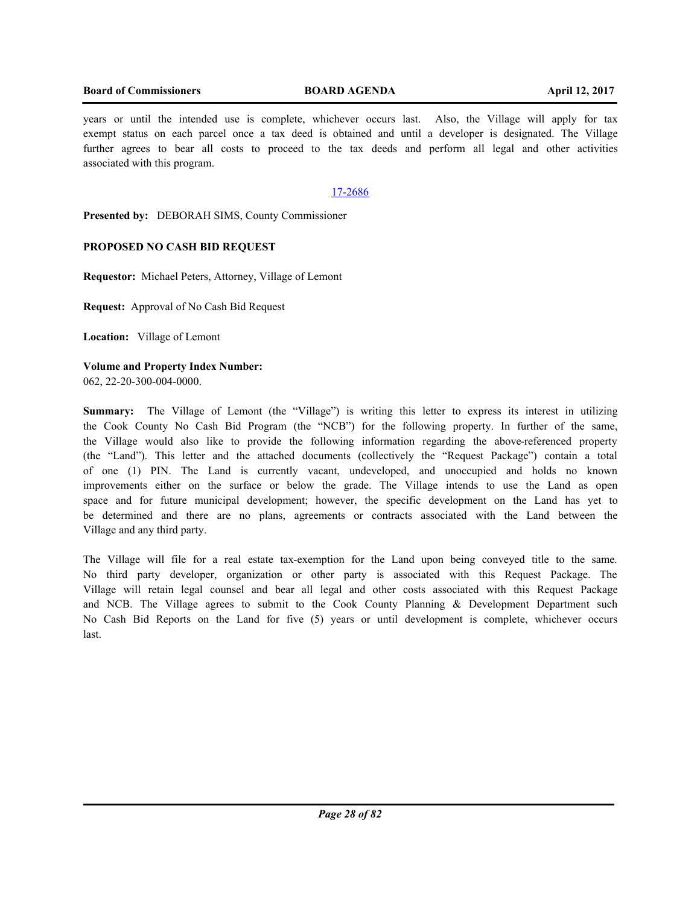years or until the intended use is complete, whichever occurs last. Also, the Village will apply for tax exempt status on each parcel once a tax deed is obtained and until a developer is designated. The Village further agrees to bear all costs to proceed to the tax deeds and perform all legal and other activities associated with this program.

17-2686

**Presented by:** DEBORAH SIMS, County Commissioner

**PROPOSED NO CASH BID REQUEST**

**Requestor:** Michael Peters, Attorney, Village of Lemont

**Request:** Approval of No Cash Bid Request

**Location:** Village of Lemont

**Volume and Property Index Number:**
062, 22-20-300-004-0000.

**Summary:** The Village of Lemont (the "Village") is writing this letter to express its interest in utilizing the Cook County No Cash Bid Program (the "NCB") for the following property. In further of the same, the Village would also like to provide the following information regarding the above-referenced property (the "Land"). This letter and the attached documents (collectively the "Request Package") contain a total of one (1) PIN. The Land is currently vacant, undeveloped, and unoccupied and holds no known improvements either on the surface or below the grade. The Village intends to use the Land as open space and for future municipal development; however, the specific development on the Land has yet to be determined and there are no plans, agreements or contracts associated with the Land between the Village and any third party.

The Village will file for a real estate tax-exemption for the Land upon being conveyed title to the same. No third party developer, organization or other party is associated with this Request Package. The Village will retain legal counsel and bear all legal and other costs associated with this Request Package and NCB. The Village agrees to submit to the Cook County Planning & Development Department such No Cash Bid Reports on the Land for five (5) years or until development is complete, whichever occurs last.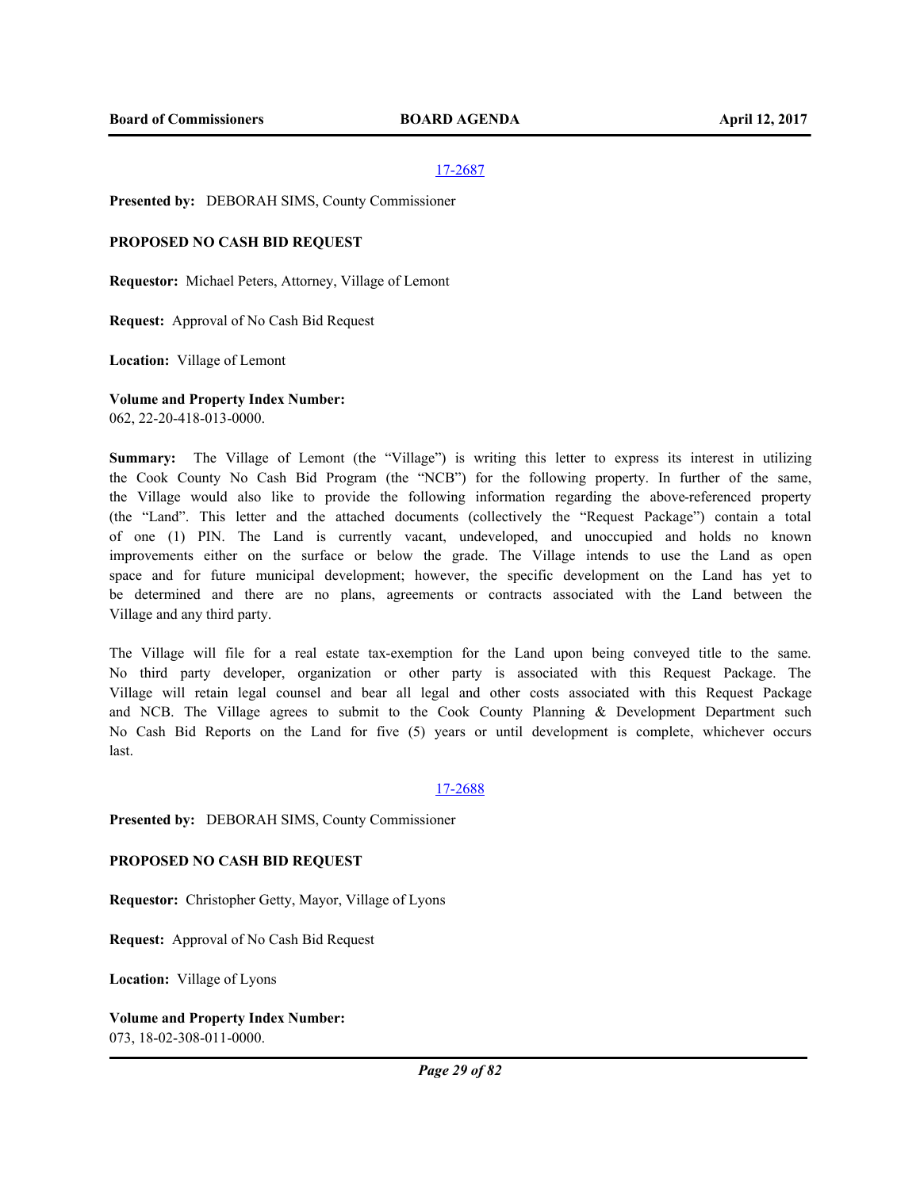17-2687

**Presented by:** DEBORAH SIMS, County Commissioner

**PROPOSED NO CASH BID REQUEST**

**Requestor:** Michael Peters, Attorney, Village of Lemont

**Request:** Approval of No Cash Bid Request

**Location:** Village of Lemont

**Volume and Property Index Number:**
062, 22-20-418-013-0000.

**Summary:** The Village of Lemont (the "Village") is writing this letter to express its interest in utilizing the Cook County No Cash Bid Program (the "NCB") for the following property. In further of the same, the Village would also like to provide the following information regarding the above-referenced property (the "Land". This letter and the attached documents (collectively the "Request Package") contain a total of one (1) PIN. The Land is currently vacant, undeveloped, and unoccupied and holds no known improvements either on the surface or below the grade. The Village intends to use the Land as open space and for future municipal development; however, the specific development on the Land has yet to be determined and there are no plans, agreements or contracts associated with the Land between the Village and any third party.

The Village will file for a real estate tax-exemption for the Land upon being conveyed title to the same. No third party developer, organization or other party is associated with this Request Package. The Village will retain legal counsel and bear all legal and other costs associated with this Request Package and NCB. The Village agrees to submit to the Cook County Planning & Development Department such No Cash Bid Reports on the Land for five (5) years or until development is complete, whichever occurs last.

17-2688

**Presented by:** DEBORAH SIMS, County Commissioner

**PROPOSED NO CASH BID REQUEST**

**Requestor:** Christopher Getty, Mayor, Village of Lyons

**Request:** Approval of No Cash Bid Request

**Location:** Village of Lyons

**Volume and Property Index Number:**
073, 18-02-308-011-0000.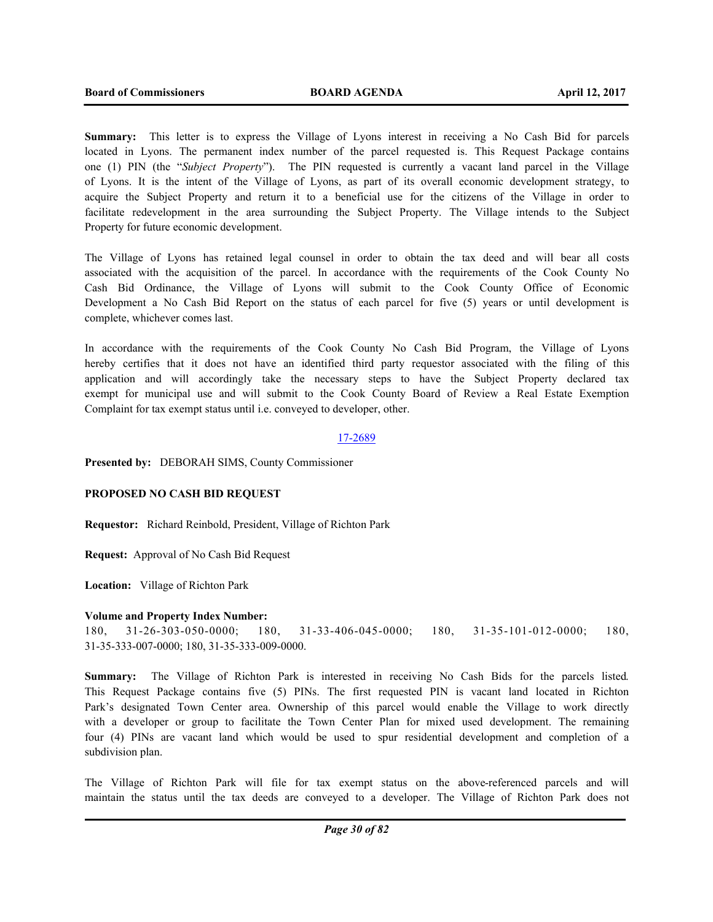**Summary:** This letter is to express the Village of Lyons interest in receiving a No Cash Bid for parcels located in Lyons. The permanent index number of the parcel requested is. This Request Package contains one (1) PIN (the "*Subject Property*"). The PIN requested is currently a vacant land parcel in the Village of Lyons. It is the intent of the Village of Lyons, as part of its overall economic development strategy, to acquire the Subject Property and return it to a beneficial use for the citizens of the Village in order to facilitate redevelopment in the area surrounding the Subject Property. The Village intends to the Subject Property for future economic development.

The Village of Lyons has retained legal counsel in order to obtain the tax deed and will bear all costs associated with the acquisition of the parcel. In accordance with the requirements of the Cook County No Cash Bid Ordinance, the Village of Lyons will submit to the Cook County Office of Economic Development a No Cash Bid Report on the status of each parcel for five (5) years or until development is complete, whichever comes last.

In accordance with the requirements of the Cook County No Cash Bid Program, the Village of Lyons hereby certifies that it does not have an identified third party requestor associated with the filing of this application and will accordingly take the necessary steps to have the Subject Property declared tax exempt for municipal use and will submit to the Cook County Board of Review a Real Estate Exemption Complaint for tax exempt status until i.e. conveyed to developer, other.

17-2689

**Presented by:** DEBORAH SIMS, County Commissioner

**PROPOSED NO CASH BID REQUEST**

**Requestor:** Richard Reinbold, President, Village of Richton Park

**Request:** Approval of No Cash Bid Request

**Location:** Village of Richton Park

**Volume and Property Index Number:**
180, 31-26-303-050-0000; 180, 31-33-406-045-0000; 180, 31-35-101-012-0000; 180, 31-35-333-007-0000; 180, 31-35-333-009-0000.

**Summary:** The Village of Richton Park is interested in receiving No Cash Bids for the parcels listed. This Request Package contains five (5) PINs. The first requested PIN is vacant land located in Richton Park's designated Town Center area. Ownership of this parcel would enable the Village to work directly with a developer or group to facilitate the Town Center Plan for mixed used development. The remaining four (4) PINs are vacant land which would be used to spur residential development and completion of a subdivision plan.

The Village of Richton Park will file for tax exempt status on the above-referenced parcels and will maintain the status until the tax deeds are conveyed to a developer. The Village of Richton Park does not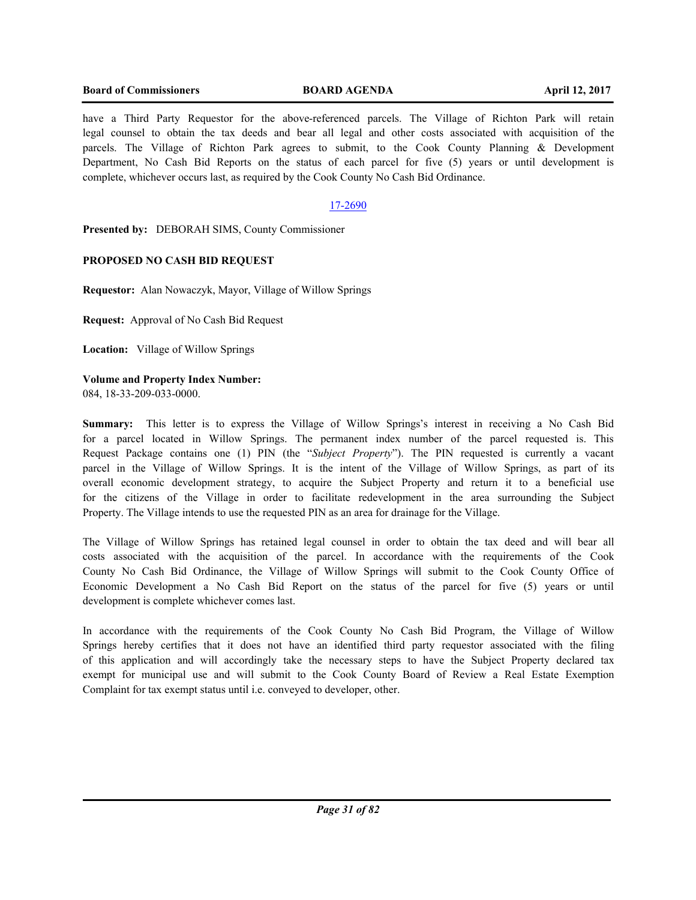have a Third Party Requestor for the above-referenced parcels. The Village of Richton Park will retain legal counsel to obtain the tax deeds and bear all legal and other costs associated with acquisition of the parcels. The Village of Richton Park agrees to submit, to the Cook County Planning & Development Department, No Cash Bid Reports on the status of each parcel for five (5) years or until development is complete, whichever occurs last, as required by the Cook County No Cash Bid Ordinance.

17-2690

**Presented by:** DEBORAH SIMS, County Commissioner

**PROPOSED NO CASH BID REQUEST**

**Requestor:** Alan Nowaczyk, Mayor, Village of Willow Springs

**Request:** Approval of No Cash Bid Request

**Location:** Village of Willow Springs

**Volume and Property Index Number:**
084, 18-33-209-033-0000.

**Summary:** This letter is to express the Village of Willow Springs's interest in receiving a No Cash Bid for a parcel located in Willow Springs. The permanent index number of the parcel requested is. This Request Package contains one (1) PIN (the "*Subject Property*"). The PIN requested is currently a vacant parcel in the Village of Willow Springs. It is the intent of the Village of Willow Springs, as part of its overall economic development strategy, to acquire the Subject Property and return it to a beneficial use for the citizens of the Village in order to facilitate redevelopment in the area surrounding the Subject Property. The Village intends to use the requested PIN as an area for drainage for the Village.

The Village of Willow Springs has retained legal counsel in order to obtain the tax deed and will bear all costs associated with the acquisition of the parcel. In accordance with the requirements of the Cook County No Cash Bid Ordinance, the Village of Willow Springs will submit to the Cook County Office of Economic Development a No Cash Bid Report on the status of the parcel for five (5) years or until development is complete whichever comes last.

In accordance with the requirements of the Cook County No Cash Bid Program, the Village of Willow Springs hereby certifies that it does not have an identified third party requestor associated with the filing of this application and will accordingly take the necessary steps to have the Subject Property declared tax exempt for municipal use and will submit to the Cook County Board of Review a Real Estate Exemption Complaint for tax exempt status until i.e. conveyed to developer, other.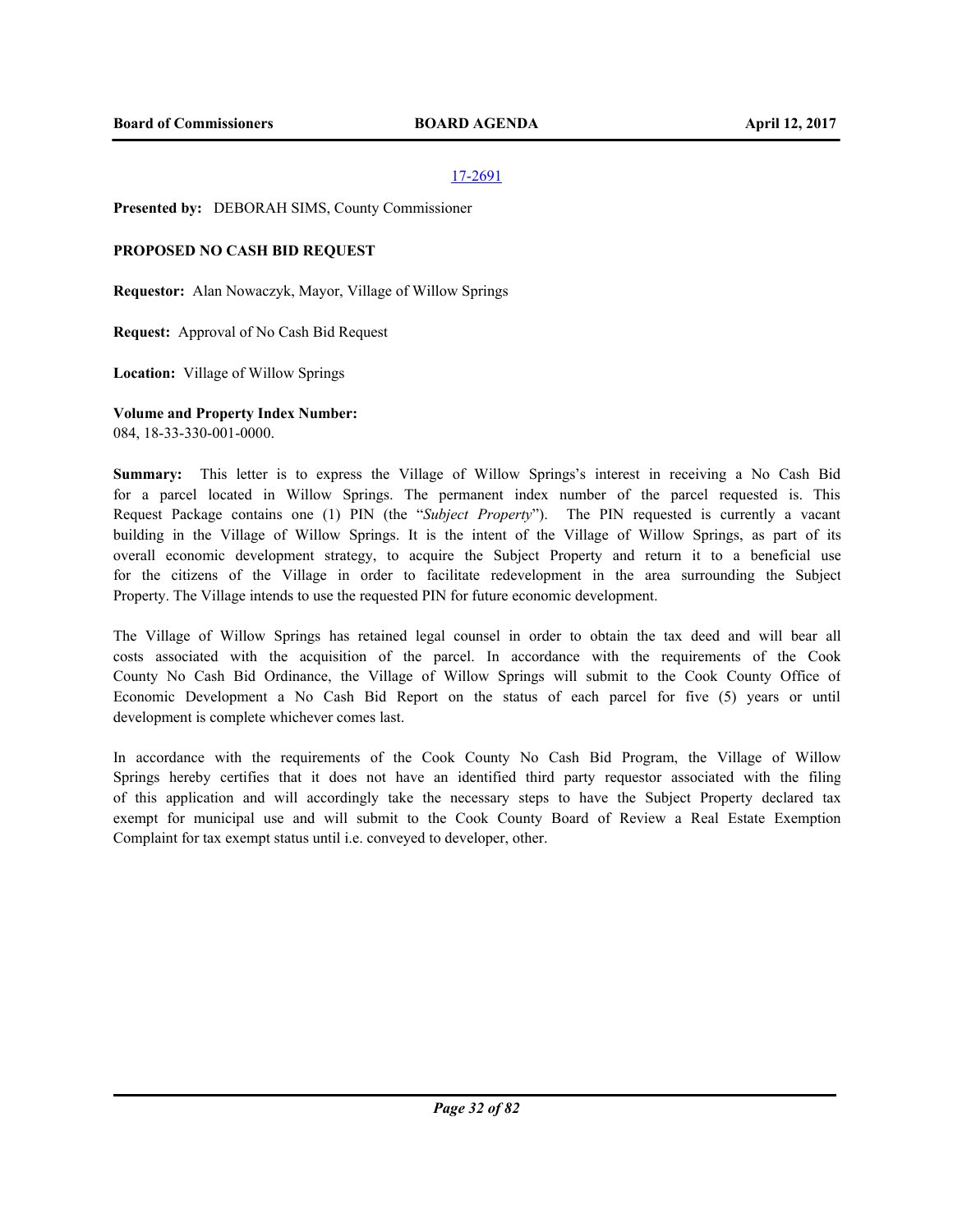17-2691

**Presented by:** DEBORAH SIMS, County Commissioner

**PROPOSED NO CASH BID REQUEST**

**Requestor:** Alan Nowaczyk, Mayor, Village of Willow Springs

**Request:** Approval of No Cash Bid Request

**Location:** Village of Willow Springs

**Volume and Property Index Number:**
084, 18-33-330-001-0000.

**Summary:** This letter is to express the Village of Willow Springs's interest in receiving a No Cash Bid for a parcel located in Willow Springs. The permanent index number of the parcel requested is. This Request Package contains one (1) PIN (the "*Subject Property*"). The PIN requested is currently a vacant building in the Village of Willow Springs. It is the intent of the Village of Willow Springs, as part of its overall economic development strategy, to acquire the Subject Property and return it to a beneficial use for the citizens of the Village in order to facilitate redevelopment in the area surrounding the Subject Property. The Village intends to use the requested PIN for future economic development.

The Village of Willow Springs has retained legal counsel in order to obtain the tax deed and will bear all costs associated with the acquisition of the parcel. In accordance with the requirements of the Cook County No Cash Bid Ordinance, the Village of Willow Springs will submit to the Cook County Office of Economic Development a No Cash Bid Report on the status of each parcel for five (5) years or until development is complete whichever comes last.

In accordance with the requirements of the Cook County No Cash Bid Program, the Village of Willow Springs hereby certifies that it does not have an identified third party requestor associated with the filing of this application and will accordingly take the necessary steps to have the Subject Property declared tax exempt for municipal use and will submit to the Cook County Board of Review a Real Estate Exemption Complaint for tax exempt status until i.e. conveyed to developer, other.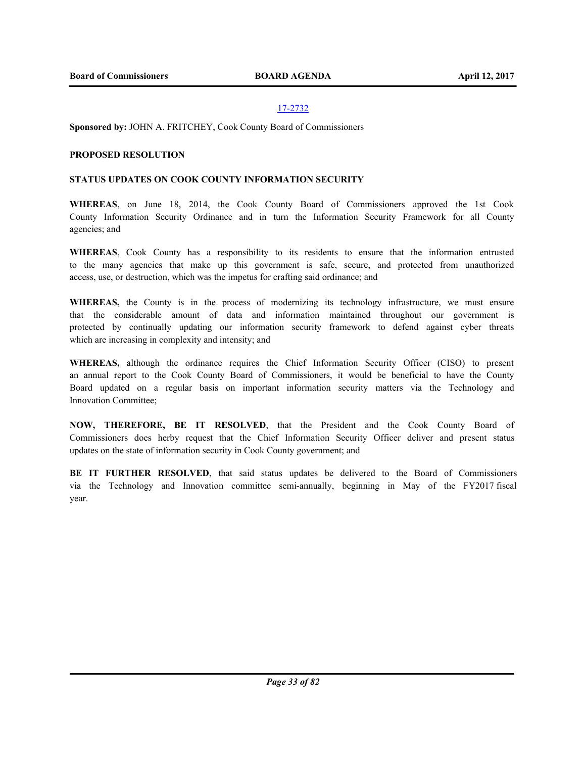17-2732

**Sponsored by:** JOHN A. FRITCHEY, Cook County Board of Commissioners

**PROPOSED RESOLUTION**

**STATUS UPDATES ON COOK COUNTY INFORMATION SECURITY**

**WHEREAS**, on June 18, 2014, the Cook County Board of Commissioners approved the 1st Cook County Information Security Ordinance and in turn the Information Security Framework for all County agencies; and

**WHEREAS**, Cook County has a responsibility to its residents to ensure that the information entrusted to the many agencies that make up this government is safe, secure, and protected from unauthorized access, use, or destruction, which was the impetus for crafting said ordinance; and

**WHEREAS,** the County is in the process of modernizing its technology infrastructure, we must ensure that the considerable amount of data and information maintained throughout our government is protected by continually updating our information security framework to defend against cyber threats which are increasing in complexity and intensity; and

**WHEREAS,** although the ordinance requires the Chief Information Security Officer (CISO) to present an annual report to the Cook County Board of Commissioners, it would be beneficial to have the County Board updated on a regular basis on important information security matters via the Technology and Innovation Committee;

**NOW, THEREFORE, BE IT RESOLVED**, that the President and the Cook County Board of Commissioners does herby request that the Chief Information Security Officer deliver and present status updates on the state of information security in Cook County government; and

**BE IT FURTHER RESOLVED**, that said status updates be delivered to the Board of Commissioners via the Technology and Innovation committee semi-annually, beginning in May of the FY2017 fiscal year.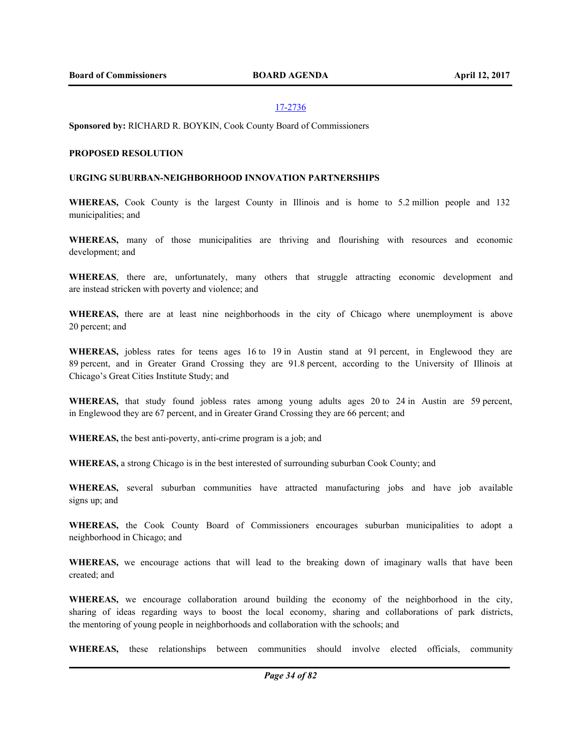17-2736

**Sponsored by:** RICHARD R. BOYKIN, Cook County Board of Commissioners

**PROPOSED RESOLUTION**

**URGING SUBURBAN-NEIGHBORHOOD INNOVATION PARTNERSHIPS**

**WHEREAS,** Cook County is the largest County in Illinois and is home to 5.2 million people and 132 municipalities; and

**WHEREAS,** many of those municipalities are thriving and flourishing with resources and economic development; and

**WHEREAS**, there are, unfortunately, many others that struggle attracting economic development and are instead stricken with poverty and violence; and

**WHEREAS,** there are at least nine neighborhoods in the city of Chicago where unemployment is above 20 percent; and

**WHEREAS,** jobless rates for teens ages 16 to 19 in Austin stand at 91 percent, in Englewood they are 89 percent, and in Greater Grand Crossing they are 91.8 percent, according to the University of Illinois at Chicago's Great Cities Institute Study; and

**WHEREAS,** that study found jobless rates among young adults ages 20 to 24 in Austin are 59 percent, in Englewood they are 67 percent, and in Greater Grand Crossing they are 66 percent; and

**WHEREAS,** the best anti-poverty, anti-crime program is a job; and

**WHEREAS,** a strong Chicago is in the best interested of surrounding suburban Cook County; and

**WHEREAS,** several suburban communities have attracted manufacturing jobs and have job available signs up; and

**WHEREAS,** the Cook County Board of Commissioners encourages suburban municipalities to adopt a neighborhood in Chicago; and

**WHEREAS,** we encourage actions that will lead to the breaking down of imaginary walls that have been created; and

**WHEREAS,** we encourage collaboration around building the economy of the neighborhood in the city, sharing of ideas regarding ways to boost the local economy, sharing and collaborations of park districts, the mentoring of young people in neighborhoods and collaboration with the schools; and

**WHEREAS,** these relationships between communities should involve elected officials, community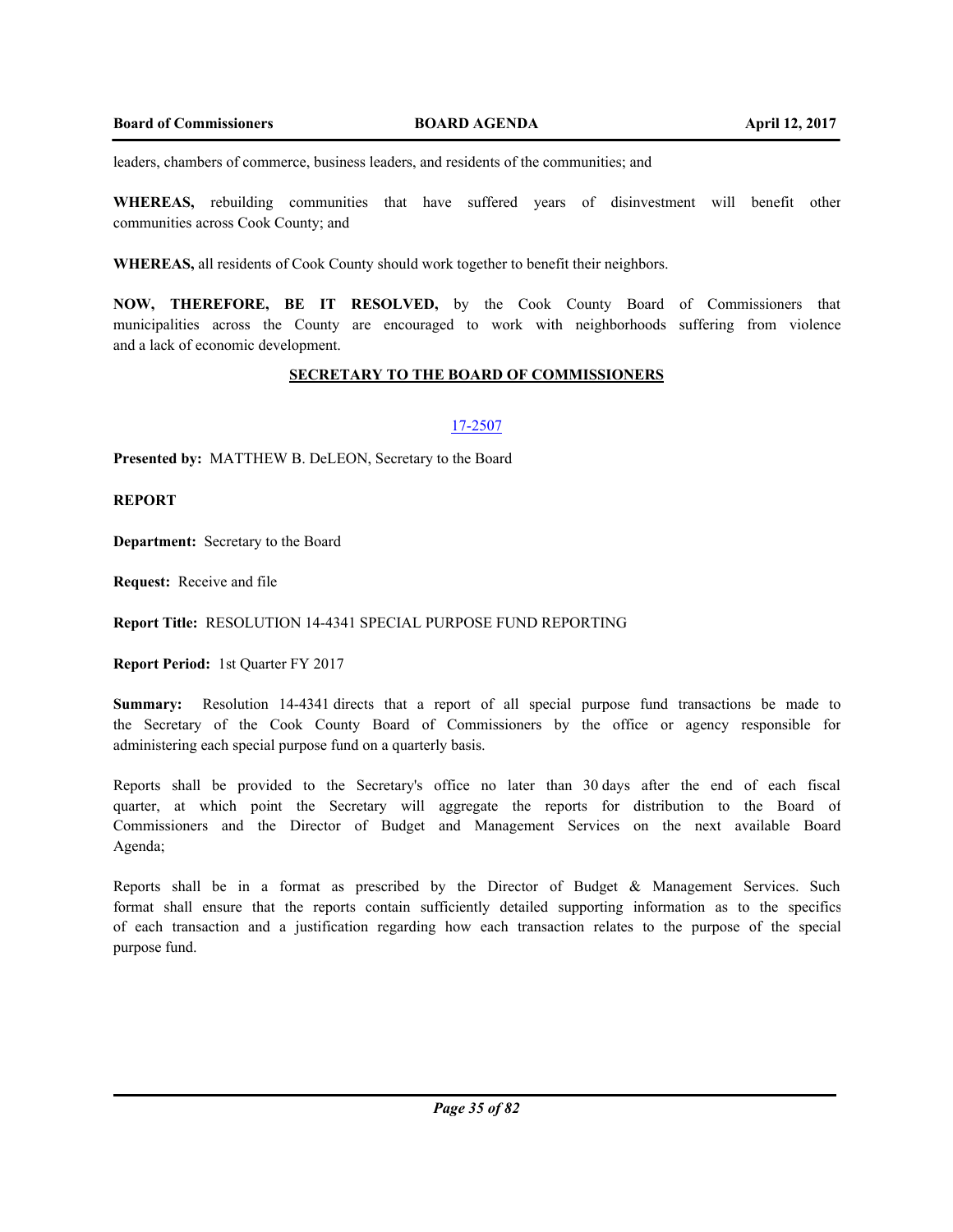leaders, chambers of commerce, business leaders, and residents of the communities; and

**WHEREAS,** rebuilding communities that have suffered years of disinvestment will benefit other communities across Cook County; and

**WHEREAS,** all residents of Cook County should work together to benefit their neighbors.

**NOW, THEREFORE, BE IT RESOLVED,** by the Cook County Board of Commissioners that municipalities across the County are encouraged to work with neighborhoods suffering from violence and a lack of economic development.

## SECRETARY TO THE BOARD OF COMMISSIONERS

17-2507

**Presented by:** MATTHEW B. DeLEON, Secretary to the Board

**REPORT**

**Department:** Secretary to the Board

**Request:** Receive and file

**Report Title:** RESOLUTION 14-4341 SPECIAL PURPOSE FUND REPORTING

**Report Period:** 1st Quarter FY 2017

**Summary:** Resolution 14-4341 directs that a report of all special purpose fund transactions be made to the Secretary of the Cook County Board of Commissioners by the office or agency responsible for administering each special purpose fund on a quarterly basis.

Reports shall be provided to the Secretary's office no later than 30 days after the end of each fiscal quarter, at which point the Secretary will aggregate the reports for distribution to the Board of Commissioners and the Director of Budget and Management Services on the next available Board Agenda;

Reports shall be in a format as prescribed by the Director of Budget & Management Services. Such format shall ensure that the reports contain sufficiently detailed supporting information as to the specifics of each transaction and a justification regarding how each transaction relates to the purpose of the special purpose fund.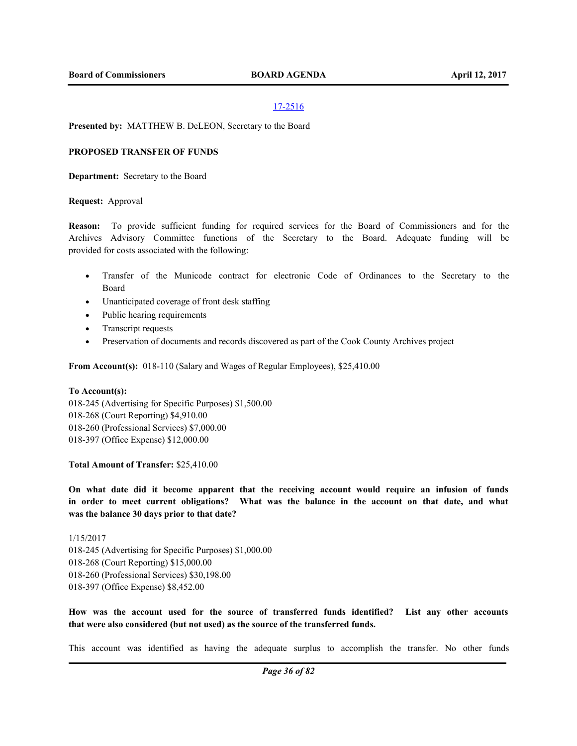17-2516

**Presented by:** MATTHEW B. DeLEON, Secretary to the Board

**PROPOSED TRANSFER OF FUNDS**

**Department:** Secretary to the Board

**Request:** Approval

**Reason:** To provide sufficient funding for required services for the Board of Commissioners and for the Archives Advisory Committee functions of the Secretary to the Board. Adequate funding will be provided for costs associated with the following:

- Transfer of the Municode contract for electronic Code of Ordinances to the Secretary to the Board
- Unanticipated coverage of front desk staffing
- Public hearing requirements
- Transcript requests
- Preservation of documents and records discovered as part of the Cook County Archives project

**From Account(s):** 018-110 (Salary and Wages of Regular Employees), $25,410.00

**To Account(s):**
018-245 (Advertising for Specific Purposes) $1,500.00
018-268 (Court Reporting) $4,910.00
018-260 (Professional Services) $7,000.00
018-397 (Office Expense) $12,000.00

**Total Amount of Transfer:** $25,410.00

**On what date did it become apparent that the receiving account would require an infusion of funds in order to meet current obligations? What was the balance in the account on that date, and what was the balance 30 days prior to that date?**

1/15/2017
018-245 (Advertising for Specific Purposes) $1,000.00
018-268 (Court Reporting) $15,000.00
018-260 (Professional Services) $30,198.00
018-397 (Office Expense) $8,452.00

**How was the account used for the source of transferred funds identified? List any other accounts that were also considered (but not used) as the source of the transferred funds.**

This account was identified as having the adequate surplus to accomplish the transfer. No other funds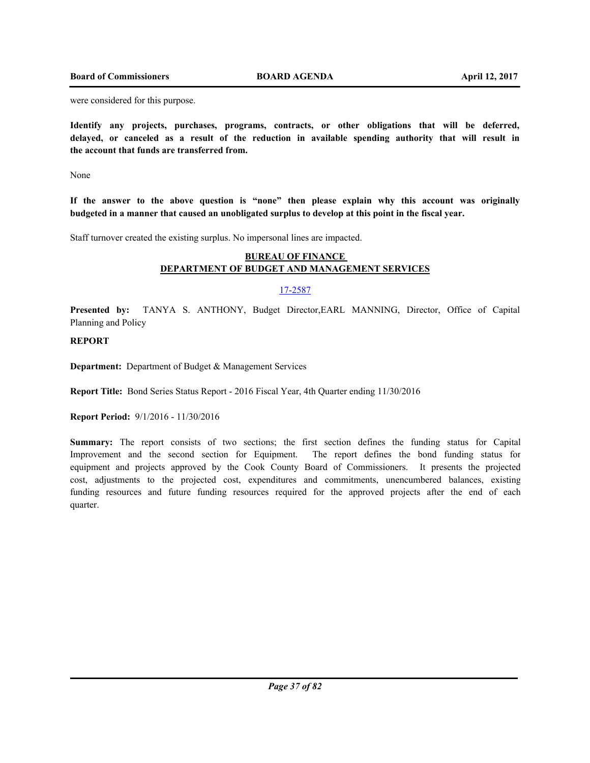were considered for this purpose.

**Identify any projects, purchases, programs, contracts, or other obligations that will be deferred, delayed, or canceled as a result of the reduction in available spending authority that will result in the account that funds are transferred from.**

None

**If the answer to the above question is "none" then please explain why this account was originally budgeted in a manner that caused an unobligated surplus to develop at this point in the fiscal year.**

Staff turnover created the existing surplus. No impersonal lines are impacted.

**BUREAU OF FINANCE**
**DEPARTMENT OF BUDGET AND MANAGEMENT SERVICES**

17-2587

**Presented by:** TANYA S. ANTHONY, Budget Director,EARL MANNING, Director, Office of Capital Planning and Policy

**REPORT**

**Department:** Department of Budget & Management Services

**Report Title:** Bond Series Status Report - 2016 Fiscal Year, 4th Quarter ending 11/30/2016

**Report Period:** 9/1/2016 - 11/30/2016

**Summary:** The report consists of two sections; the first section defines the funding status for Capital Improvement and the second section for Equipment. The report defines the bond funding status for equipment and projects approved by the Cook County Board of Commissioners. It presents the projected cost, adjustments to the projected cost, expenditures and commitments, unencumbered balances, existing funding resources and future funding resources required for the approved projects after the end of each quarter.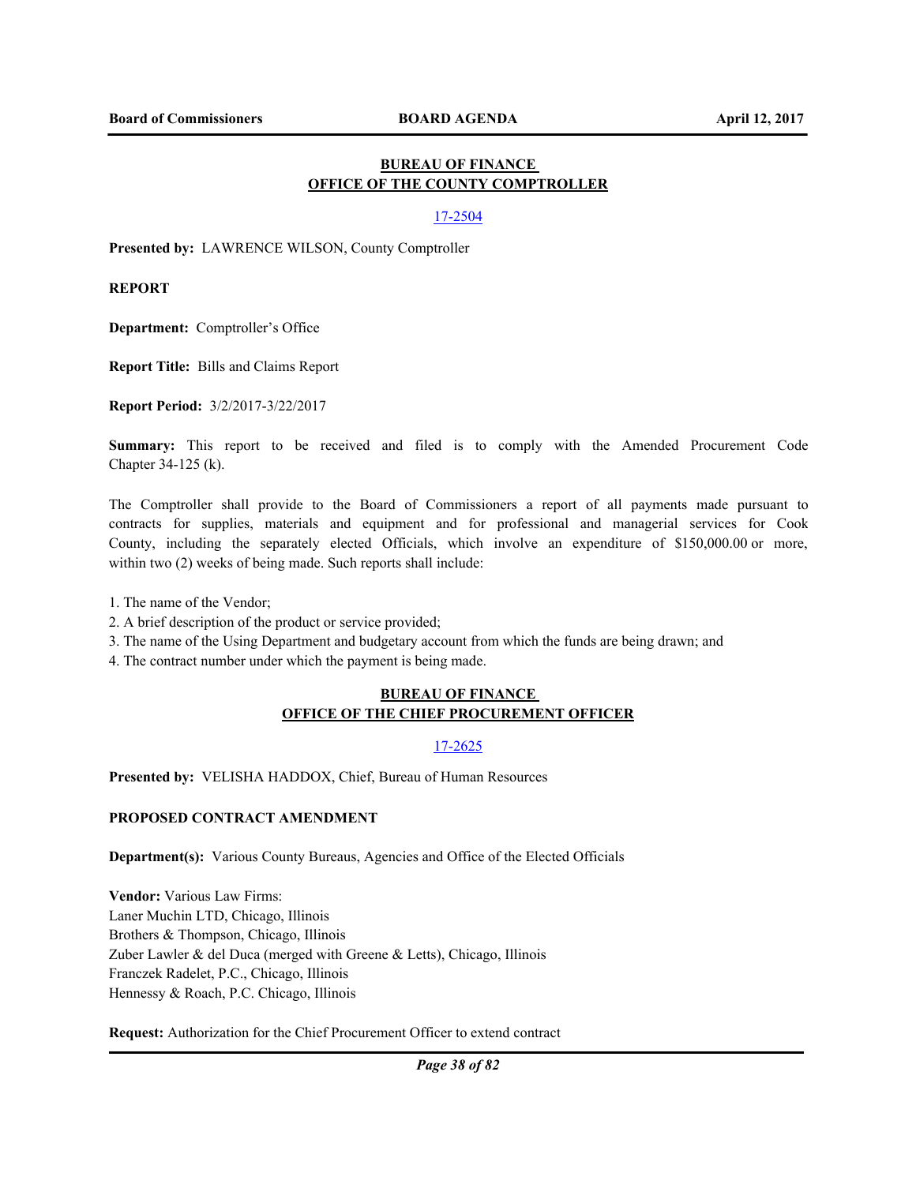## BUREAU OF FINANCE
## OFFICE OF THE COUNTY COMPTROLLER

17-2504

**Presented by:** LAWRENCE WILSON, County Comptroller

**REPORT**

**Department:** Comptroller's Office

**Report Title:** Bills and Claims Report

**Report Period:** 3/2/2017-3/22/2017

**Summary:** This report to be received and filed is to comply with the Amended Procurement Code Chapter 34-125 (k).

The Comptroller shall provide to the Board of Commissioners a report of all payments made pursuant to contracts for supplies, materials and equipment and for professional and managerial services for Cook County, including the separately elected Officials, which involve an expenditure of $150,000.00 or more, within two (2) weeks of being made. Such reports shall include:

1. The name of the Vendor;
2. A brief description of the product or service provided;
3. The name of the Using Department and budgetary account from which the funds are being drawn; and
4. The contract number under which the payment is being made.

## BUREAU OF FINANCE
## OFFICE OF THE CHIEF PROCUREMENT OFFICER

17-2625

**Presented by:** VELISHA HADDOX, Chief, Bureau of Human Resources

**PROPOSED CONTRACT AMENDMENT**

**Department(s):** Various County Bureaus, Agencies and Office of the Elected Officials

**Vendor:** Various Law Firms:
Laner Muchin LTD, Chicago, Illinois
Brothers & Thompson, Chicago, Illinois
Zuber Lawler & del Duca (merged with Greene & Letts), Chicago, Illinois
Franczek Radelet, P.C., Chicago, Illinois
Hennessy & Roach, P.C. Chicago, Illinois

**Request:** Authorization for the Chief Procurement Officer to extend contract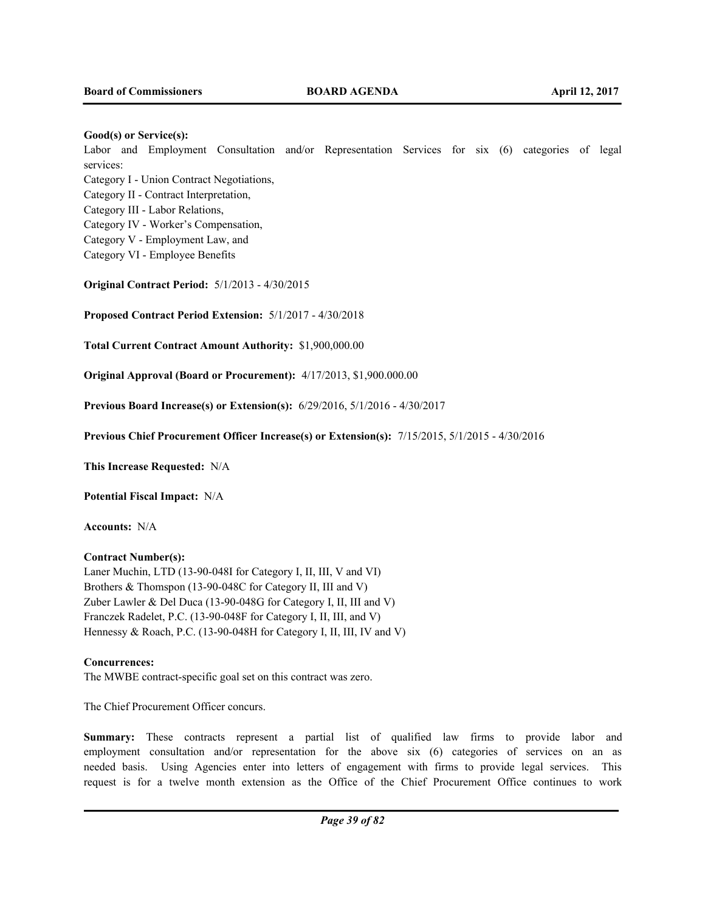**Good(s) or Service(s):**
Labor and Employment Consultation and/or Representation Services for six (6) categories of legal services:
Category I - Union Contract Negotiations,
Category II - Contract Interpretation,
Category III - Labor Relations,
Category IV - Worker's Compensation,
Category V - Employment Law, and
Category VI - Employee Benefits

**Original Contract Period:** 5/1/2013 - 4/30/2015

**Proposed Contract Period Extension:** 5/1/2017 - 4/30/2018

**Total Current Contract Amount Authority:** $1,900,000.00

**Original Approval (Board or Procurement):** 4/17/2013, $1,900.000.00

**Previous Board Increase(s) or Extension(s):** 6/29/2016, 5/1/2016 - 4/30/2017

**Previous Chief Procurement Officer Increase(s) or Extension(s):** 7/15/2015, 5/1/2015 - 4/30/2016

**This Increase Requested:** N/A

**Potential Fiscal Impact:** N/A

**Accounts:** N/A

**Contract Number(s):**
Laner Muchin, LTD (13-90-048I for Category I, II, III, V and VI)
Brothers & Thomspon (13-90-048C for Category II, III and V)
Zuber Lawler & Del Duca (13-90-048G for Category I, II, III and V)
Franczek Radelet, P.C. (13-90-048F for Category I, II, III, and V)
Hennessy & Roach, P.C. (13-90-048H for Category I, II, III, IV and V)

**Concurrences:**
The MWBE contract-specific goal set on this contract was zero.

The Chief Procurement Officer concurs.

**Summary:** These contracts represent a partial list of qualified law firms to provide labor and employment consultation and/or representation for the above six (6) categories of services on an as needed basis. Using Agencies enter into letters of engagement with firms to provide legal services. This request is for a twelve month extension as the Office of the Chief Procurement Office continues to work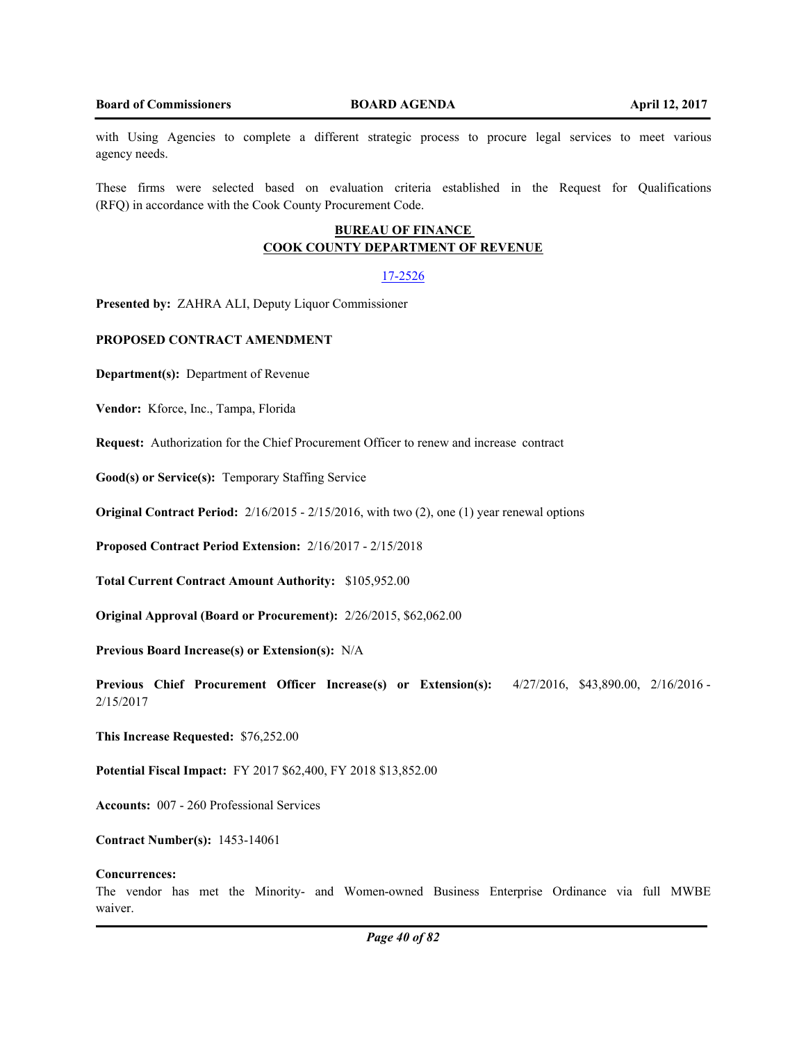with Using Agencies to complete a different strategic process to procure legal services to meet various agency needs.

These firms were selected based on evaluation criteria established in the Request for Qualifications (RFQ) in accordance with the Cook County Procurement Code.

## BUREAU OF FINANCE
## COOK COUNTY DEPARTMENT OF REVENUE

17-2526

**Presented by:** ZAHRA ALI, Deputy Liquor Commissioner

**PROPOSED CONTRACT AMENDMENT**

**Department(s):** Department of Revenue

**Vendor:** Kforce, Inc., Tampa, Florida

**Request:** Authorization for the Chief Procurement Officer to renew and increase contract

**Good(s) or Service(s):** Temporary Staffing Service

**Original Contract Period:** 2/16/2015 - 2/15/2016, with two (2), one (1) year renewal options

**Proposed Contract Period Extension:** 2/16/2017 - 2/15/2018

**Total Current Contract Amount Authority:** $105,952.00

**Original Approval (Board or Procurement):** 2/26/2015, $62,062.00

**Previous Board Increase(s) or Extension(s):** N/A

**Previous Chief Procurement Officer Increase(s) or Extension(s):** 4/27/2016, $43,890.00, 2/16/2016 - 2/15/2017

**This Increase Requested:** $76,252.00

**Potential Fiscal Impact:** FY 2017 $62,400, FY 2018 $13,852.00

**Accounts:** 007 - 260 Professional Services

**Contract Number(s):** 1453-14061

**Concurrences:**
The vendor has met the Minority- and Women-owned Business Enterprise Ordinance via full MWBE waiver.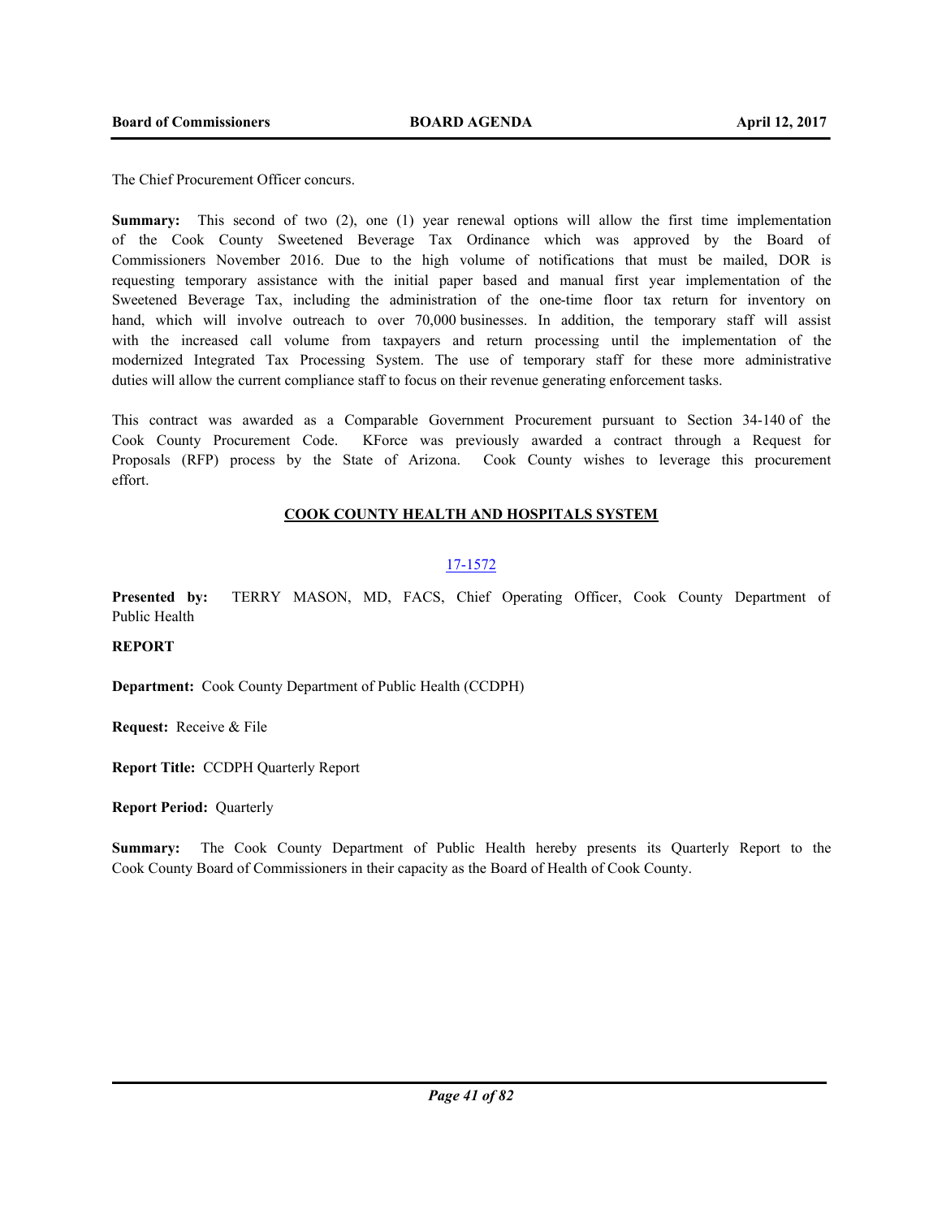The Chief Procurement Officer concurs.

**Summary:** This second of two (2), one (1) year renewal options will allow the first time implementation of the Cook County Sweetened Beverage Tax Ordinance which was approved by the Board of Commissioners November 2016. Due to the high volume of notifications that must be mailed, DOR is requesting temporary assistance with the initial paper based and manual first year implementation of the Sweetened Beverage Tax, including the administration of the one-time floor tax return for inventory on hand, which will involve outreach to over 70,000 businesses. In addition, the temporary staff will assist with the increased call volume from taxpayers and return processing until the implementation of the modernized Integrated Tax Processing System. The use of temporary staff for these more administrative duties will allow the current compliance staff to focus on their revenue generating enforcement tasks.

This contract was awarded as a Comparable Government Procurement pursuant to Section 34-140 of the Cook County Procurement Code. KForce was previously awarded a contract through a Request for Proposals (RFP) process by the State of Arizona. Cook County wishes to leverage this procurement effort.

## COOK COUNTY HEALTH AND HOSPITALS SYSTEM

### 17-1572

**Presented by:** TERRY MASON, MD, FACS, Chief Operating Officer, Cook County Department of Public Health

**REPORT**

**Department:** Cook County Department of Public Health (CCDPH)

**Request:** Receive & File

**Report Title:** CCDPH Quarterly Report

**Report Period:** Quarterly

**Summary:** The Cook County Department of Public Health hereby presents its Quarterly Report to the Cook County Board of Commissioners in their capacity as the Board of Health of Cook County.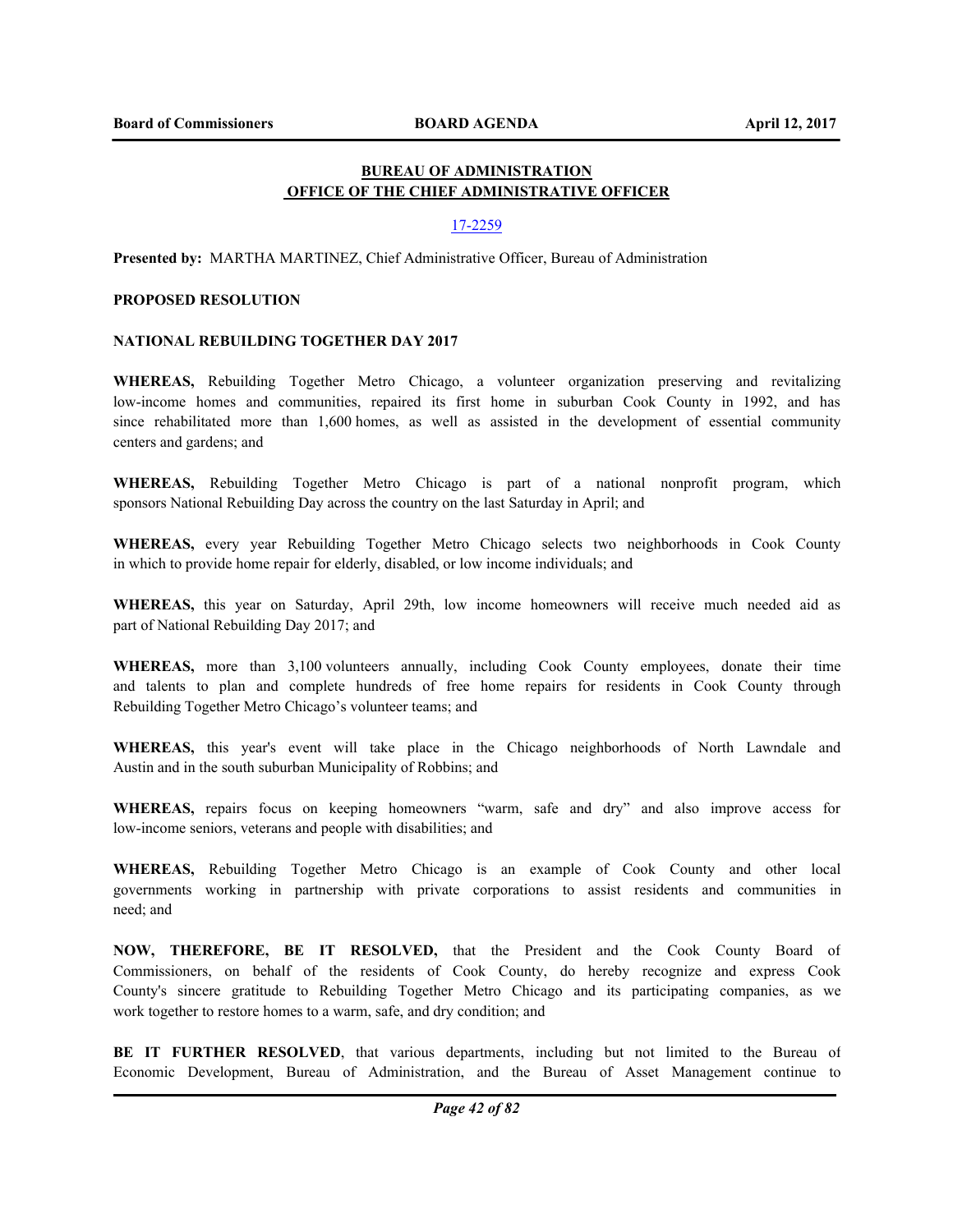## BUREAU OF ADMINISTRATION
## OFFICE OF THE CHIEF ADMINISTRATIVE OFFICER

17-2259

**Presented by:** MARTHA MARTINEZ, Chief Administrative Officer, Bureau of Administration

**PROPOSED RESOLUTION**

**NATIONAL REBUILDING TOGETHER DAY 2017**

**WHEREAS,** Rebuilding Together Metro Chicago, a volunteer organization preserving and revitalizing low-income homes and communities, repaired its first home in suburban Cook County in 1992, and has since rehabilitated more than 1,600 homes, as well as assisted in the development of essential community centers and gardens; and

**WHEREAS,** Rebuilding Together Metro Chicago is part of a national nonprofit program, which sponsors National Rebuilding Day across the country on the last Saturday in April; and

**WHEREAS,** every year Rebuilding Together Metro Chicago selects two neighborhoods in Cook County in which to provide home repair for elderly, disabled, or low income individuals; and

**WHEREAS,** this year on Saturday, April 29th, low income homeowners will receive much needed aid as part of National Rebuilding Day 2017; and

**WHEREAS,** more than 3,100 volunteers annually, including Cook County employees, donate their time and talents to plan and complete hundreds of free home repairs for residents in Cook County through Rebuilding Together Metro Chicago's volunteer teams; and

**WHEREAS,** this year's event will take place in the Chicago neighborhoods of North Lawndale and Austin and in the south suburban Municipality of Robbins; and

**WHEREAS,** repairs focus on keeping homeowners "warm, safe and dry" and also improve access for low-income seniors, veterans and people with disabilities; and

**WHEREAS,** Rebuilding Together Metro Chicago is an example of Cook County and other local governments working in partnership with private corporations to assist residents and communities in need; and

**NOW, THEREFORE, BE IT RESOLVED,** that the President and the Cook County Board of Commissioners, on behalf of the residents of Cook County, do hereby recognize and express Cook County's sincere gratitude to Rebuilding Together Metro Chicago and its participating companies, as we work together to restore homes to a warm, safe, and dry condition; and

**BE IT FURTHER RESOLVED**, that various departments, including but not limited to the Bureau of Economic Development, Bureau of Administration, and the Bureau of Asset Management continue to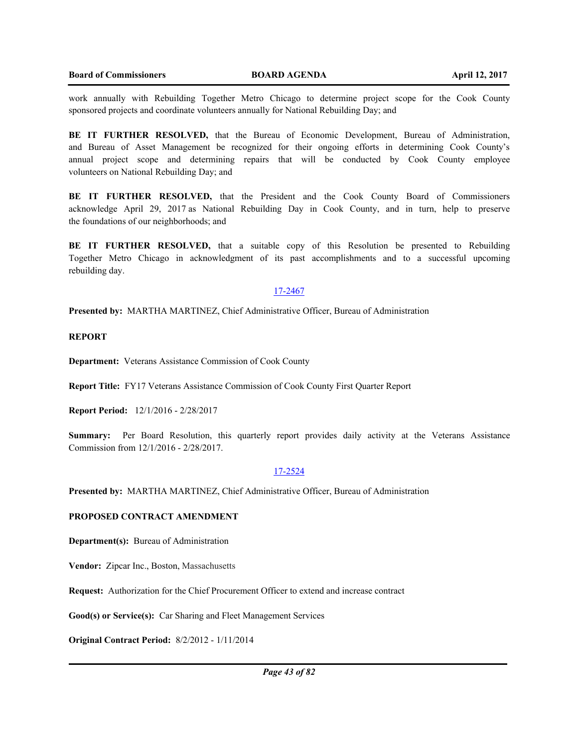work annually with Rebuilding Together Metro Chicago to determine project scope for the Cook County sponsored projects and coordinate volunteers annually for National Rebuilding Day; and

**BE IT FURTHER RESOLVED,** that the Bureau of Economic Development, Bureau of Administration, and Bureau of Asset Management be recognized for their ongoing efforts in determining Cook County's annual project scope and determining repairs that will be conducted by Cook County employee volunteers on National Rebuilding Day; and

**BE IT FURTHER RESOLVED,** that the President and the Cook County Board of Commissioners acknowledge April 29, 2017 as National Rebuilding Day in Cook County, and in turn, help to preserve the foundations of our neighborhoods; and

**BE IT FURTHER RESOLVED,** that a suitable copy of this Resolution be presented to Rebuilding Together Metro Chicago in acknowledgment of its past accomplishments and to a successful upcoming rebuilding day.

17-2467

**Presented by:** MARTHA MARTINEZ, Chief Administrative Officer, Bureau of Administration

**REPORT**

**Department:** Veterans Assistance Commission of Cook County

**Report Title:** FY17 Veterans Assistance Commission of Cook County First Quarter Report

**Report Period:** 12/1/2016 - 2/28/2017

**Summary:** Per Board Resolution, this quarterly report provides daily activity at the Veterans Assistance Commission from 12/1/2016 - 2/28/2017.

17-2524

**Presented by:** MARTHA MARTINEZ, Chief Administrative Officer, Bureau of Administration

**PROPOSED CONTRACT AMENDMENT**

**Department(s):** Bureau of Administration

**Vendor:** Zipcar Inc., Boston, Massachusetts

**Request:** Authorization for the Chief Procurement Officer to extend and increase contract

**Good(s) or Service(s):** Car Sharing and Fleet Management Services

**Original Contract Period:** 8/2/2012 - 1/11/2014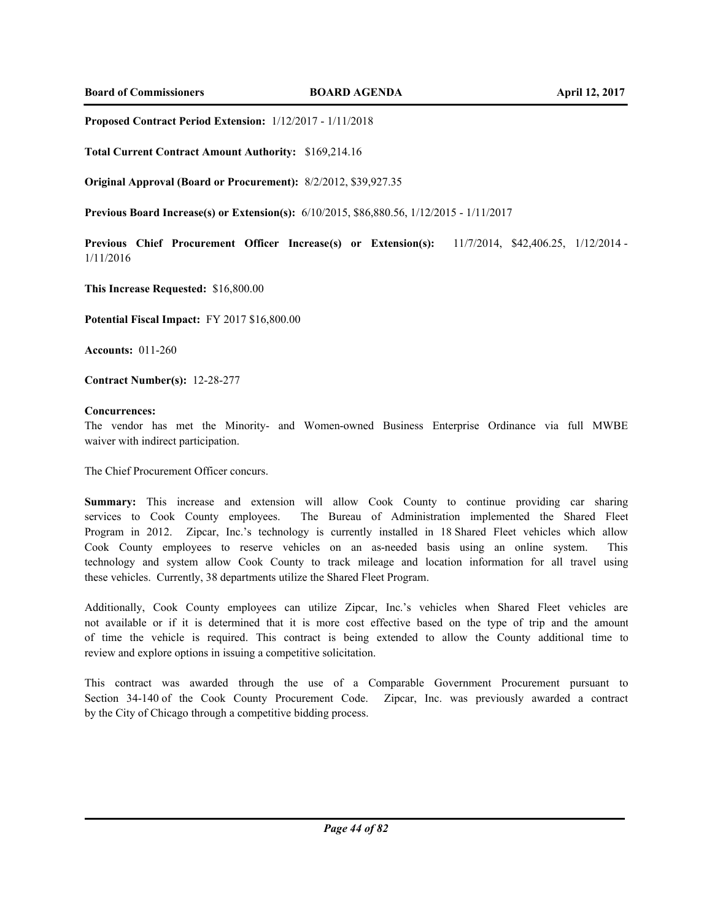**Proposed Contract Period Extension:** 1/12/2017 - 1/11/2018

**Total Current Contract Amount Authority:** $169,214.16

**Original Approval (Board or Procurement):** 8/2/2012, $39,927.35

**Previous Board Increase(s) or Extension(s):** 6/10/2015, $86,880.56, 1/12/2015 - 1/11/2017

**Previous Chief Procurement Officer Increase(s) or Extension(s):** 11/7/2014, $42,406.25, 1/12/2014 - 1/11/2016

**This Increase Requested:** $16,800.00

**Potential Fiscal Impact:** FY 2017 $16,800.00

**Accounts:** 011-260

**Contract Number(s):** 12-28-277

**Concurrences:**

The vendor has met the Minority- and Women-owned Business Enterprise Ordinance via full MWBE waiver with indirect participation.

The Chief Procurement Officer concurs.

**Summary:** This increase and extension will allow Cook County to continue providing car sharing services to Cook County employees. The Bureau of Administration implemented the Shared Fleet Program in 2012. Zipcar, Inc.'s technology is currently installed in 18 Shared Fleet vehicles which allow Cook County employees to reserve vehicles on an as-needed basis using an online system. This technology and system allow Cook County to track mileage and location information for all travel using these vehicles. Currently, 38 departments utilize the Shared Fleet Program.

Additionally, Cook County employees can utilize Zipcar, Inc.'s vehicles when Shared Fleet vehicles are not available or if it is determined that it is more cost effective based on the type of trip and the amount of time the vehicle is required. This contract is being extended to allow the County additional time to review and explore options in issuing a competitive solicitation.

This contract was awarded through the use of a Comparable Government Procurement pursuant to Section 34-140 of the Cook County Procurement Code. Zipcar, Inc. was previously awarded a contract by the City of Chicago through a competitive bidding process.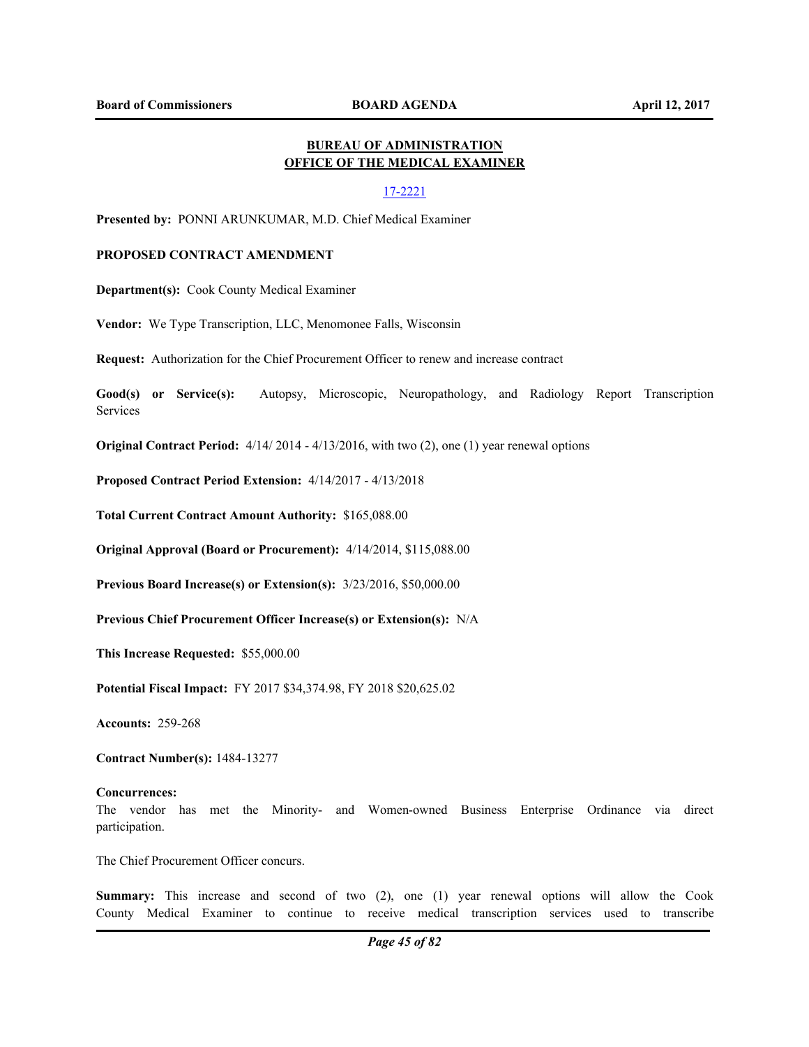## BUREAU OF ADMINISTRATION
## OFFICE OF THE MEDICAL EXAMINER

17-2221

**Presented by:** PONNI ARUNKUMAR, M.D. Chief Medical Examiner

**PROPOSED CONTRACT AMENDMENT**

**Department(s):** Cook County Medical Examiner

**Vendor:** We Type Transcription, LLC, Menomonee Falls, Wisconsin

**Request:** Authorization for the Chief Procurement Officer to renew and increase contract

**Good(s) or Service(s):** Autopsy, Microscopic, Neuropathology, and Radiology Report Transcription Services

**Original Contract Period:** 4/14/ 2014 - 4/13/2016, with two (2), one (1) year renewal options

**Proposed Contract Period Extension:** 4/14/2017 - 4/13/2018

**Total Current Contract Amount Authority:** $165,088.00

**Original Approval (Board or Procurement):** 4/14/2014, $115,088.00

**Previous Board Increase(s) or Extension(s):** 3/23/2016, $50,000.00

**Previous Chief Procurement Officer Increase(s) or Extension(s):** N/A

**This Increase Requested:** $55,000.00

**Potential Fiscal Impact:** FY 2017 $34,374.98, FY 2018 $20,625.02

**Accounts:** 259-268

**Contract Number(s):** 1484-13277

**Concurrences:**
The vendor has met the Minority- and Women-owned Business Enterprise Ordinance via direct participation.

The Chief Procurement Officer concurs.

**Summary:** This increase and second of two (2), one (1) year renewal options will allow the Cook County Medical Examiner to continue to receive medical transcription services used to transcribe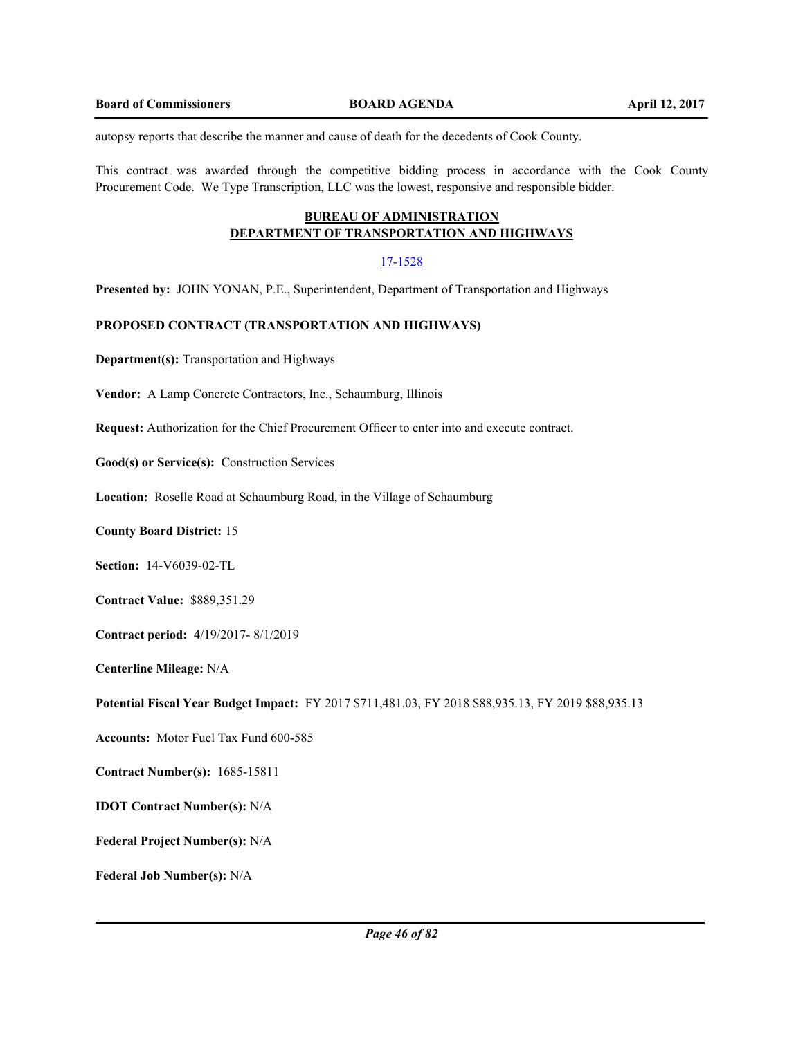autopsy reports that describe the manner and cause of death for the decedents of Cook County.

This contract was awarded through the competitive bidding process in accordance with the Cook County Procurement Code. We Type Transcription, LLC was the lowest, responsive and responsible bidder.

## BUREAU OF ADMINISTRATION
## DEPARTMENT OF TRANSPORTATION AND HIGHWAYS

17-1528

**Presented by:** JOHN YONAN, P.E., Superintendent, Department of Transportation and Highways

**PROPOSED CONTRACT (TRANSPORTATION AND HIGHWAYS)**

**Department(s):** Transportation and Highways

**Vendor:** A Lamp Concrete Contractors, Inc., Schaumburg, Illinois

**Request:** Authorization for the Chief Procurement Officer to enter into and execute contract.

**Good(s) or Service(s):** Construction Services

**Location:** Roselle Road at Schaumburg Road, in the Village of Schaumburg

**County Board District:** 15

**Section:** 14-V6039-02-TL

**Contract Value:** $889,351.29

**Contract period:** 4/19/2017- 8/1/2019

**Centerline Mileage:** N/A

**Potential Fiscal Year Budget Impact:** FY 2017 $711,481.03, FY 2018 $88,935.13, FY 2019 $88,935.13

**Accounts:** Motor Fuel Tax Fund 600-585

**Contract Number(s):** 1685-15811

**IDOT Contract Number(s):** N/A

**Federal Project Number(s):** N/A

**Federal Job Number(s):** N/A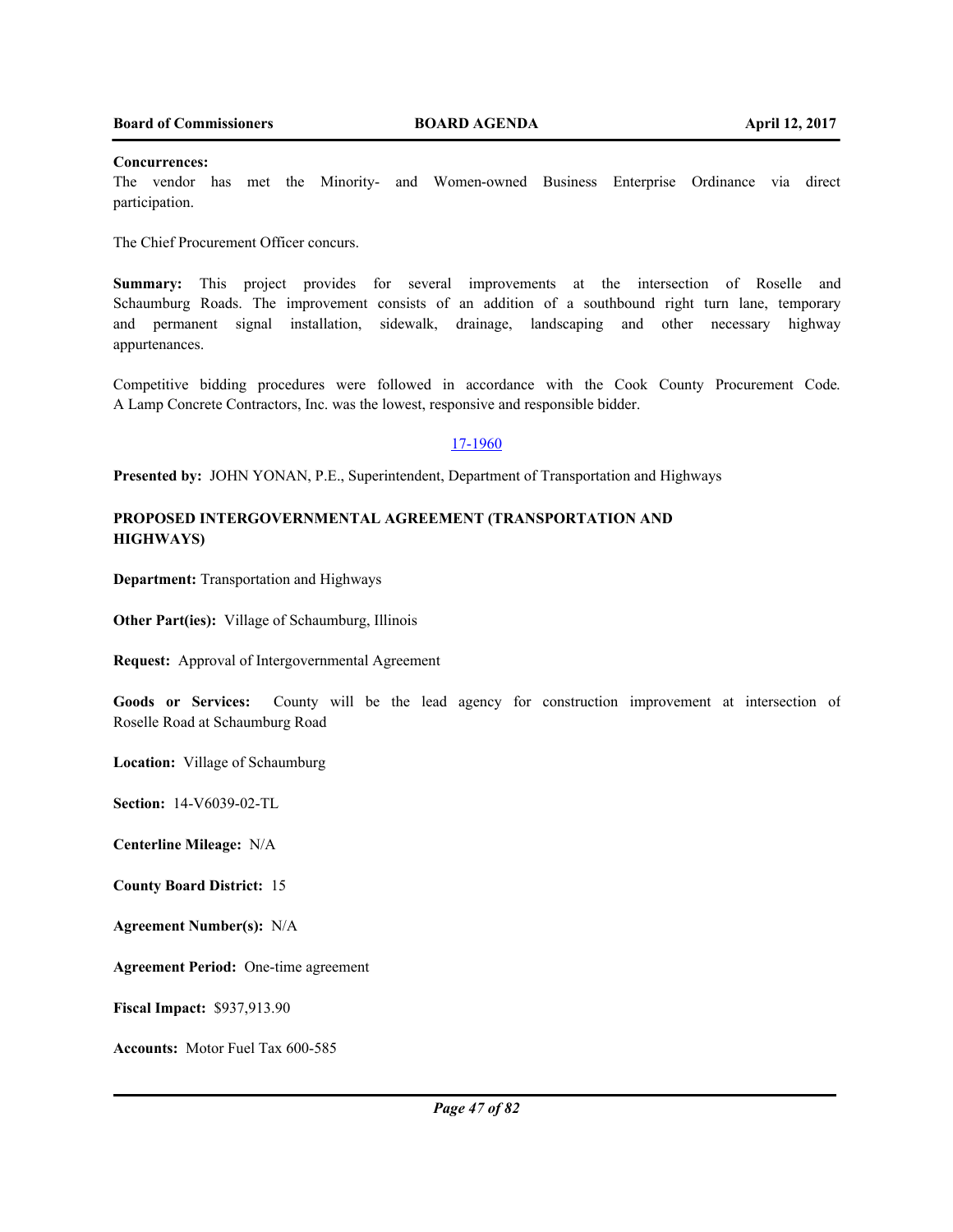**Concurrences:**
The vendor has met the Minority- and Women-owned Business Enterprise Ordinance via direct participation.

The Chief Procurement Officer concurs.

**Summary:** This project provides for several improvements at the intersection of Roselle and Schaumburg Roads. The improvement consists of an addition of a southbound right turn lane, temporary and permanent signal installation, sidewalk, drainage, landscaping and other necessary highway appurtenances.

Competitive bidding procedures were followed in accordance with the Cook County Procurement Code. A Lamp Concrete Contractors, Inc. was the lowest, responsive and responsible bidder.

17-1960

**Presented by:** JOHN YONAN, P.E., Superintendent, Department of Transportation and Highways

**PROPOSED INTERGOVERNMENTAL AGREEMENT (TRANSPORTATION AND HIGHWAYS)**

**Department:** Transportation and Highways

**Other Part(ies):** Village of Schaumburg, Illinois

**Request:** Approval of Intergovernmental Agreement

**Goods or Services:** County will be the lead agency for construction improvement at intersection of Roselle Road at Schaumburg Road

**Location:** Village of Schaumburg

**Section:** 14-V6039-02-TL

**Centerline Mileage:** N/A

**County Board District:** 15

**Agreement Number(s):** N/A

**Agreement Period:** One-time agreement

**Fiscal Impact:** $937,913.90

**Accounts:** Motor Fuel Tax 600-585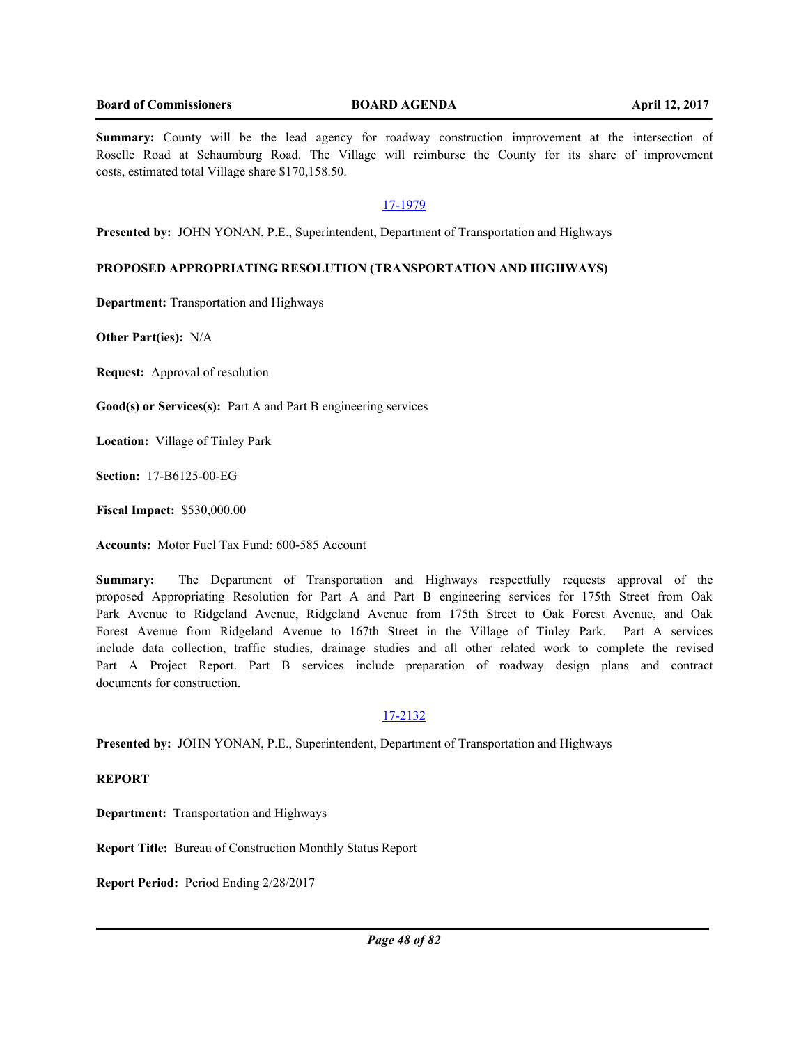**Summary:** County will be the lead agency for roadway construction improvement at the intersection of Roselle Road at Schaumburg Road. The Village will reimburse the County for its share of improvement costs, estimated total Village share $170,158.50.

17-1979

**Presented by:** JOHN YONAN, P.E., Superintendent, Department of Transportation and Highways

**PROPOSED APPROPRIATING RESOLUTION (TRANSPORTATION AND HIGHWAYS)**

**Department:** Transportation and Highways

**Other Part(ies):** N/A

**Request:** Approval of resolution

**Good(s) or Services(s):** Part A and Part B engineering services

**Location:** Village of Tinley Park

**Section:** 17-B6125-00-EG

**Fiscal Impact:** $530,000.00

**Accounts:** Motor Fuel Tax Fund: 600-585 Account

**Summary:** The Department of Transportation and Highways respectfully requests approval of the proposed Appropriating Resolution for Part A and Part B engineering services for 175th Street from Oak Park Avenue to Ridgeland Avenue, Ridgeland Avenue from 175th Street to Oak Forest Avenue, and Oak Forest Avenue from Ridgeland Avenue to 167th Street in the Village of Tinley Park. Part A services include data collection, traffic studies, drainage studies and all other related work to complete the revised Part A Project Report. Part B services include preparation of roadway design plans and contract documents for construction.

17-2132

**Presented by:** JOHN YONAN, P.E., Superintendent, Department of Transportation and Highways

**REPORT**

**Department:** Transportation and Highways

**Report Title:** Bureau of Construction Monthly Status Report

**Report Period:** Period Ending 2/28/2017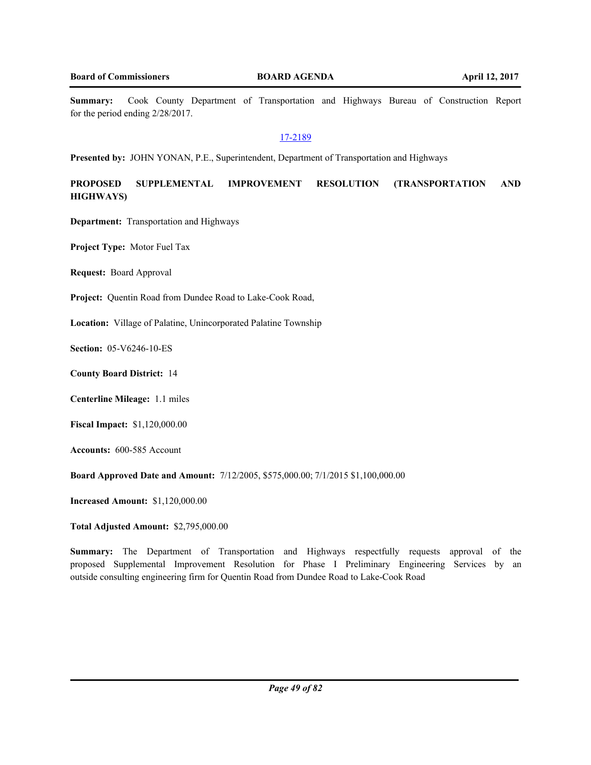**Summary:** Cook County Department of Transportation and Highways Bureau of Construction Report for the period ending 2/28/2017.

17-2189

**Presented by:** JOHN YONAN, P.E., Superintendent, Department of Transportation and Highways

**PROPOSED SUPPLEMENTAL IMPROVEMENT RESOLUTION (TRANSPORTATION AND HIGHWAYS)**

**Department:** Transportation and Highways

**Project Type:** Motor Fuel Tax

**Request:** Board Approval

**Project:** Quentin Road from Dundee Road to Lake-Cook Road,

**Location:** Village of Palatine, Unincorporated Palatine Township

**Section:** 05-V6246-10-ES

**County Board District:** 14

**Centerline Mileage:** 1.1 miles

**Fiscal Impact:** $1,120,000.00

**Accounts:** 600-585 Account

**Board Approved Date and Amount:** 7/12/2005, $575,000.00; 7/1/2015 $1,100,000.00

**Increased Amount:** $1,120,000.00

**Total Adjusted Amount:** $2,795,000.00

**Summary:** The Department of Transportation and Highways respectfully requests approval of the proposed Supplemental Improvement Resolution for Phase I Preliminary Engineering Services by an outside consulting engineering firm for Quentin Road from Dundee Road to Lake-Cook Road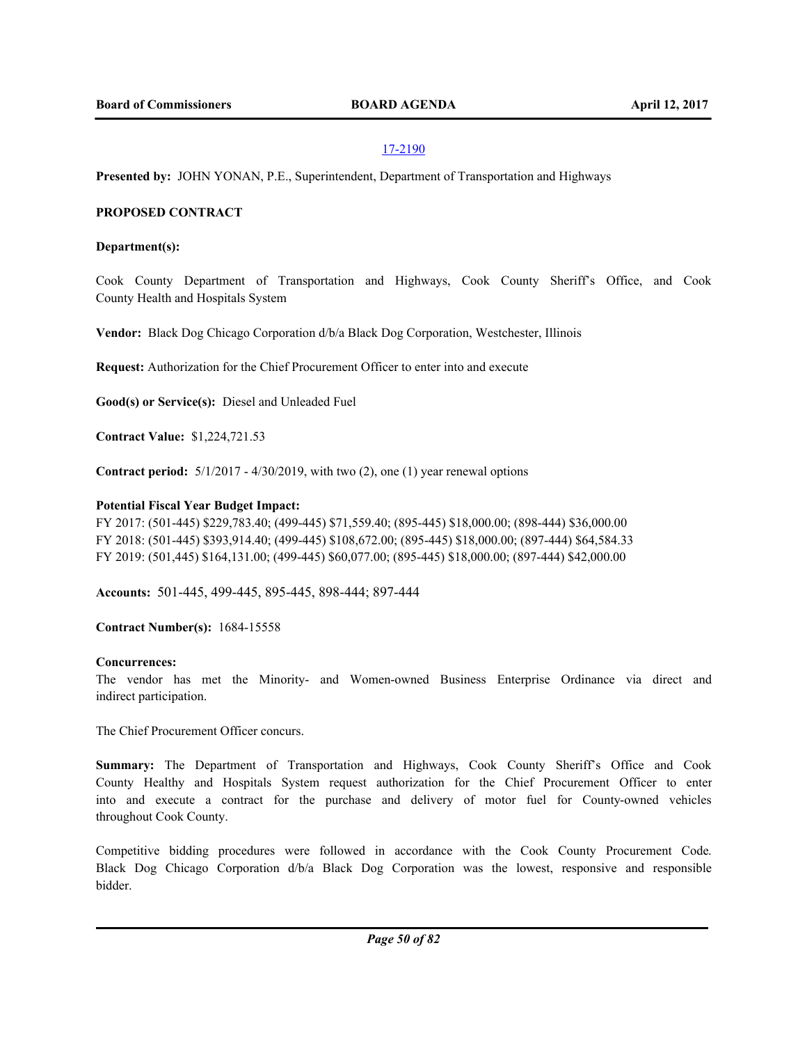17-2190

**Presented by:** JOHN YONAN, P.E., Superintendent, Department of Transportation and Highways

**PROPOSED CONTRACT**

**Department(s):**

Cook County Department of Transportation and Highways, Cook County Sheriff's Office, and Cook County Health and Hospitals System

**Vendor:** Black Dog Chicago Corporation d/b/a Black Dog Corporation, Westchester, Illinois

**Request:** Authorization for the Chief Procurement Officer to enter into and execute

**Good(s) or Service(s):** Diesel and Unleaded Fuel

**Contract Value:** $1,224,721.53

**Contract period:** 5/1/2017 - 4/30/2019, with two (2), one (1) year renewal options

**Potential Fiscal Year Budget Impact:**
FY 2017: (501-445) $229,783.40; (499-445) $71,559.40; (895-445) $18,000.00; (898-444) $36,000.00
FY 2018: (501-445) $393,914.40; (499-445) $108,672.00; (895-445) $18,000.00; (897-444) $64,584.33
FY 2019: (501,445) $164,131.00; (499-445) $60,077.00; (895-445) $18,000.00; (897-444) $42,000.00

**Accounts:** 501-445, 499-445, 895-445, 898-444; 897-444

**Contract Number(s):** 1684-15558

**Concurrences:**
The vendor has met the Minority- and Women-owned Business Enterprise Ordinance via direct and indirect participation.

The Chief Procurement Officer concurs.

**Summary:** The Department of Transportation and Highways, Cook County Sheriff's Office and Cook County Healthy and Hospitals System request authorization for the Chief Procurement Officer to enter into and execute a contract for the purchase and delivery of motor fuel for County-owned vehicles throughout Cook County.

Competitive bidding procedures were followed in accordance with the Cook County Procurement Code. Black Dog Chicago Corporation d/b/a Black Dog Corporation was the lowest, responsive and responsible bidder.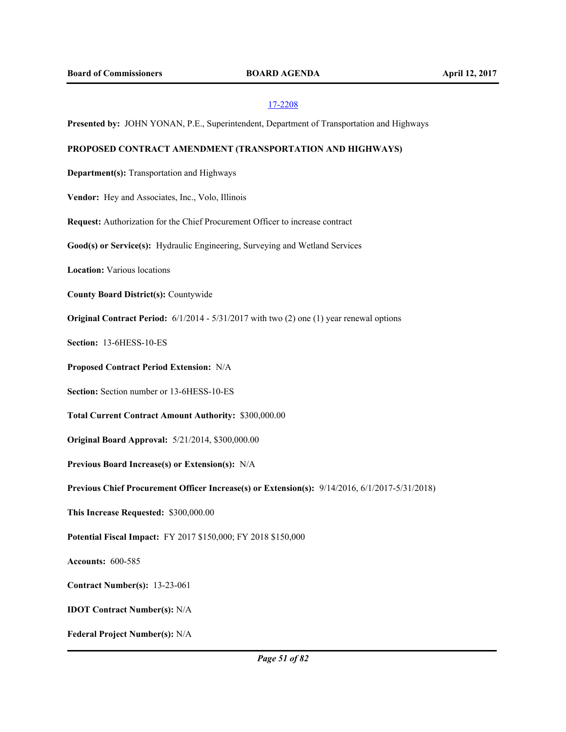17-2208

**Presented by:** JOHN YONAN, P.E., Superintendent, Department of Transportation and Highways

**PROPOSED CONTRACT AMENDMENT (TRANSPORTATION AND HIGHWAYS)**

**Department(s):** Transportation and Highways

**Vendor:** Hey and Associates, Inc., Volo, Illinois

**Request:** Authorization for the Chief Procurement Officer to increase contract

**Good(s) or Service(s):** Hydraulic Engineering, Surveying and Wetland Services

**Location:** Various locations

**County Board District(s):** Countywide

**Original Contract Period:** 6/1/2014 - 5/31/2017 with two (2) one (1) year renewal options

**Section:** 13-6HESS-10-ES

**Proposed Contract Period Extension:** N/A

**Section:** Section number or 13-6HESS-10-ES

**Total Current Contract Amount Authority:** $300,000.00

**Original Board Approval:** 5/21/2014, $300,000.00

**Previous Board Increase(s) or Extension(s):** N/A

**Previous Chief Procurement Officer Increase(s) or Extension(s):** 9/14/2016, 6/1/2017-5/31/2018)

**This Increase Requested:** $300,000.00

**Potential Fiscal Impact:** FY 2017 $150,000; FY 2018 $150,000

**Accounts:** 600-585

**Contract Number(s):** 13-23-061

**IDOT Contract Number(s):** N/A

**Federal Project Number(s):** N/A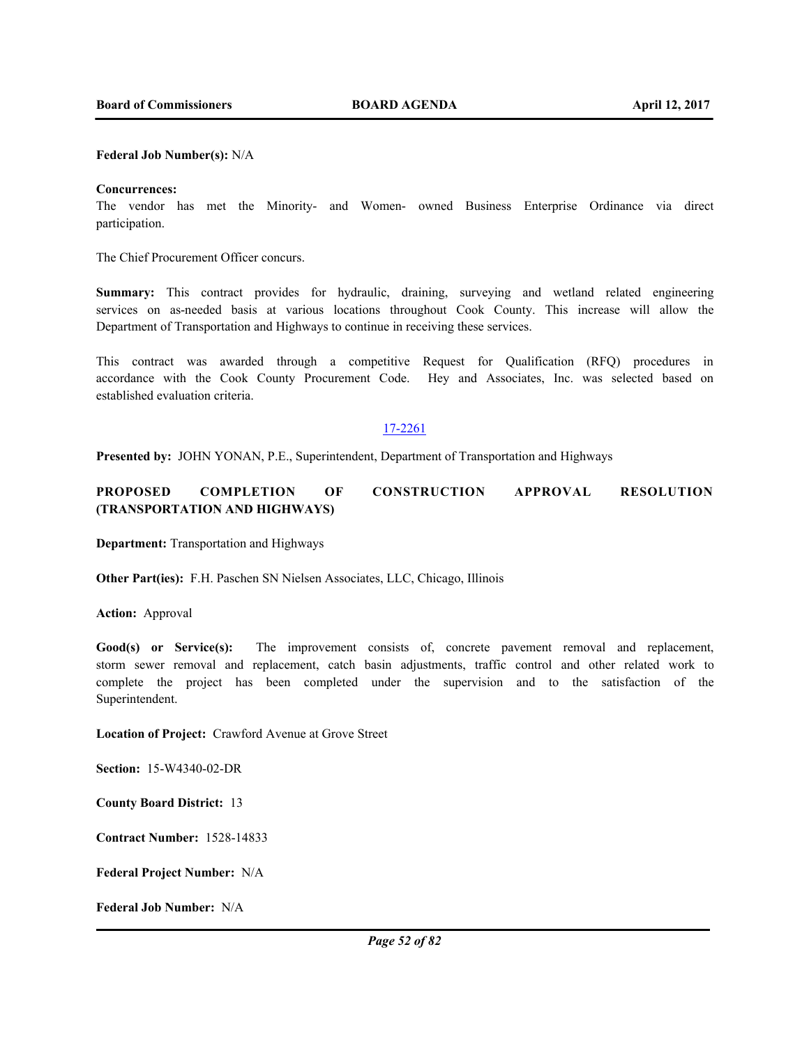**Federal Job Number(s):** N/A

**Concurrences:**
The vendor has met the Minority- and Women- owned Business Enterprise Ordinance via direct participation.

The Chief Procurement Officer concurs.

**Summary:** This contract provides for hydraulic, draining, surveying and wetland related engineering services on as-needed basis at various locations throughout Cook County. This increase will allow the Department of Transportation and Highways to continue in receiving these services.

This contract was awarded through a competitive Request for Qualification (RFQ) procedures in accordance with the Cook County Procurement Code. Hey and Associates, Inc. was selected based on established evaluation criteria.

17-2261

**Presented by:** JOHN YONAN, P.E., Superintendent, Department of Transportation and Highways

**PROPOSED COMPLETION OF CONSTRUCTION APPROVAL RESOLUTION (TRANSPORTATION AND HIGHWAYS)**

**Department:** Transportation and Highways

**Other Part(ies):** F.H. Paschen SN Nielsen Associates, LLC, Chicago, Illinois

**Action:** Approval

**Good(s) or Service(s):** The improvement consists of, concrete pavement removal and replacement, storm sewer removal and replacement, catch basin adjustments, traffic control and other related work to complete the project has been completed under the supervision and to the satisfaction of the Superintendent.

**Location of Project:** Crawford Avenue at Grove Street

**Section:** 15-W4340-02-DR

**County Board District:** 13

**Contract Number:** 1528-14833

**Federal Project Number:** N/A

**Federal Job Number:** N/A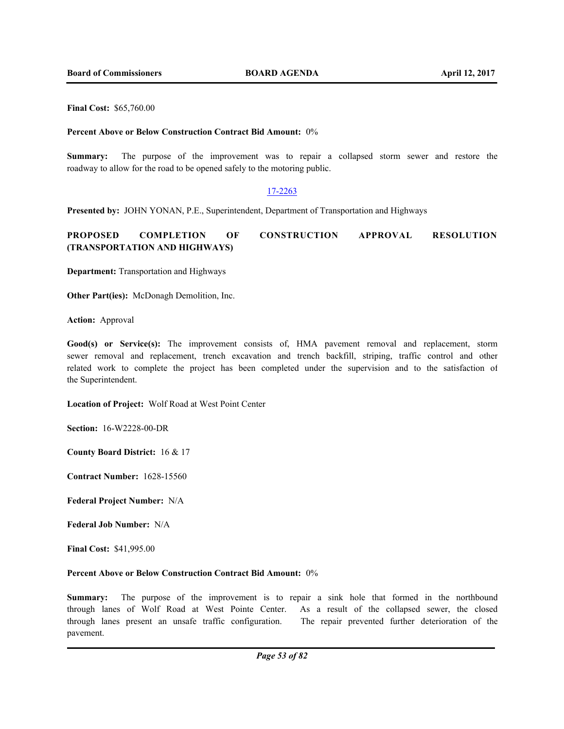**Final Cost:** $65,760.00

**Percent Above or Below Construction Contract Bid Amount:** 0%

**Summary:** The purpose of the improvement was to repair a collapsed storm sewer and restore the roadway to allow for the road to be opened safely to the motoring public.

17-2263

**Presented by:** JOHN YONAN, P.E., Superintendent, Department of Transportation and Highways

## PROPOSED COMPLETION OF CONSTRUCTION APPROVAL RESOLUTION (TRANSPORTATION AND HIGHWAYS)

**Department:** Transportation and Highways

**Other Part(ies):** McDonagh Demolition, Inc.

**Action:** Approval

**Good(s) or Service(s):** The improvement consists of, HMA pavement removal and replacement, storm sewer removal and replacement, trench excavation and trench backfill, striping, traffic control and other related work to complete the project has been completed under the supervision and to the satisfaction of the Superintendent.

**Location of Project:** Wolf Road at West Point Center

**Section:** 16-W2228-00-DR

**County Board District:** 16 & 17

**Contract Number:** 1628-15560

**Federal Project Number:** N/A

**Federal Job Number:** N/A

**Final Cost:** $41,995.00

**Percent Above or Below Construction Contract Bid Amount:** 0%

**Summary:** The purpose of the improvement is to repair a sink hole that formed in the northbound through lanes of Wolf Road at West Pointe Center. As a result of the collapsed sewer, the closed through lanes present an unsafe traffic configuration. The repair prevented further deterioration of the pavement.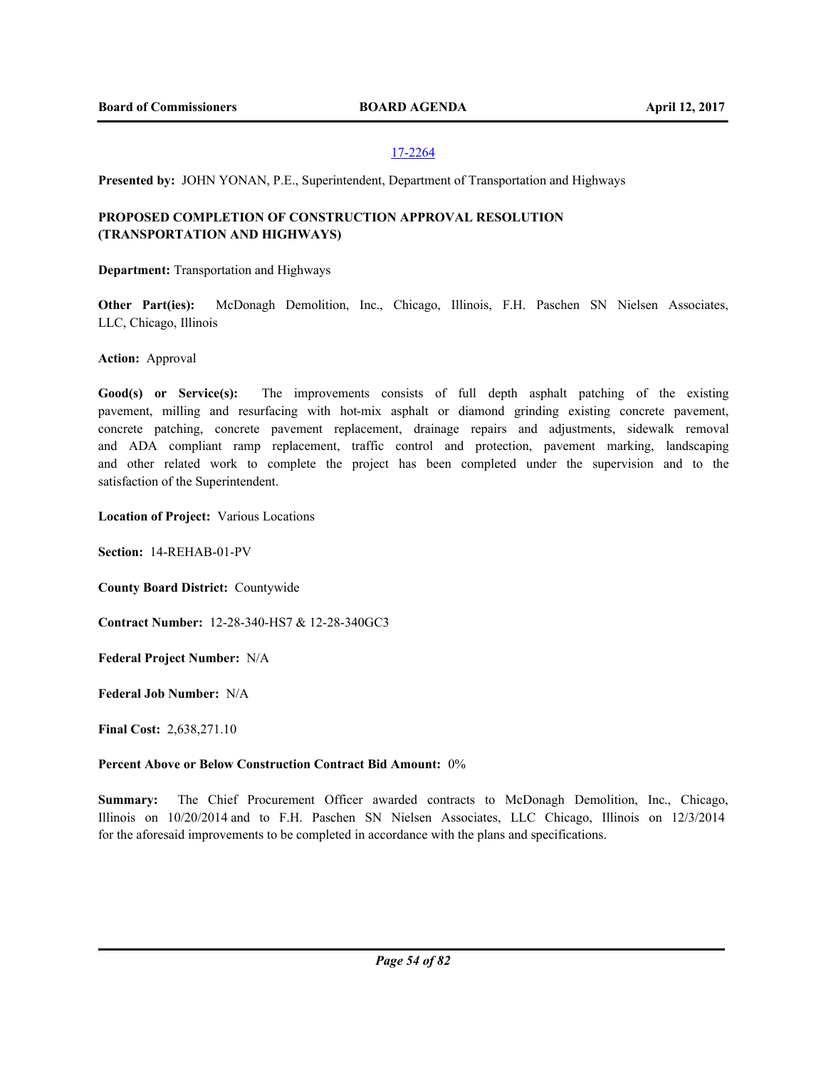17-2264

**Presented by:** JOHN YONAN, P.E., Superintendent, Department of Transportation and Highways

**PROPOSED COMPLETION OF CONSTRUCTION APPROVAL RESOLUTION (TRANSPORTATION AND HIGHWAYS)**

**Department:** Transportation and Highways

**Other Part(ies):** McDonagh Demolition, Inc., Chicago, Illinois, F.H. Paschen SN Nielsen Associates, LLC, Chicago, Illinois

**Action:** Approval

**Good(s) or Service(s):** The improvements consists of full depth asphalt patching of the existing pavement, milling and resurfacing with hot-mix asphalt or diamond grinding existing concrete pavement, concrete patching, concrete pavement replacement, drainage repairs and adjustments, sidewalk removal and ADA compliant ramp replacement, traffic control and protection, pavement marking, landscaping and other related work to complete the project has been completed under the supervision and to the satisfaction of the Superintendent.

**Location of Project:** Various Locations

**Section:** 14-REHAB-01-PV

**County Board District:** Countywide

**Contract Number:** 12-28-340-HS7 & 12-28-340GC3

**Federal Project Number:** N/A

**Federal Job Number:** N/A

**Final Cost:** 2,638,271.10

**Percent Above or Below Construction Contract Bid Amount:** 0%

**Summary:** The Chief Procurement Officer awarded contracts to McDonagh Demolition, Inc., Chicago, Illinois on 10/20/2014 and to F.H. Paschen SN Nielsen Associates, LLC Chicago, Illinois on 12/3/2014 for the aforesaid improvements to be completed in accordance with the plans and specifications.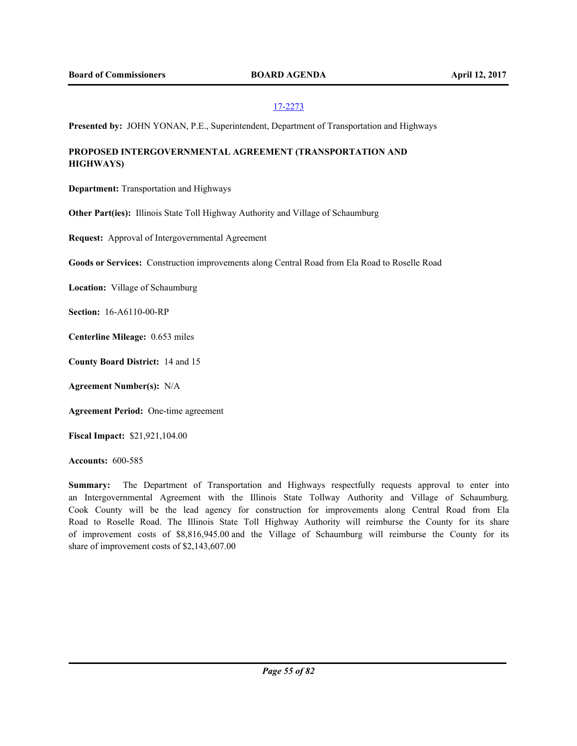17-2273

**Presented by:** JOHN YONAN, P.E., Superintendent, Department of Transportation and Highways

**PROPOSED INTERGOVERNMENTAL AGREEMENT (TRANSPORTATION AND HIGHWAYS)**

**Department:** Transportation and Highways

**Other Part(ies):** Illinois State Toll Highway Authority and Village of Schaumburg

**Request:** Approval of Intergovernmental Agreement

**Goods or Services:** Construction improvements along Central Road from Ela Road to Roselle Road

**Location:** Village of Schaumburg

**Section:** 16-A6110-00-RP

**Centerline Mileage:** 0.653 miles

**County Board District:** 14 and 15

**Agreement Number(s):** N/A

**Agreement Period:** One-time agreement

**Fiscal Impact:** $21,921,104.00

**Accounts:** 600-585

**Summary:** The Department of Transportation and Highways respectfully requests approval to enter into an Intergovernmental Agreement with the Illinois State Tollway Authority and Village of Schaumburg. Cook County will be the lead agency for construction for improvements along Central Road from Ela Road to Roselle Road. The Illinois State Toll Highway Authority will reimburse the County for its share of improvement costs of $8,816,945.00 and the Village of Schaumburg will reimburse the County for its share of improvement costs of $2,143,607.00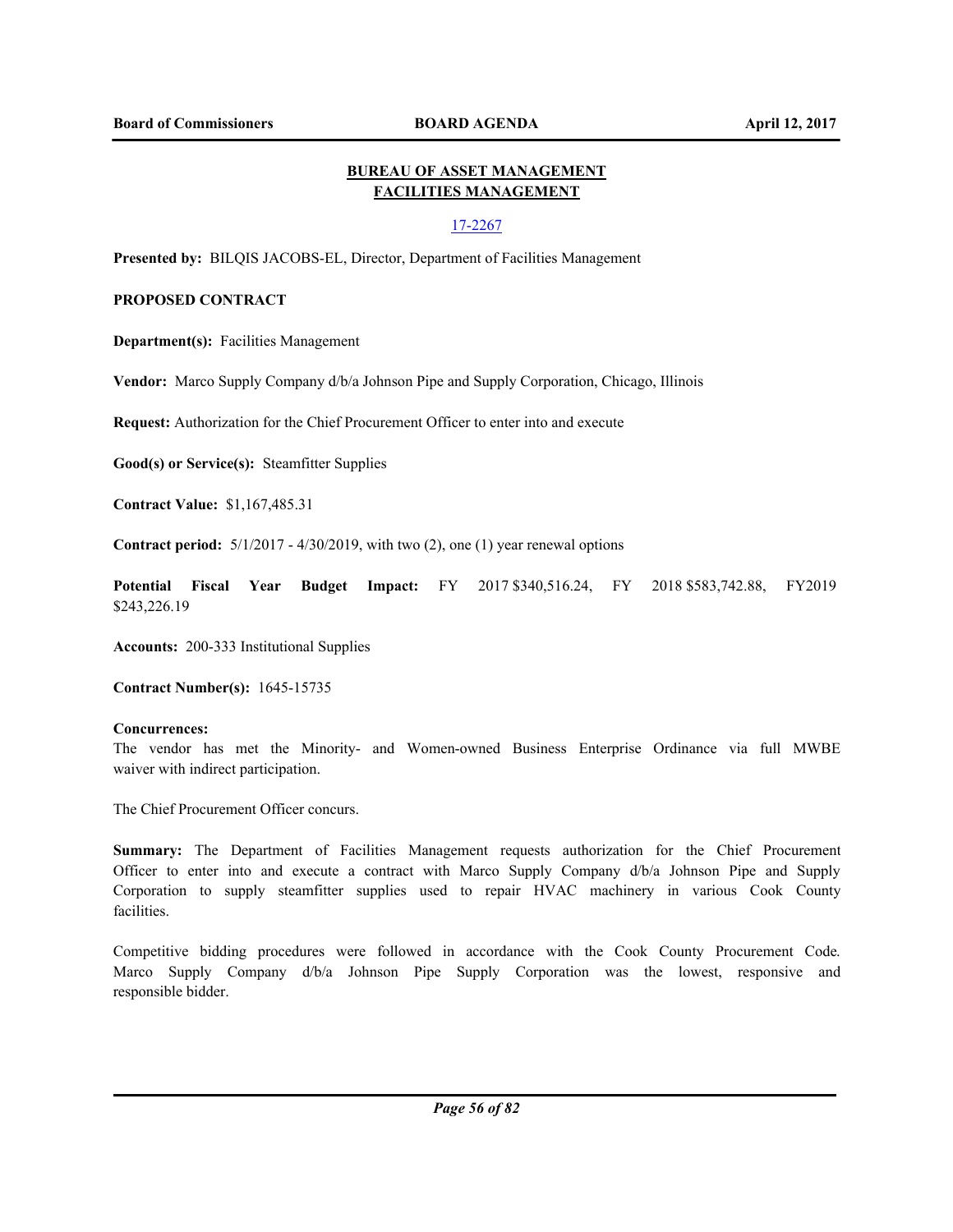## BUREAU OF ASSET MANAGEMENT
## FACILITIES MANAGEMENT

17-2267

**Presented by:** BILQIS JACOBS-EL, Director, Department of Facilities Management

**PROPOSED CONTRACT**

**Department(s):** Facilities Management

**Vendor:** Marco Supply Company d/b/a Johnson Pipe and Supply Corporation, Chicago, Illinois

**Request:** Authorization for the Chief Procurement Officer to enter into and execute

**Good(s) or Service(s):** Steamfitter Supplies

**Contract Value:** $1,167,485.31

**Contract period:** 5/1/2017 - 4/30/2019, with two (2), one (1) year renewal options

**Potential Fiscal Year Budget Impact:** FY 2017 $340,516.24, FY 2018 $583,742.88, FY2019 $243,226.19

**Accounts:** 200-333 Institutional Supplies

**Contract Number(s):** 1645-15735

**Concurrences:**
The vendor has met the Minority- and Women-owned Business Enterprise Ordinance via full MWBE waiver with indirect participation.

The Chief Procurement Officer concurs.

**Summary:** The Department of Facilities Management requests authorization for the Chief Procurement Officer to enter into and execute a contract with Marco Supply Company d/b/a Johnson Pipe and Supply Corporation to supply steamfitter supplies used to repair HVAC machinery in various Cook County facilities.

Competitive bidding procedures were followed in accordance with the Cook County Procurement Code. Marco Supply Company d/b/a Johnson Pipe Supply Corporation was the lowest, responsive and responsible bidder.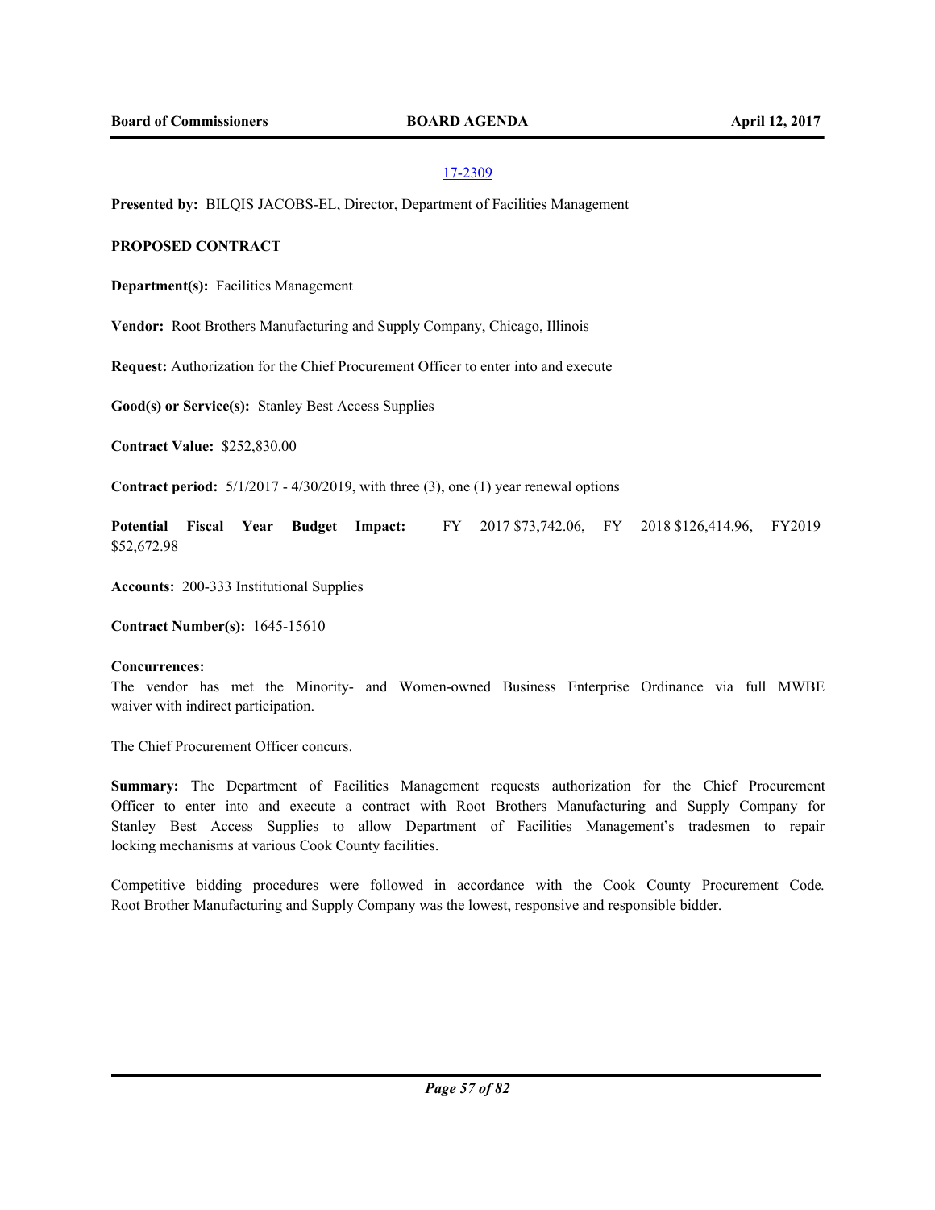17-2309

**Presented by:** BILQIS JACOBS-EL, Director, Department of Facilities Management

**PROPOSED CONTRACT**

**Department(s):** Facilities Management

**Vendor:** Root Brothers Manufacturing and Supply Company, Chicago, Illinois

**Request:** Authorization for the Chief Procurement Officer to enter into and execute

**Good(s) or Service(s):** Stanley Best Access Supplies

**Contract Value:** $252,830.00

**Contract period:** 5/1/2017 - 4/30/2019, with three (3), one (1) year renewal options

**Potential Fiscal Year Budget Impact:** FY 2017 $73,742.06, FY 2018 $126,414.96, FY2019 $52,672.98

**Accounts:** 200-333 Institutional Supplies

**Contract Number(s):** 1645-15610

**Concurrences:**
The vendor has met the Minority- and Women-owned Business Enterprise Ordinance via full MWBE waiver with indirect participation.

The Chief Procurement Officer concurs.

**Summary:** The Department of Facilities Management requests authorization for the Chief Procurement Officer to enter into and execute a contract with Root Brothers Manufacturing and Supply Company for Stanley Best Access Supplies to allow Department of Facilities Management's tradesmen to repair locking mechanisms at various Cook County facilities.

Competitive bidding procedures were followed in accordance with the Cook County Procurement Code. Root Brother Manufacturing and Supply Company was the lowest, responsive and responsible bidder.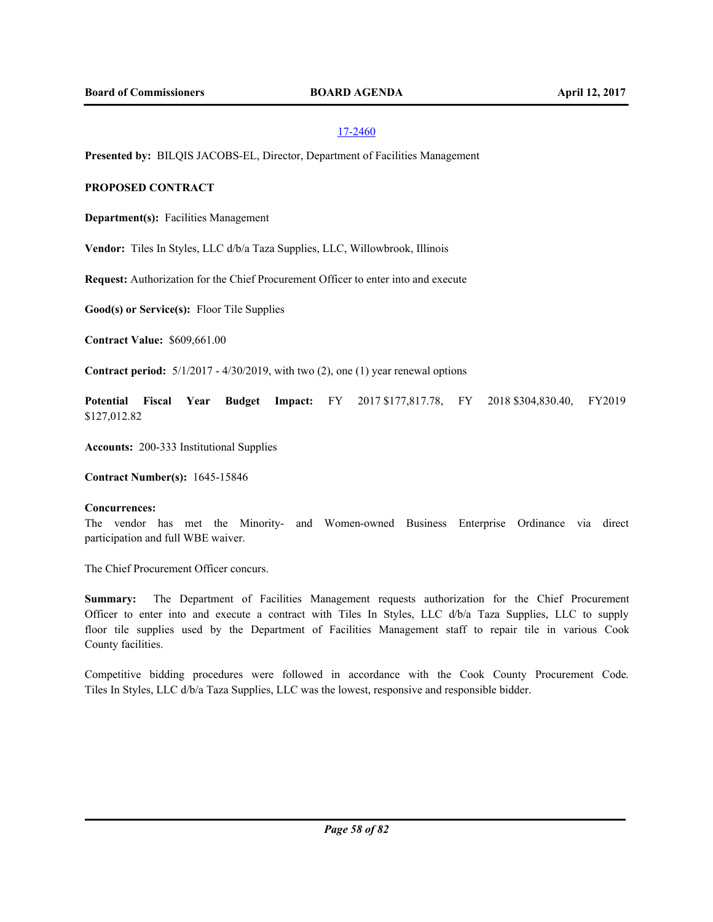17-2460

**Presented by:** BILQIS JACOBS-EL, Director, Department of Facilities Management

**PROPOSED CONTRACT**

**Department(s):** Facilities Management

**Vendor:** Tiles In Styles, LLC d/b/a Taza Supplies, LLC, Willowbrook, Illinois

**Request:** Authorization for the Chief Procurement Officer to enter into and execute

**Good(s) or Service(s):** Floor Tile Supplies

**Contract Value:** $609,661.00

**Contract period:** 5/1/2017 - 4/30/2019, with two (2), one (1) year renewal options

**Potential Fiscal Year Budget Impact:** FY 2017 $177,817.78, FY 2018 $304,830.40, FY2019 $127,012.82

**Accounts:** 200-333 Institutional Supplies

**Contract Number(s):** 1645-15846

**Concurrences:**
The vendor has met the Minority- and Women-owned Business Enterprise Ordinance via direct participation and full WBE waiver.

The Chief Procurement Officer concurs.

**Summary:** The Department of Facilities Management requests authorization for the Chief Procurement Officer to enter into and execute a contract with Tiles In Styles, LLC d/b/a Taza Supplies, LLC to supply floor tile supplies used by the Department of Facilities Management staff to repair tile in various Cook County facilities.

Competitive bidding procedures were followed in accordance with the Cook County Procurement Code. Tiles In Styles, LLC d/b/a Taza Supplies, LLC was the lowest, responsive and responsible bidder.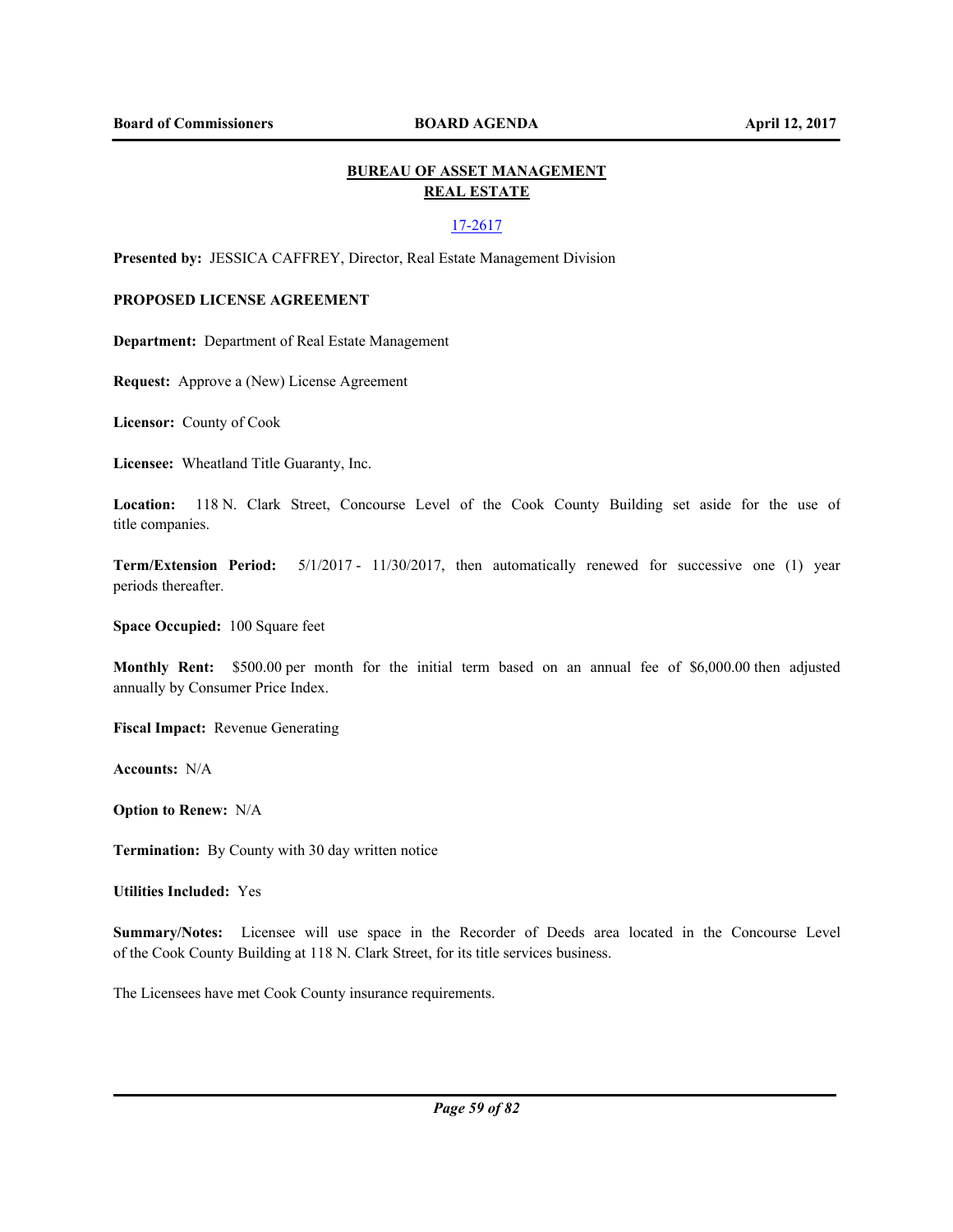## BUREAU OF ASSET MANAGEMENT
## REAL ESTATE

17-2617

**Presented by:** JESSICA CAFFREY, Director, Real Estate Management Division

**PROPOSED LICENSE AGREEMENT**

**Department:** Department of Real Estate Management

**Request:** Approve a (New) License Agreement

**Licensor:** County of Cook

**Licensee:** Wheatland Title Guaranty, Inc.

**Location:** 118 N. Clark Street, Concourse Level of the Cook County Building set aside for the use of title companies.

**Term/Extension Period:** 5/1/2017 - 11/30/2017, then automatically renewed for successive one (1) year periods thereafter.

**Space Occupied:** 100 Square feet

**Monthly Rent:** $500.00 per month for the initial term based on an annual fee of $6,000.00 then adjusted annually by Consumer Price Index.

**Fiscal Impact:** Revenue Generating

**Accounts:** N/A

**Option to Renew:** N/A

**Termination:** By County with 30 day written notice

**Utilities Included:** Yes

**Summary/Notes:** Licensee will use space in the Recorder of Deeds area located in the Concourse Level of the Cook County Building at 118 N. Clark Street, for its title services business.

The Licensees have met Cook County insurance requirements.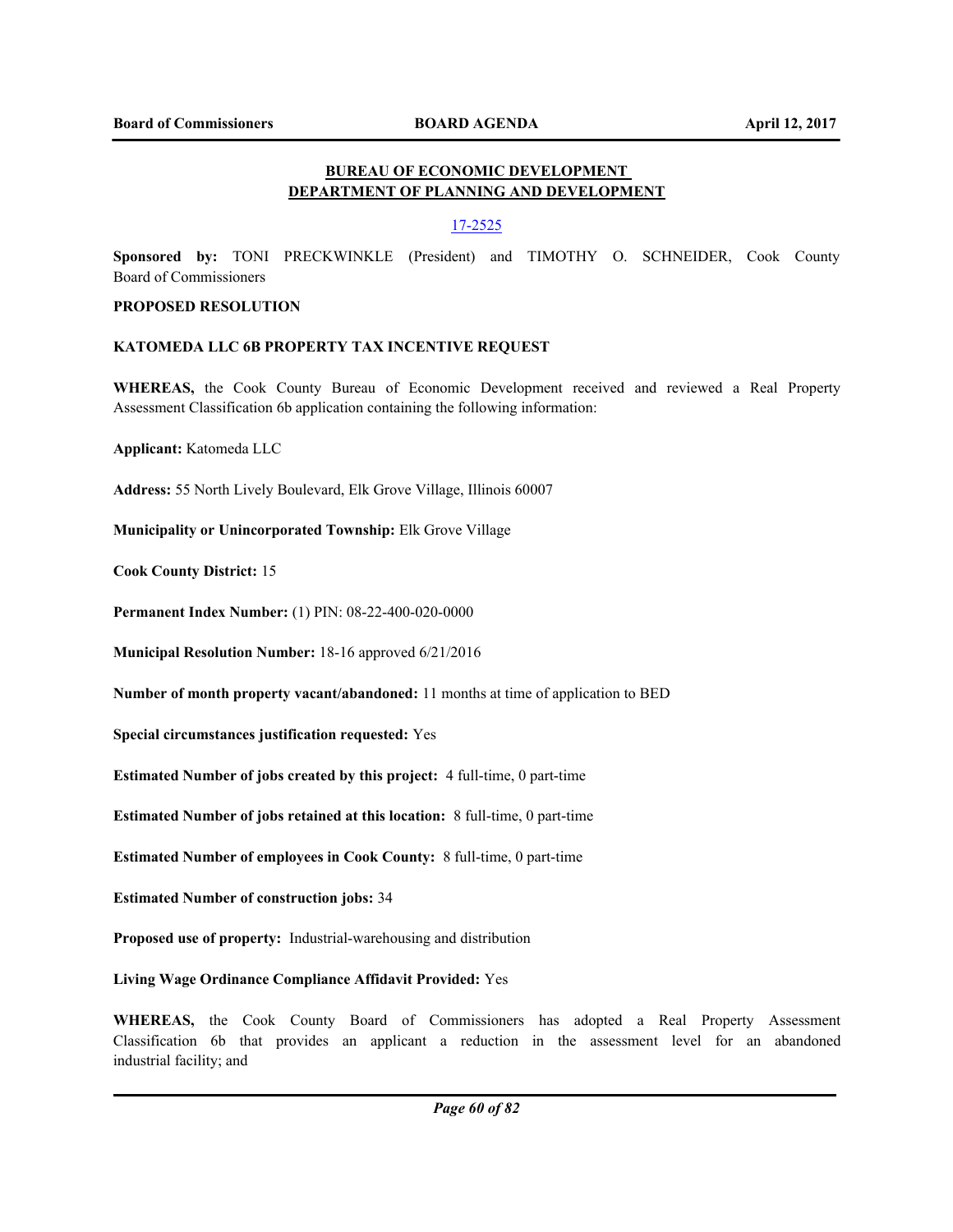## BUREAU OF ECONOMIC DEVELOPMENT
## DEPARTMENT OF PLANNING AND DEVELOPMENT

17-2525

**Sponsored by:** TONI PRECKWINKLE (President) and TIMOTHY O. SCHNEIDER, Cook County Board of Commissioners

**PROPOSED RESOLUTION**

**KATOMEDA LLC 6B PROPERTY TAX INCENTIVE REQUEST**

**WHEREAS,** the Cook County Bureau of Economic Development received and reviewed a Real Property Assessment Classification 6b application containing the following information:

**Applicant:** Katomeda LLC

**Address:** 55 North Lively Boulevard, Elk Grove Village, Illinois 60007

**Municipality or Unincorporated Township:** Elk Grove Village

**Cook County District:** 15

**Permanent Index Number:** (1) PIN: 08-22-400-020-0000

**Municipal Resolution Number:** 18-16 approved 6/21/2016

**Number of month property vacant/abandoned:** 11 months at time of application to BED

**Special circumstances justification requested:** Yes

**Estimated Number of jobs created by this project:** 4 full-time, 0 part-time

**Estimated Number of jobs retained at this location:** 8 full-time, 0 part-time

**Estimated Number of employees in Cook County:** 8 full-time, 0 part-time

**Estimated Number of construction jobs:** 34

**Proposed use of property:** Industrial-warehousing and distribution

**Living Wage Ordinance Compliance Affidavit Provided:** Yes

**WHEREAS,** the Cook County Board of Commissioners has adopted a Real Property Assessment Classification 6b that provides an applicant a reduction in the assessment level for an abandoned industrial facility; and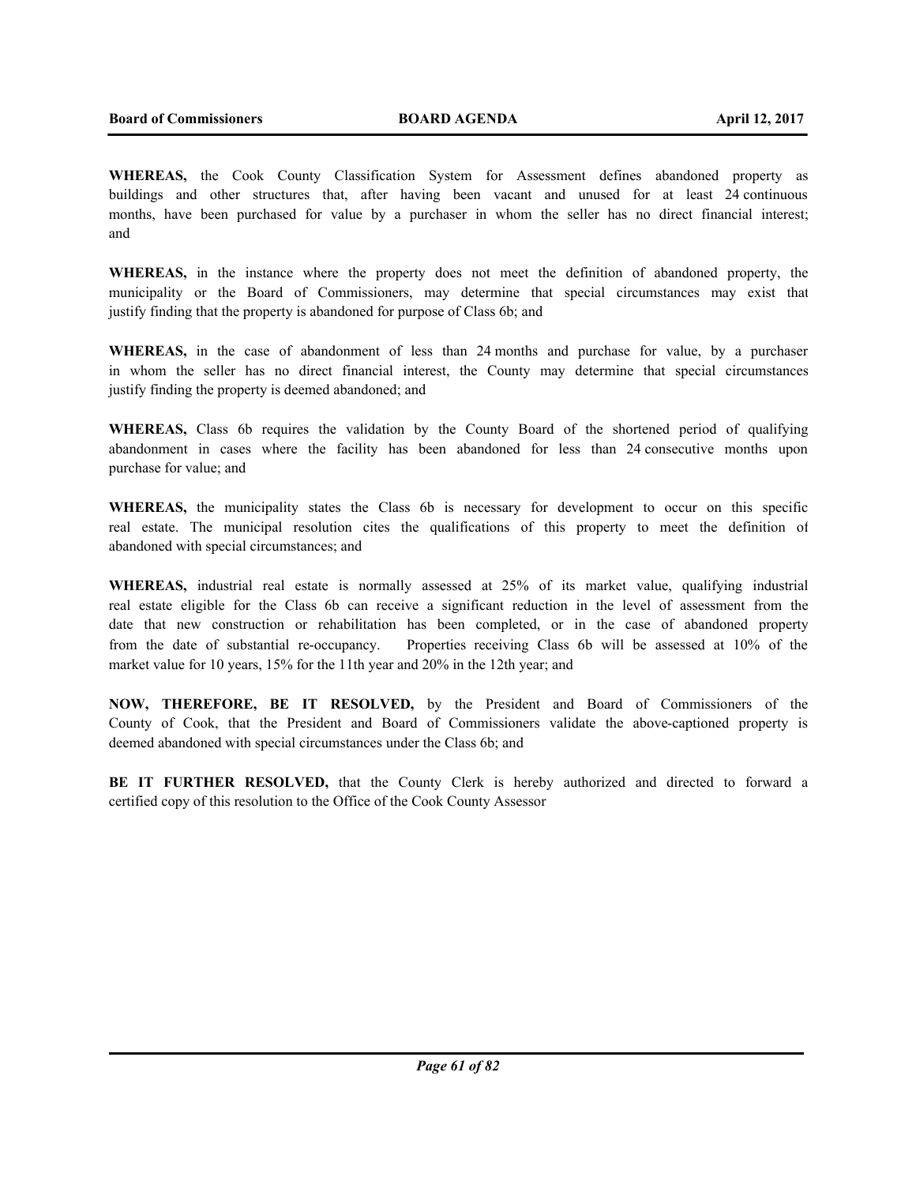**WHEREAS,** the Cook County Classification System for Assessment defines abandoned property as buildings and other structures that, after having been vacant and unused for at least 24 continuous months, have been purchased for value by a purchaser in whom the seller has no direct financial interest; and

**WHEREAS,** in the instance where the property does not meet the definition of abandoned property, the municipality or the Board of Commissioners, may determine that special circumstances may exist that justify finding that the property is abandoned for purpose of Class 6b; and

**WHEREAS,** in the case of abandonment of less than 24 months and purchase for value, by a purchaser in whom the seller has no direct financial interest, the County may determine that special circumstances justify finding the property is deemed abandoned; and

**WHEREAS,** Class 6b requires the validation by the County Board of the shortened period of qualifying abandonment in cases where the facility has been abandoned for less than 24 consecutive months upon purchase for value; and

**WHEREAS,** the municipality states the Class 6b is necessary for development to occur on this specific real estate. The municipal resolution cites the qualifications of this property to meet the definition of abandoned with special circumstances; and

**WHEREAS,** industrial real estate is normally assessed at 25% of its market value, qualifying industrial real estate eligible for the Class 6b can receive a significant reduction in the level of assessment from the date that new construction or rehabilitation has been completed, or in the case of abandoned property from the date of substantial re-occupancy. Properties receiving Class 6b will be assessed at 10% of the market value for 10 years, 15% for the 11th year and 20% in the 12th year; and

**NOW, THEREFORE, BE IT RESOLVED,** by the President and Board of Commissioners of the County of Cook, that the President and Board of Commissioners validate the above-captioned property is deemed abandoned with special circumstances under the Class 6b; and

**BE IT FURTHER RESOLVED,** that the County Clerk is hereby authorized and directed to forward a certified copy of this resolution to the Office of the Cook County Assessor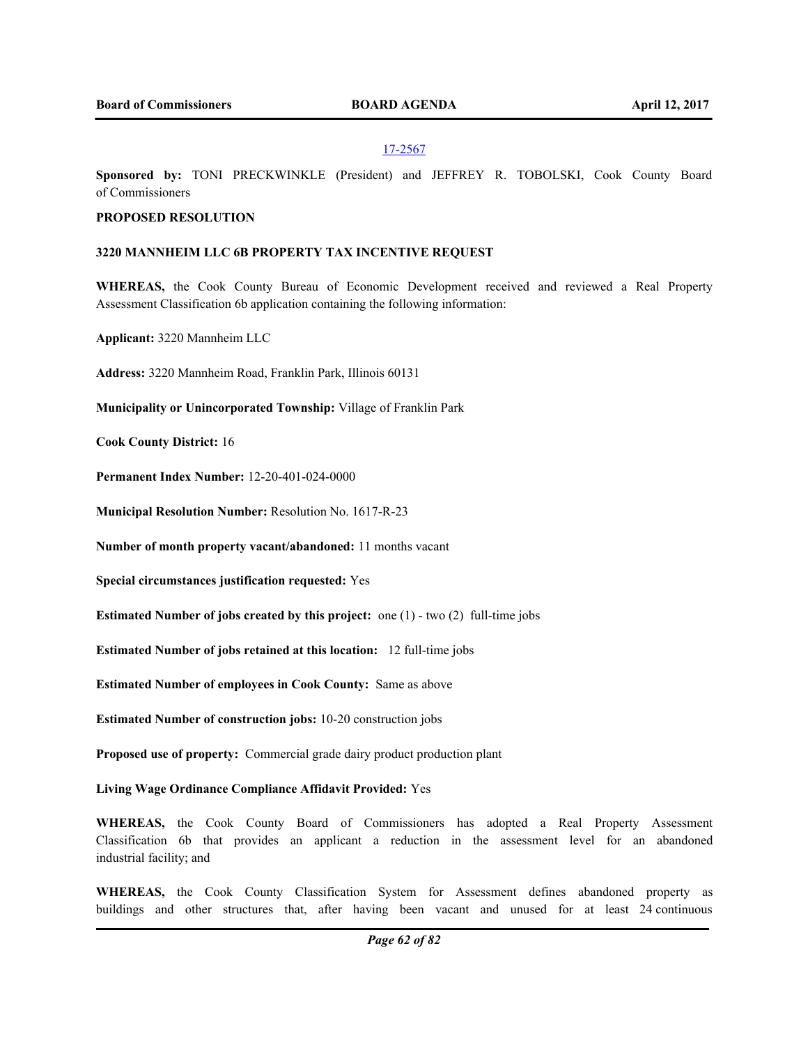17-2567

**Sponsored by:** TONI PRECKWINKLE (President) and JEFFREY R. TOBOLSKI, Cook County Board of Commissioners

**PROPOSED RESOLUTION**

**3220 MANNHEIM LLC 6B PROPERTY TAX INCENTIVE REQUEST**

**WHEREAS,** the Cook County Bureau of Economic Development received and reviewed a Real Property Assessment Classification 6b application containing the following information:

**Applicant:** 3220 Mannheim LLC

**Address:** 3220 Mannheim Road, Franklin Park, Illinois 60131

**Municipality or Unincorporated Township:** Village of Franklin Park

**Cook County District:** 16

**Permanent Index Number:** 12-20-401-024-0000

**Municipal Resolution Number:** Resolution No. 1617-R-23

**Number of month property vacant/abandoned:** 11 months vacant

**Special circumstances justification requested:** Yes

**Estimated Number of jobs created by this project:** one (1) - two (2) full-time jobs

**Estimated Number of jobs retained at this location:** 12 full-time jobs

**Estimated Number of employees in Cook County:** Same as above

**Estimated Number of construction jobs:** 10-20 construction jobs

**Proposed use of property:** Commercial grade dairy product production plant

**Living Wage Ordinance Compliance Affidavit Provided:** Yes

**WHEREAS,** the Cook County Board of Commissioners has adopted a Real Property Assessment Classification 6b that provides an applicant a reduction in the assessment level for an abandoned industrial facility; and

**WHEREAS,** the Cook County Classification System for Assessment defines abandoned property as buildings and other structures that, after having been vacant and unused for at least 24 continuous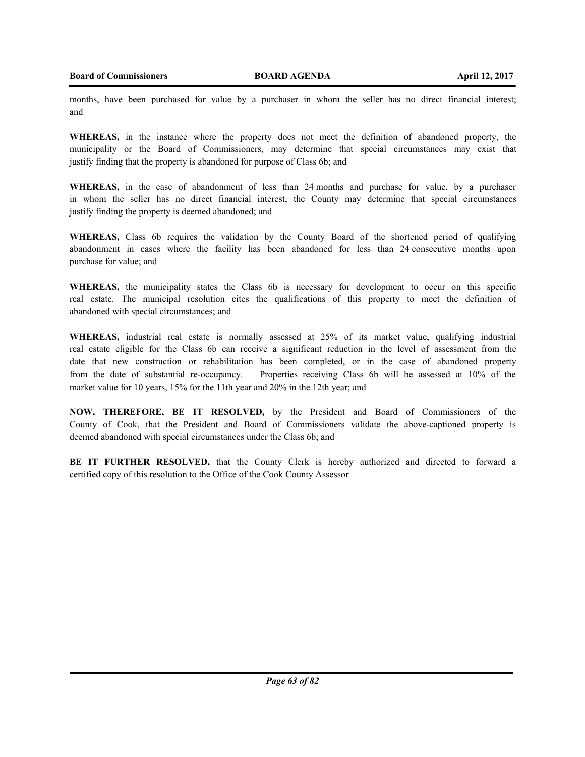months, have been purchased for value by a purchaser in whom the seller has no direct financial interest; and

**WHEREAS,** in the instance where the property does not meet the definition of abandoned property, the municipality or the Board of Commissioners, may determine that special circumstances may exist that justify finding that the property is abandoned for purpose of Class 6b; and

**WHEREAS,** in the case of abandonment of less than 24 months and purchase for value, by a purchaser in whom the seller has no direct financial interest, the County may determine that special circumstances justify finding the property is deemed abandoned; and

**WHEREAS,** Class 6b requires the validation by the County Board of the shortened period of qualifying abandonment in cases where the facility has been abandoned for less than 24 consecutive months upon purchase for value; and

**WHEREAS,** the municipality states the Class 6b is necessary for development to occur on this specific real estate. The municipal resolution cites the qualifications of this property to meet the definition of abandoned with special circumstances; and

**WHEREAS,** industrial real estate is normally assessed at 25% of its market value, qualifying industrial real estate eligible for the Class 6b can receive a significant reduction in the level of assessment from the date that new construction or rehabilitation has been completed, or in the case of abandoned property from the date of substantial re-occupancy. Properties receiving Class 6b will be assessed at 10% of the market value for 10 years, 15% for the 11th year and 20% in the 12th year; and

**NOW, THEREFORE, BE IT RESOLVED,** by the President and Board of Commissioners of the County of Cook, that the President and Board of Commissioners validate the above-captioned property is deemed abandoned with special circumstances under the Class 6b; and

**BE IT FURTHER RESOLVED,** that the County Clerk is hereby authorized and directed to forward a certified copy of this resolution to the Office of the Cook County Assessor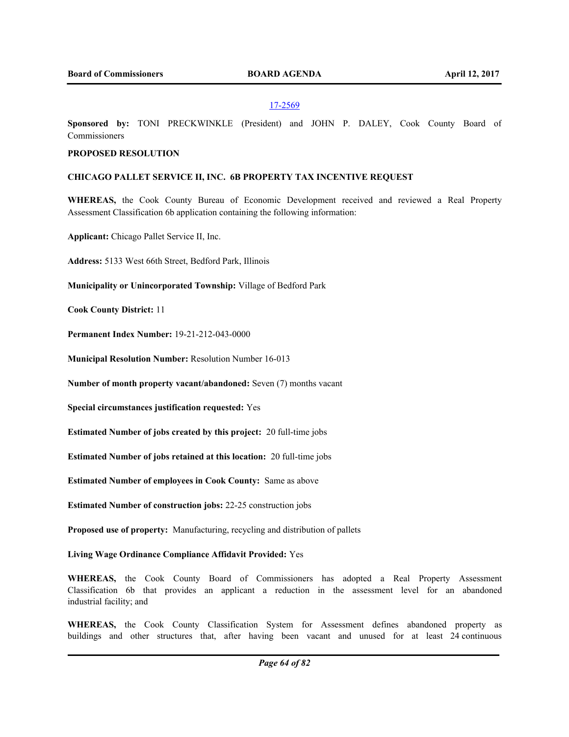17-2569

**Sponsored by:** TONI PRECKWINKLE (President) and JOHN P. DALEY, Cook County Board of Commissioners

**PROPOSED RESOLUTION**

**CHICAGO PALLET SERVICE II, INC. 6B PROPERTY TAX INCENTIVE REQUEST**

**WHEREAS,** the Cook County Bureau of Economic Development received and reviewed a Real Property Assessment Classification 6b application containing the following information:

**Applicant:** Chicago Pallet Service II, Inc.

**Address:** 5133 West 66th Street, Bedford Park, Illinois

**Municipality or Unincorporated Township:** Village of Bedford Park

**Cook County District:** 11

**Permanent Index Number:** 19-21-212-043-0000

**Municipal Resolution Number:** Resolution Number 16-013

**Number of month property vacant/abandoned:** Seven (7) months vacant

**Special circumstances justification requested:** Yes

**Estimated Number of jobs created by this project:** 20 full-time jobs

**Estimated Number of jobs retained at this location:** 20 full-time jobs

**Estimated Number of employees in Cook County:** Same as above

**Estimated Number of construction jobs:** 22-25 construction jobs

**Proposed use of property:** Manufacturing, recycling and distribution of pallets

**Living Wage Ordinance Compliance Affidavit Provided:** Yes

**WHEREAS,** the Cook County Board of Commissioners has adopted a Real Property Assessment Classification 6b that provides an applicant a reduction in the assessment level for an abandoned industrial facility; and

**WHEREAS,** the Cook County Classification System for Assessment defines abandoned property as buildings and other structures that, after having been vacant and unused for at least 24 continuous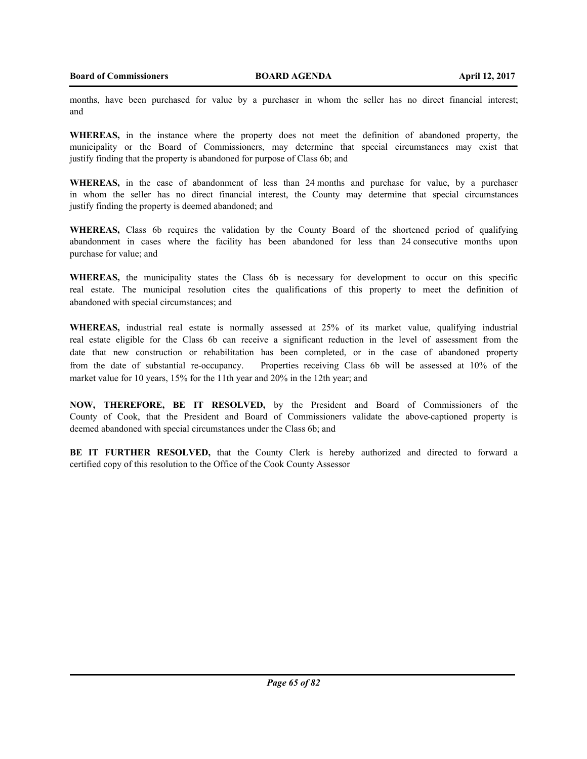months, have been purchased for value by a purchaser in whom the seller has no direct financial interest; and

**WHEREAS,** in the instance where the property does not meet the definition of abandoned property, the municipality or the Board of Commissioners, may determine that special circumstances may exist that justify finding that the property is abandoned for purpose of Class 6b; and

**WHEREAS,** in the case of abandonment of less than 24 months and purchase for value, by a purchaser in whom the seller has no direct financial interest, the County may determine that special circumstances justify finding the property is deemed abandoned; and

**WHEREAS,** Class 6b requires the validation by the County Board of the shortened period of qualifying abandonment in cases where the facility has been abandoned for less than 24 consecutive months upon purchase for value; and

**WHEREAS,** the municipality states the Class 6b is necessary for development to occur on this specific real estate. The municipal resolution cites the qualifications of this property to meet the definition of abandoned with special circumstances; and

**WHEREAS,** industrial real estate is normally assessed at 25% of its market value, qualifying industrial real estate eligible for the Class 6b can receive a significant reduction in the level of assessment from the date that new construction or rehabilitation has been completed, or in the case of abandoned property from the date of substantial re-occupancy. Properties receiving Class 6b will be assessed at 10% of the market value for 10 years, 15% for the 11th year and 20% in the 12th year; and

**NOW, THEREFORE, BE IT RESOLVED,** by the President and Board of Commissioners of the County of Cook, that the President and Board of Commissioners validate the above-captioned property is deemed abandoned with special circumstances under the Class 6b; and

**BE IT FURTHER RESOLVED,** that the County Clerk is hereby authorized and directed to forward a certified copy of this resolution to the Office of the Cook County Assessor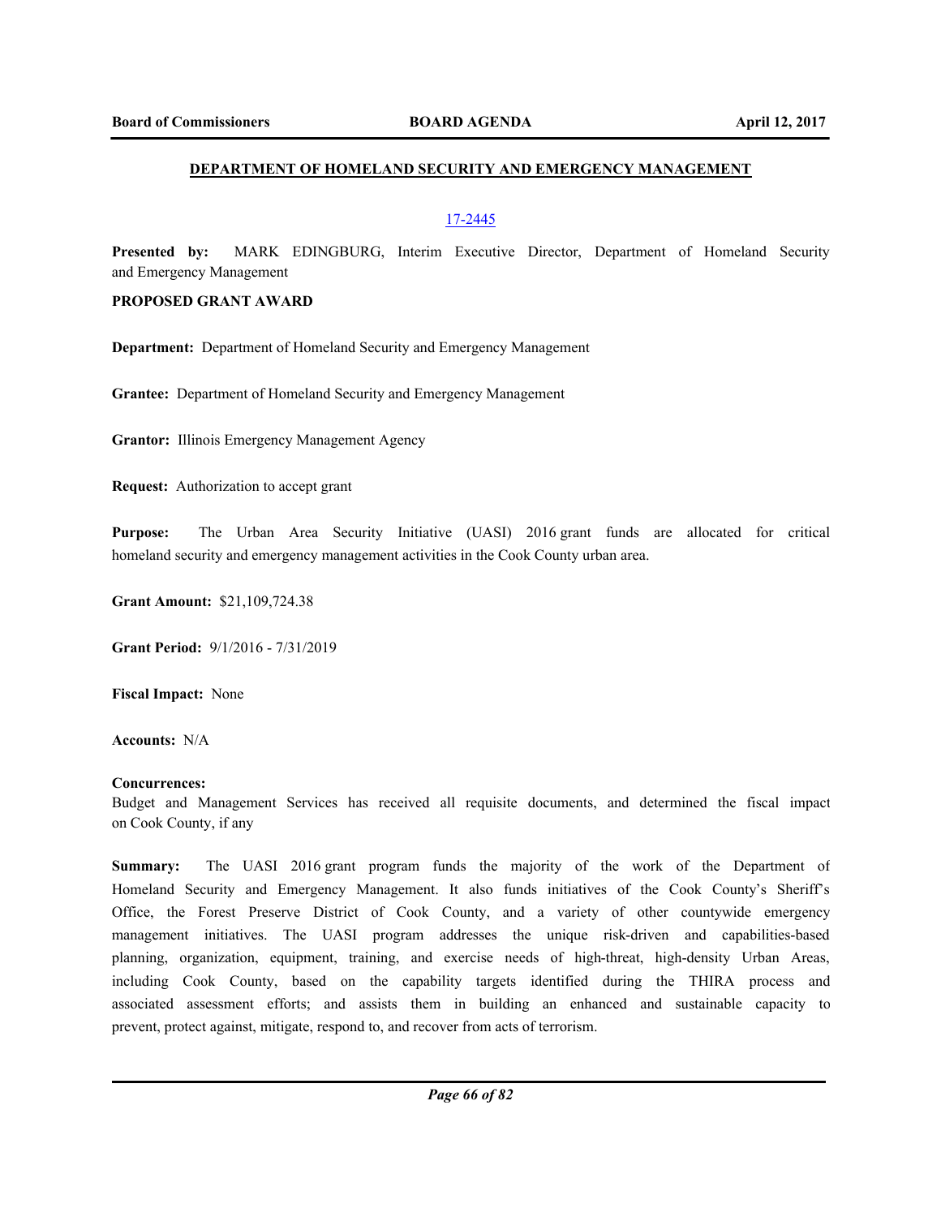## DEPARTMENT OF HOMELAND SECURITY AND EMERGENCY MANAGEMENT

17-2445

**Presented by:** MARK EDINGBURG, Interim Executive Director, Department of Homeland Security and Emergency Management

**PROPOSED GRANT AWARD**

**Department:** Department of Homeland Security and Emergency Management

**Grantee:** Department of Homeland Security and Emergency Management

**Grantor:** Illinois Emergency Management Agency

**Request:** Authorization to accept grant

**Purpose:** The Urban Area Security Initiative (UASI) 2016 grant funds are allocated for critical homeland security and emergency management activities in the Cook County urban area.

**Grant Amount:** $21,109,724.38

**Grant Period:** 9/1/2016 - 7/31/2019

**Fiscal Impact:** None

**Accounts:** N/A

**Concurrences:**
Budget and Management Services has received all requisite documents, and determined the fiscal impact on Cook County, if any

**Summary:** The UASI 2016 grant program funds the majority of the work of the Department of Homeland Security and Emergency Management. It also funds initiatives of the Cook County's Sheriff's Office, the Forest Preserve District of Cook County, and a variety of other countywide emergency management initiatives. The UASI program addresses the unique risk-driven and capabilities-based planning, organization, equipment, training, and exercise needs of high-threat, high-density Urban Areas, including Cook County, based on the capability targets identified during the THIRA process and associated assessment efforts; and assists them in building an enhanced and sustainable capacity to prevent, protect against, mitigate, respond to, and recover from acts of terrorism.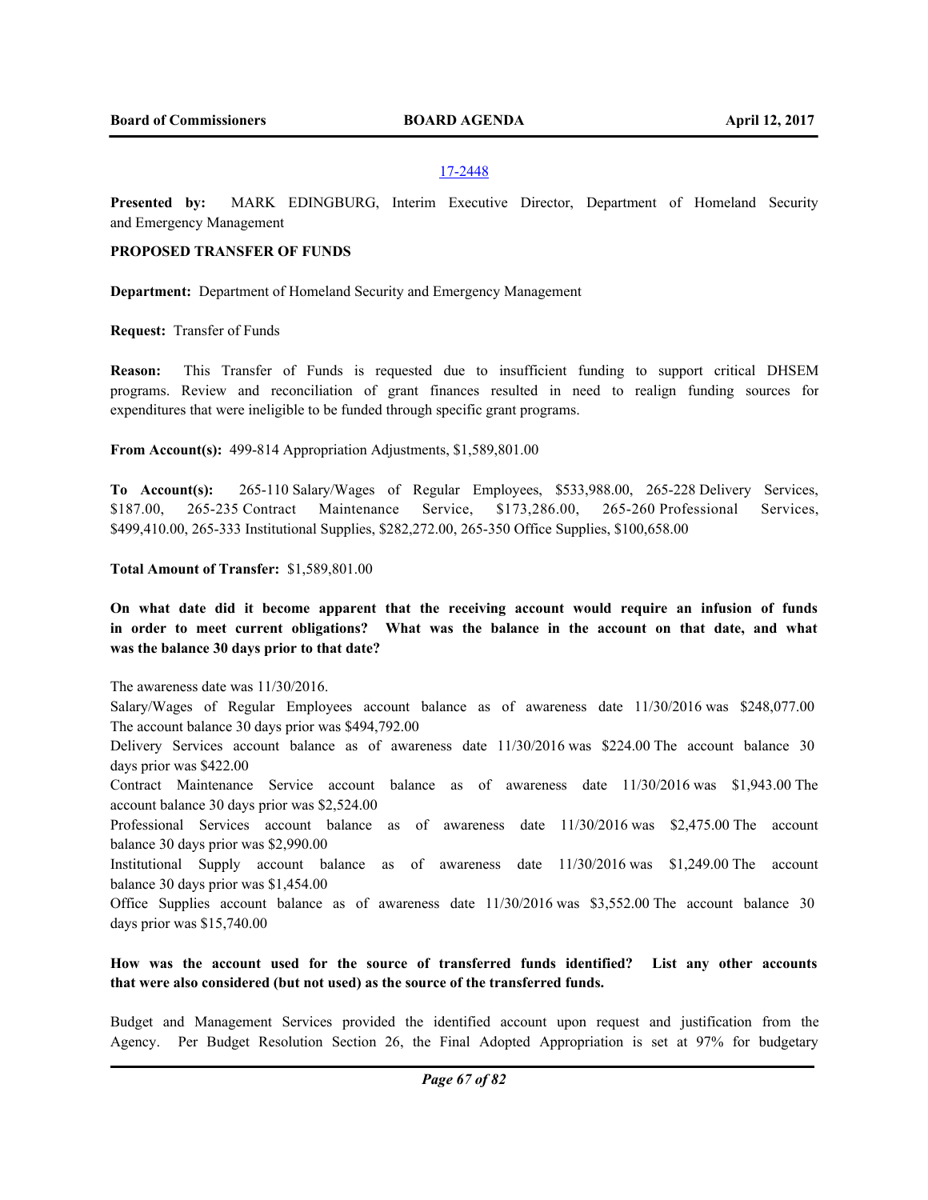17-2448

**Presented by:** MARK EDINGBURG, Interim Executive Director, Department of Homeland Security and Emergency Management

**PROPOSED TRANSFER OF FUNDS**

**Department:** Department of Homeland Security and Emergency Management

**Request:** Transfer of Funds

**Reason:** This Transfer of Funds is requested due to insufficient funding to support critical DHSEM programs. Review and reconciliation of grant finances resulted in need to realign funding sources for expenditures that were ineligible to be funded through specific grant programs.

**From Account(s):** 499-814 Appropriation Adjustments, $1,589,801.00

**To Account(s):** 265-110 Salary/Wages of Regular Employees, $533,988.00, 265-228 Delivery Services, $187.00, 265-235 Contract Maintenance Service, $173,286.00, 265-260 Professional Services, $499,410.00, 265-333 Institutional Supplies, $282,272.00, 265-350 Office Supplies, $100,658.00

**Total Amount of Transfer:** $1,589,801.00

**On what date did it become apparent that the receiving account would require an infusion of funds in order to meet current obligations? What was the balance in the account on that date, and what was the balance 30 days prior to that date?**

The awareness date was 11/30/2016.

Salary/Wages of Regular Employees account balance as of awareness date 11/30/2016 was $248,077.00 The account balance 30 days prior was $494,792.00

Delivery Services account balance as of awareness date 11/30/2016 was $224.00 The account balance 30 days prior was $422.00

Contract Maintenance Service account balance as of awareness date 11/30/2016 was $1,943.00 The account balance 30 days prior was $2,524.00

Professional Services account balance as of awareness date 11/30/2016 was $2,475.00 The account balance 30 days prior was $2,990.00

Institutional Supply account balance as of awareness date 11/30/2016 was $1,249.00 The account balance 30 days prior was $1,454.00

Office Supplies account balance as of awareness date 11/30/2016 was $3,552.00 The account balance 30 days prior was $15,740.00

**How was the account used for the source of transferred funds identified? List any other accounts that were also considered (but not used) as the source of the transferred funds.**

Budget and Management Services provided the identified account upon request and justification from the Agency. Per Budget Resolution Section 26, the Final Adopted Appropriation is set at 97% for budgetary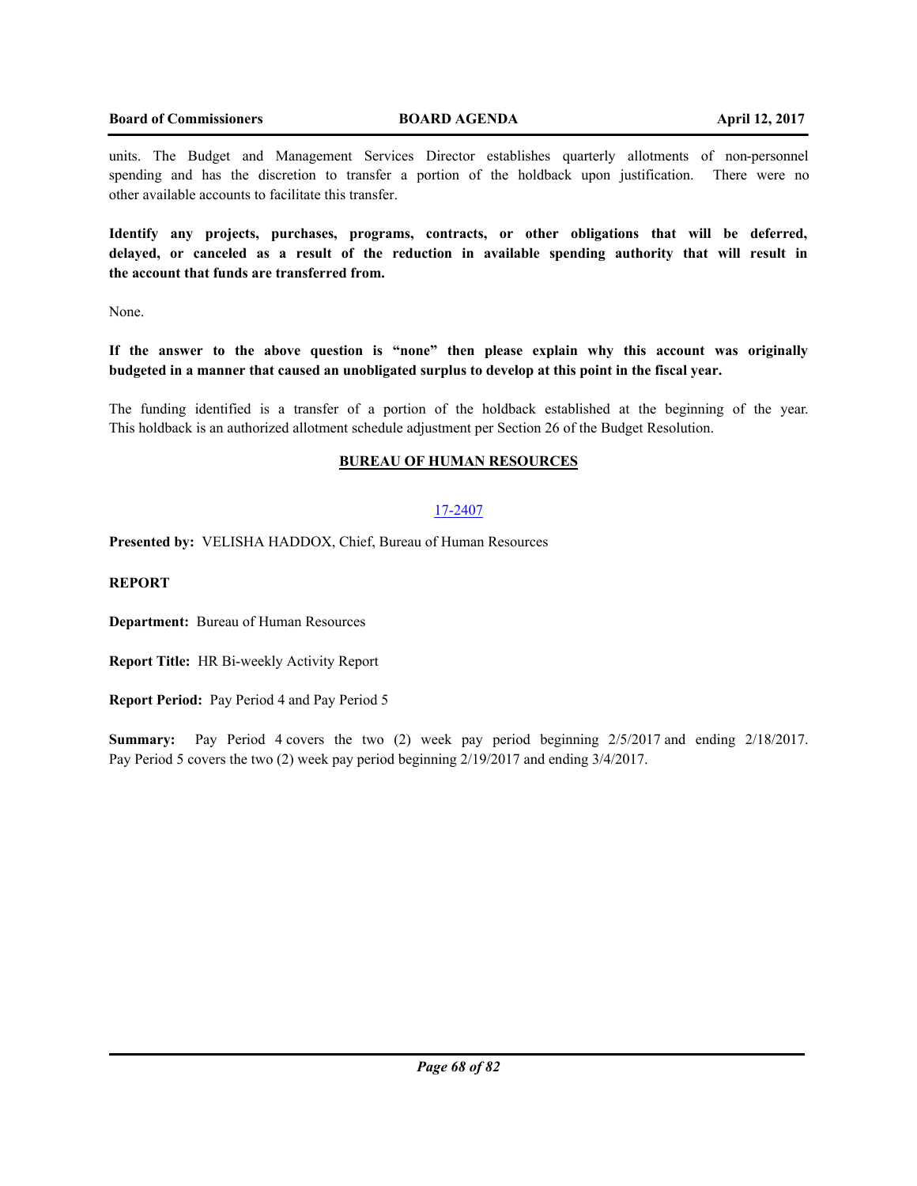units. The Budget and Management Services Director establishes quarterly allotments of non-personnel spending and has the discretion to transfer a portion of the holdback upon justification. There were no other available accounts to facilitate this transfer.

**Identify any projects, purchases, programs, contracts, or other obligations that will be deferred, delayed, or canceled as a result of the reduction in available spending authority that will result in the account that funds are transferred from.**

None.

**If the answer to the above question is "none" then please explain why this account was originally budgeted in a manner that caused an unobligated surplus to develop at this point in the fiscal year.**

The funding identified is a transfer of a portion of the holdback established at the beginning of the year. This holdback is an authorized allotment schedule adjustment per Section 26 of the Budget Resolution.

## BUREAU OF HUMAN RESOURCES

17-2407

**Presented by:** VELISHA HADDOX, Chief, Bureau of Human Resources

**REPORT**

**Department:** Bureau of Human Resources

**Report Title:** HR Bi-weekly Activity Report

**Report Period:** Pay Period 4 and Pay Period 5

**Summary:** Pay Period 4 covers the two (2) week pay period beginning 2/5/2017 and ending 2/18/2017. Pay Period 5 covers the two (2) week pay period beginning 2/19/2017 and ending 3/4/2017.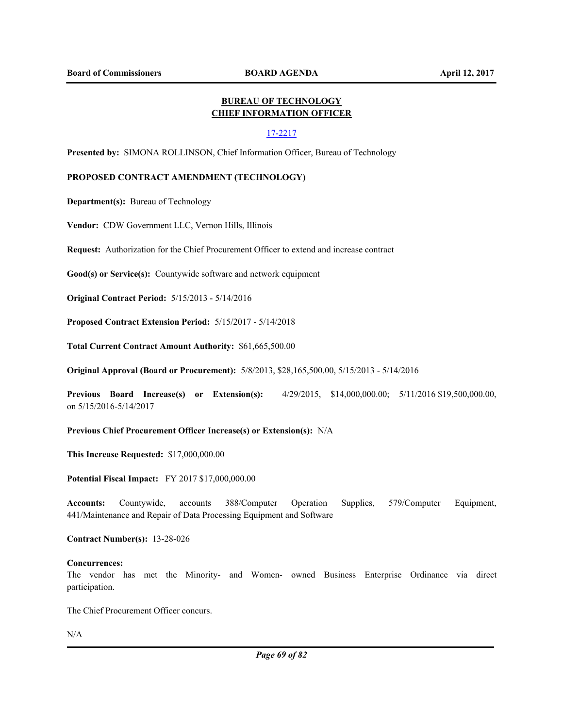## BUREAU OF TECHNOLOGY
## CHIEF INFORMATION OFFICER

17-2217

**Presented by:** SIMONA ROLLINSON, Chief Information Officer, Bureau of Technology

**PROPOSED CONTRACT AMENDMENT (TECHNOLOGY)**

**Department(s):** Bureau of Technology

**Vendor:** CDW Government LLC, Vernon Hills, Illinois

**Request:** Authorization for the Chief Procurement Officer to extend and increase contract

**Good(s) or Service(s):** Countywide software and network equipment

**Original Contract Period:** 5/15/2013 - 5/14/2016

**Proposed Contract Extension Period:** 5/15/2017 - 5/14/2018

**Total Current Contract Amount Authority:** $61,665,500.00

**Original Approval (Board or Procurement):** 5/8/2013, $28,165,500.00, 5/15/2013 - 5/14/2016

**Previous Board Increase(s) or Extension(s):** 4/29/2015, $14,000,000.00; 5/11/2016 $19,500,000.00, on 5/15/2016-5/14/2017

**Previous Chief Procurement Officer Increase(s) or Extension(s):** N/A

**This Increase Requested:** $17,000,000.00

**Potential Fiscal Impact:** FY 2017 $17,000,000.00

**Accounts:** Countywide, accounts 388/Computer Operation Supplies, 579/Computer Equipment, 441/Maintenance and Repair of Data Processing Equipment and Software

**Contract Number(s):** 13-28-026

**Concurrences:**
The vendor has met the Minority- and Women- owned Business Enterprise Ordinance via direct participation.

The Chief Procurement Officer concurs.

N/A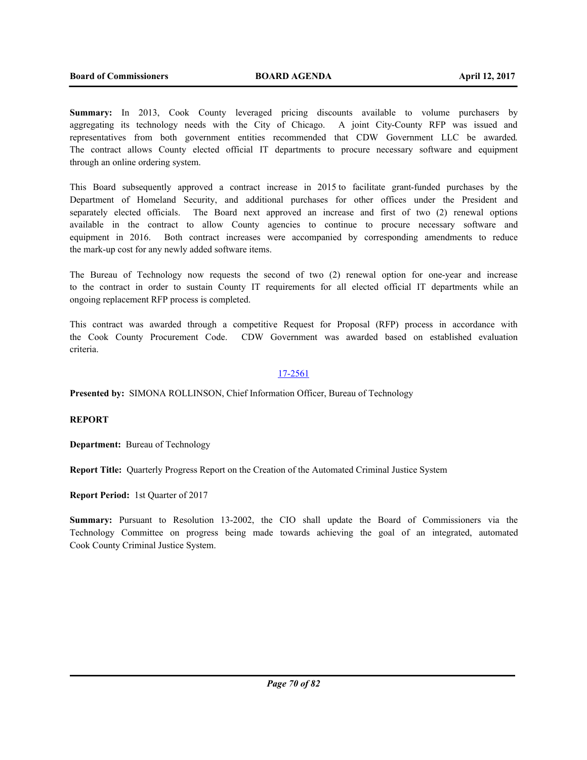**Summary:** In 2013, Cook County leveraged pricing discounts available to volume purchasers by aggregating its technology needs with the City of Chicago. A joint City-County RFP was issued and representatives from both government entities recommended that CDW Government LLC be awarded. The contract allows County elected official IT departments to procure necessary software and equipment through an online ordering system.

This Board subsequently approved a contract increase in 2015 to facilitate grant-funded purchases by the Department of Homeland Security, and additional purchases for other offices under the President and separately elected officials. The Board next approved an increase and first of two (2) renewal options available in the contract to allow County agencies to continue to procure necessary software and equipment in 2016. Both contract increases were accompanied by corresponding amendments to reduce the mark-up cost for any newly added software items.

The Bureau of Technology now requests the second of two (2) renewal option for one-year and increase to the contract in order to sustain County IT requirements for all elected official IT departments while an ongoing replacement RFP process is completed.

This contract was awarded through a competitive Request for Proposal (RFP) process in accordance with the Cook County Procurement Code. CDW Government was awarded based on established evaluation criteria.

17-2561

**Presented by:** SIMONA ROLLINSON, Chief Information Officer, Bureau of Technology

**REPORT**

**Department:** Bureau of Technology

**Report Title:** Quarterly Progress Report on the Creation of the Automated Criminal Justice System

**Report Period:** 1st Quarter of 2017

**Summary:** Pursuant to Resolution 13-2002, the CIO shall update the Board of Commissioners via the Technology Committee on progress being made towards achieving the goal of an integrated, automated Cook County Criminal Justice System.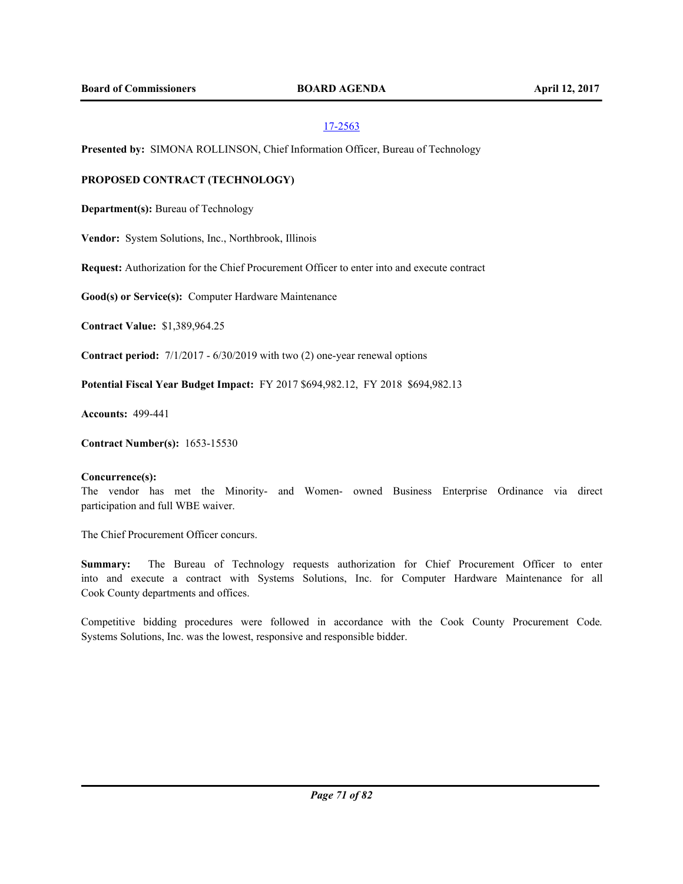17-2563

**Presented by:** SIMONA ROLLINSON, Chief Information Officer, Bureau of Technology

**PROPOSED CONTRACT (TECHNOLOGY)**

**Department(s):** Bureau of Technology

**Vendor:** System Solutions, Inc., Northbrook, Illinois

**Request:** Authorization for the Chief Procurement Officer to enter into and execute contract

**Good(s) or Service(s):** Computer Hardware Maintenance

**Contract Value:** $1,389,964.25

**Contract period:** 7/1/2017 - 6/30/2019 with two (2) one-year renewal options

**Potential Fiscal Year Budget Impact:** FY 2017 $694,982.12, FY 2018 $694,982.13

**Accounts:** 499-441

**Contract Number(s):** 1653-15530

**Concurrence(s):**
The vendor has met the Minority- and Women- owned Business Enterprise Ordinance via direct participation and full WBE waiver.

The Chief Procurement Officer concurs.

**Summary:** The Bureau of Technology requests authorization for Chief Procurement Officer to enter into and execute a contract with Systems Solutions, Inc. for Computer Hardware Maintenance for all Cook County departments and offices.

Competitive bidding procedures were followed in accordance with the Cook County Procurement Code. Systems Solutions, Inc. was the lowest, responsive and responsible bidder.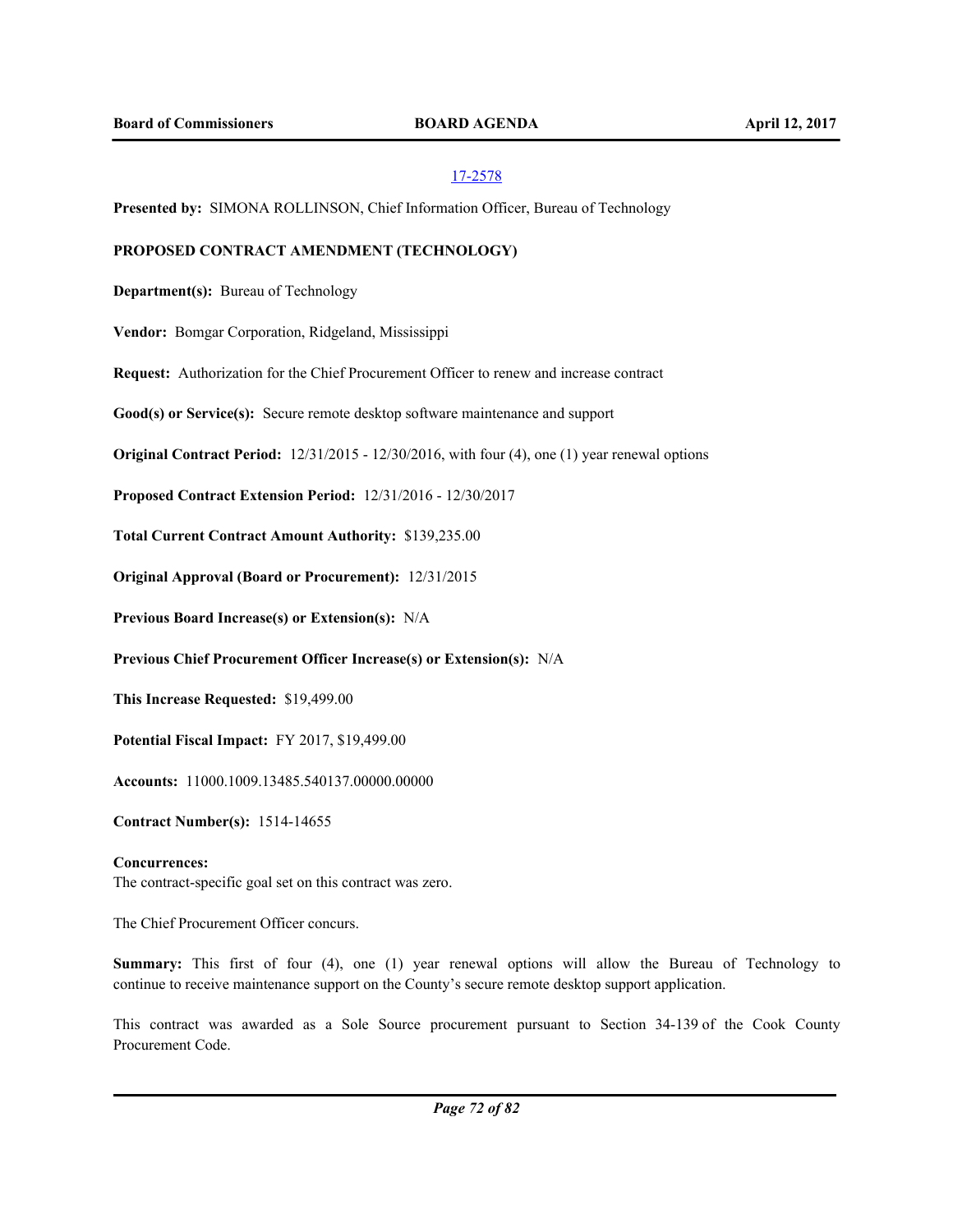17-2578

**Presented by:** SIMONA ROLLINSON, Chief Information Officer, Bureau of Technology

**PROPOSED CONTRACT AMENDMENT (TECHNOLOGY)**

**Department(s):** Bureau of Technology

**Vendor:** Bomgar Corporation, Ridgeland, Mississippi

**Request:** Authorization for the Chief Procurement Officer to renew and increase contract

**Good(s) or Service(s):** Secure remote desktop software maintenance and support

**Original Contract Period:** 12/31/2015 - 12/30/2016, with four (4), one (1) year renewal options

**Proposed Contract Extension Period:** 12/31/2016 - 12/30/2017

**Total Current Contract Amount Authority:** $139,235.00

**Original Approval (Board or Procurement):** 12/31/2015

**Previous Board Increase(s) or Extension(s):** N/A

**Previous Chief Procurement Officer Increase(s) or Extension(s):** N/A

**This Increase Requested:** $19,499.00

**Potential Fiscal Impact:** FY 2017, $19,499.00

**Accounts:** 11000.1009.13485.540137.00000.00000

**Contract Number(s):** 1514-14655

**Concurrences:**
The contract-specific goal set on this contract was zero.

The Chief Procurement Officer concurs.

**Summary:** This first of four (4), one (1) year renewal options will allow the Bureau of Technology to continue to receive maintenance support on the County's secure remote desktop support application.

This contract was awarded as a Sole Source procurement pursuant to Section 34-139 of the Cook County Procurement Code.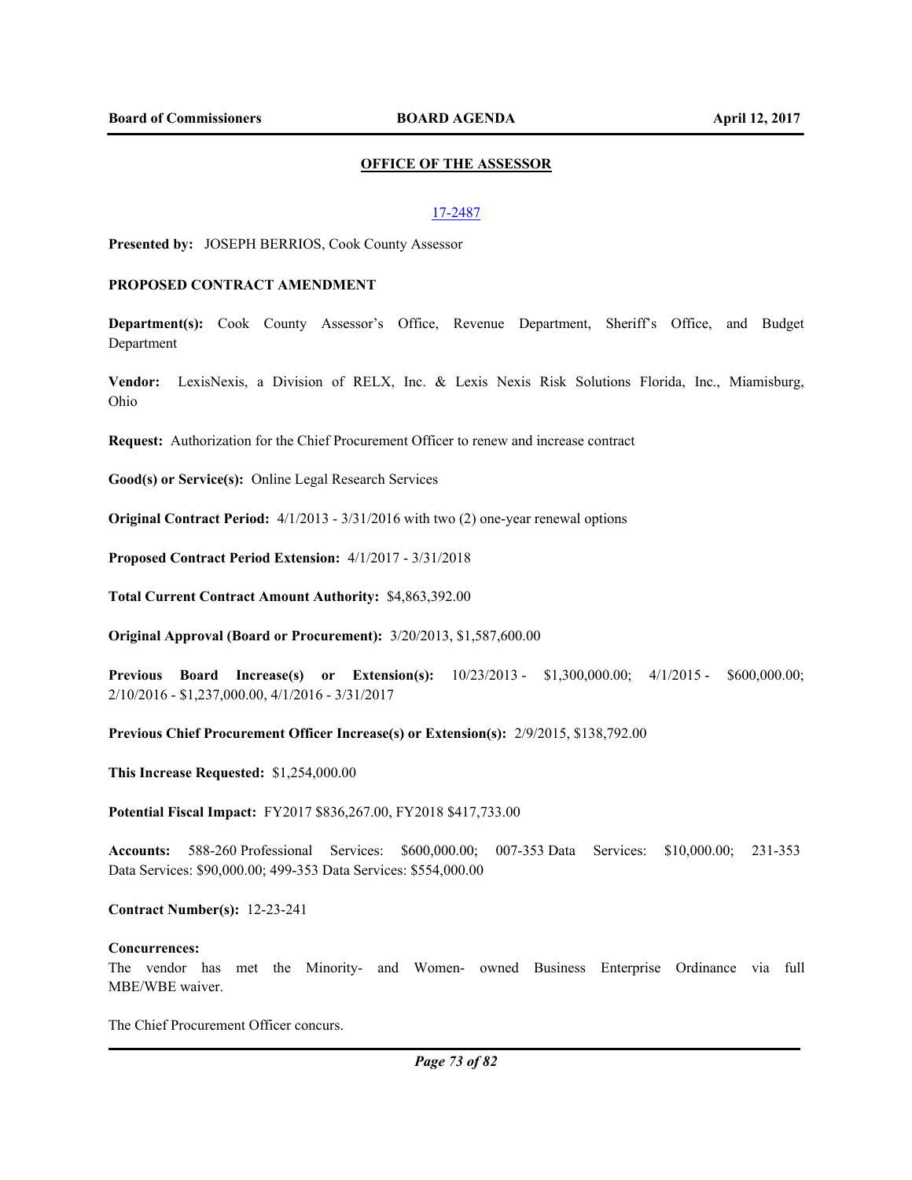## OFFICE OF THE ASSESSOR

17-2487

**Presented by:** JOSEPH BERRIOS, Cook County Assessor

**PROPOSED CONTRACT AMENDMENT**

**Department(s):** Cook County Assessor's Office, Revenue Department, Sheriff's Office, and Budget Department

**Vendor:** LexisNexis, a Division of RELX, Inc. & Lexis Nexis Risk Solutions Florida, Inc., Miamisburg, Ohio

**Request:** Authorization for the Chief Procurement Officer to renew and increase contract

**Good(s) or Service(s):** Online Legal Research Services

**Original Contract Period:** 4/1/2013 - 3/31/2016 with two (2) one-year renewal options

**Proposed Contract Period Extension:** 4/1/2017 - 3/31/2018

**Total Current Contract Amount Authority:** $4,863,392.00

**Original Approval (Board or Procurement):** 3/20/2013, $1,587,600.00

**Previous Board Increase(s) or Extension(s):** 10/23/2013 - $1,300,000.00; 4/1/2015 - $600,000.00; 2/10/2016 - $1,237,000.00, 4/1/2016 - 3/31/2017

**Previous Chief Procurement Officer Increase(s) or Extension(s):** 2/9/2015, $138,792.00

**This Increase Requested:** $1,254,000.00

**Potential Fiscal Impact:** FY2017 $836,267.00, FY2018 $417,733.00

**Accounts:** 588-260 Professional Services: $600,000.00; 007-353 Data Services: $10,000.00; 231-353 Data Services: $90,000.00; 499-353 Data Services: $554,000.00

**Contract Number(s):** 12-23-241

**Concurrences:**

The vendor has met the Minority- and Women- owned Business Enterprise Ordinance via full MBE/WBE waiver.

The Chief Procurement Officer concurs.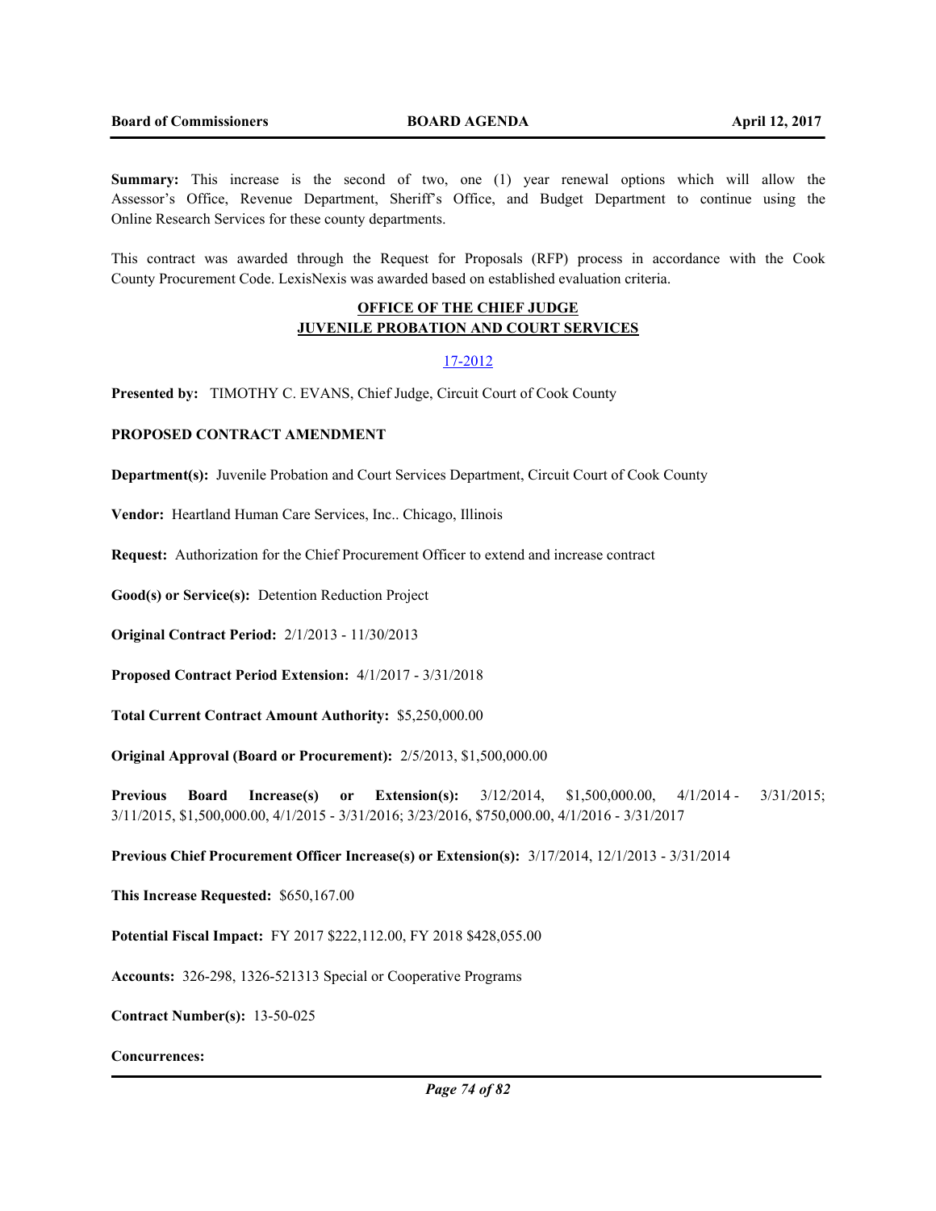**Summary:** This increase is the second of two, one (1) year renewal options which will allow the Assessor's Office, Revenue Department, Sheriff's Office, and Budget Department to continue using the Online Research Services for these county departments.

This contract was awarded through the Request for Proposals (RFP) process in accordance with the Cook County Procurement Code. LexisNexis was awarded based on established evaluation criteria.

## OFFICE OF THE CHIEF JUDGE
## JUVENILE PROBATION AND COURT SERVICES

17-2012

**Presented by:** TIMOTHY C. EVANS, Chief Judge, Circuit Court of Cook County

**PROPOSED CONTRACT AMENDMENT**

**Department(s):** Juvenile Probation and Court Services Department, Circuit Court of Cook County

**Vendor:** Heartland Human Care Services, Inc.. Chicago, Illinois

**Request:** Authorization for the Chief Procurement Officer to extend and increase contract

**Good(s) or Service(s):** Detention Reduction Project

**Original Contract Period:** 2/1/2013 - 11/30/2013

**Proposed Contract Period Extension:** 4/1/2017 - 3/31/2018

**Total Current Contract Amount Authority:** $5,250,000.00

**Original Approval (Board or Procurement):** 2/5/2013, $1,500,000.00

**Previous Board Increase(s) or Extension(s):** 3/12/2014, $1,500,000.00, 4/1/2014 - 3/31/2015; 3/11/2015, $1,500,000.00, 4/1/2015 - 3/31/2016; 3/23/2016, $750,000.00, 4/1/2016 - 3/31/2017

**Previous Chief Procurement Officer Increase(s) or Extension(s):** 3/17/2014, 12/1/2013 - 3/31/2014

**This Increase Requested:** $650,167.00

**Potential Fiscal Impact:** FY 2017 $222,112.00, FY 2018 $428,055.00

**Accounts:** 326-298, 1326-521313 Special or Cooperative Programs

**Contract Number(s):** 13-50-025

**Concurrences:**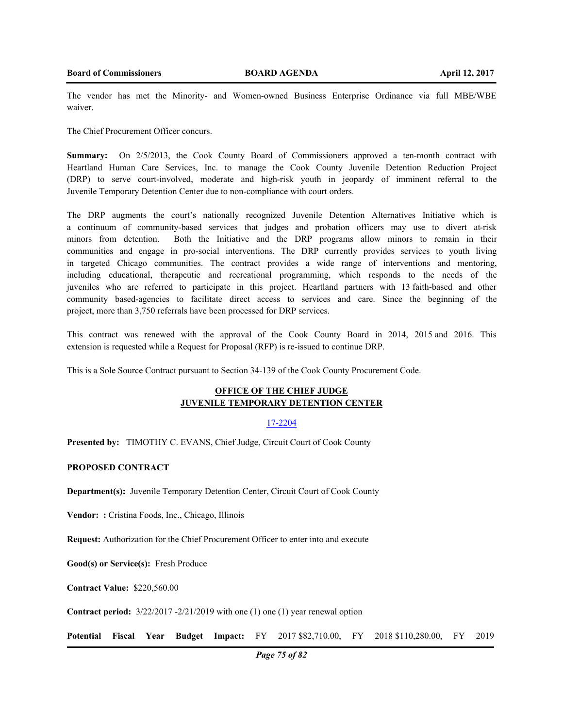The vendor has met the Minority- and Women-owned Business Enterprise Ordinance via full MBE/WBE waiver.

The Chief Procurement Officer concurs.

**Summary:** On 2/5/2013, the Cook County Board of Commissioners approved a ten-month contract with Heartland Human Care Services, Inc. to manage the Cook County Juvenile Detention Reduction Project (DRP) to serve court-involved, moderate and high-risk youth in jeopardy of imminent referral to the Juvenile Temporary Detention Center due to non-compliance with court orders.

The DRP augments the court's nationally recognized Juvenile Detention Alternatives Initiative which is a continuum of community-based services that judges and probation officers may use to divert at-risk minors from detention. Both the Initiative and the DRP programs allow minors to remain in their communities and engage in pro-social interventions. The DRP currently provides services to youth living in targeted Chicago communities. The contract provides a wide range of interventions and mentoring, including educational, therapeutic and recreational programming, which responds to the needs of the juveniles who are referred to participate in this project. Heartland partners with 13 faith-based and other community based-agencies to facilitate direct access to services and care. Since the beginning of the project, more than 3,750 referrals have been processed for DRP services.

This contract was renewed with the approval of the Cook County Board in 2014, 2015 and 2016. This extension is requested while a Request for Proposal (RFP) is re-issued to continue DRP.

This is a Sole Source Contract pursuant to Section 34-139 of the Cook County Procurement Code.

## OFFICE OF THE CHIEF JUDGE
## JUVENILE TEMPORARY DETENTION CENTER

17-2204

**Presented by:** TIMOTHY C. EVANS, Chief Judge, Circuit Court of Cook County

**PROPOSED CONTRACT**

**Department(s):** Juvenile Temporary Detention Center, Circuit Court of Cook County

**Vendor: :** Cristina Foods, Inc., Chicago, Illinois

**Request:** Authorization for the Chief Procurement Officer to enter into and execute

**Good(s) or Service(s):** Fresh Produce

**Contract Value:** $220,560.00

**Contract period:** 3/22/2017 -2/21/2019 with one (1) one (1) year renewal option

**Potential Fiscal Year Budget Impact:** FY 2017 $82,710.00, FY 2018 $110,280.00, FY 2019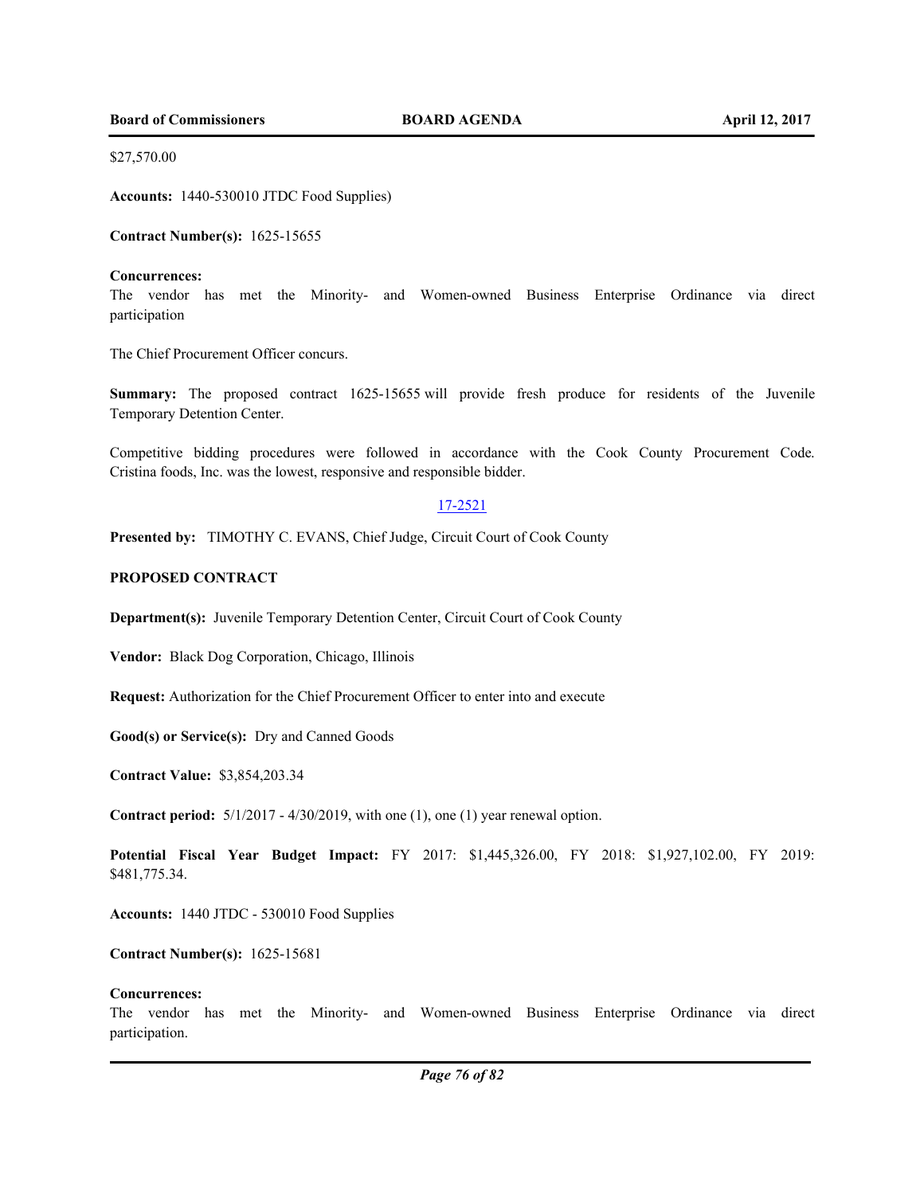$27,570.00

**Accounts:** 1440-530010 JTDC Food Supplies)

**Contract Number(s):** 1625-15655

**Concurrences:**
The vendor has met the Minority- and Women-owned Business Enterprise Ordinance via direct participation

The Chief Procurement Officer concurs.

**Summary:** The proposed contract 1625-15655 will provide fresh produce for residents of the Juvenile Temporary Detention Center.

Competitive bidding procedures were followed in accordance with the Cook County Procurement Code. Cristina foods, Inc. was the lowest, responsive and responsible bidder.

17-2521

**Presented by:** TIMOTHY C. EVANS, Chief Judge, Circuit Court of Cook County

**PROPOSED CONTRACT**

**Department(s):** Juvenile Temporary Detention Center, Circuit Court of Cook County

**Vendor:** Black Dog Corporation, Chicago, Illinois

**Request:** Authorization for the Chief Procurement Officer to enter into and execute

**Good(s) or Service(s):** Dry and Canned Goods

**Contract Value:** $3,854,203.34

**Contract period:** 5/1/2017 - 4/30/2019, with one (1), one (1) year renewal option.

**Potential Fiscal Year Budget Impact:** FY 2017: $1,445,326.00, FY 2018: $1,927,102.00, FY 2019: $481,775.34.

**Accounts:** 1440 JTDC - 530010 Food Supplies

**Contract Number(s):** 1625-15681

**Concurrences:**
The vendor has met the Minority- and Women-owned Business Enterprise Ordinance via direct participation.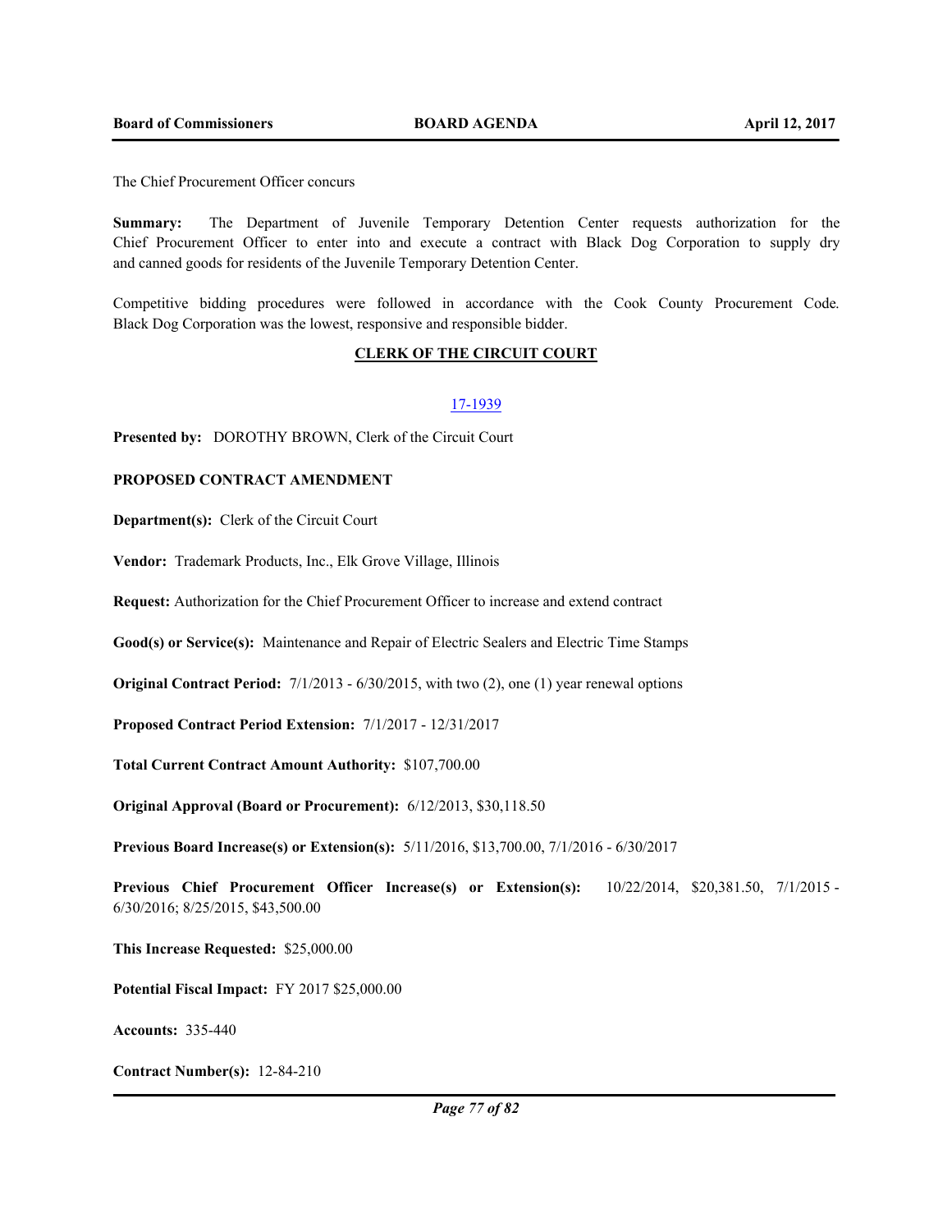The Chief Procurement Officer concurs

**Summary:** The Department of Juvenile Temporary Detention Center requests authorization for the Chief Procurement Officer to enter into and execute a contract with Black Dog Corporation to supply dry and canned goods for residents of the Juvenile Temporary Detention Center.

Competitive bidding procedures were followed in accordance with the Cook County Procurement Code. Black Dog Corporation was the lowest, responsive and responsible bidder.

## CLERK OF THE CIRCUIT COURT

17-1939

**Presented by:** DOROTHY BROWN, Clerk of the Circuit Court

**PROPOSED CONTRACT AMENDMENT**

**Department(s):** Clerk of the Circuit Court

**Vendor:** Trademark Products, Inc., Elk Grove Village, Illinois

**Request:** Authorization for the Chief Procurement Officer to increase and extend contract

**Good(s) or Service(s):** Maintenance and Repair of Electric Sealers and Electric Time Stamps

**Original Contract Period:** 7/1/2013 - 6/30/2015, with two (2), one (1) year renewal options

**Proposed Contract Period Extension:** 7/1/2017 - 12/31/2017

**Total Current Contract Amount Authority:** $107,700.00

**Original Approval (Board or Procurement):** 6/12/2013, $30,118.50

**Previous Board Increase(s) or Extension(s):** 5/11/2016, $13,700.00, 7/1/2016 - 6/30/2017

**Previous Chief Procurement Officer Increase(s) or Extension(s):** 10/22/2014, $20,381.50, 7/1/2015 - 6/30/2016; 8/25/2015, $43,500.00

**This Increase Requested:** $25,000.00

**Potential Fiscal Impact:** FY 2017 $25,000.00

**Accounts:** 335-440

**Contract Number(s):** 12-84-210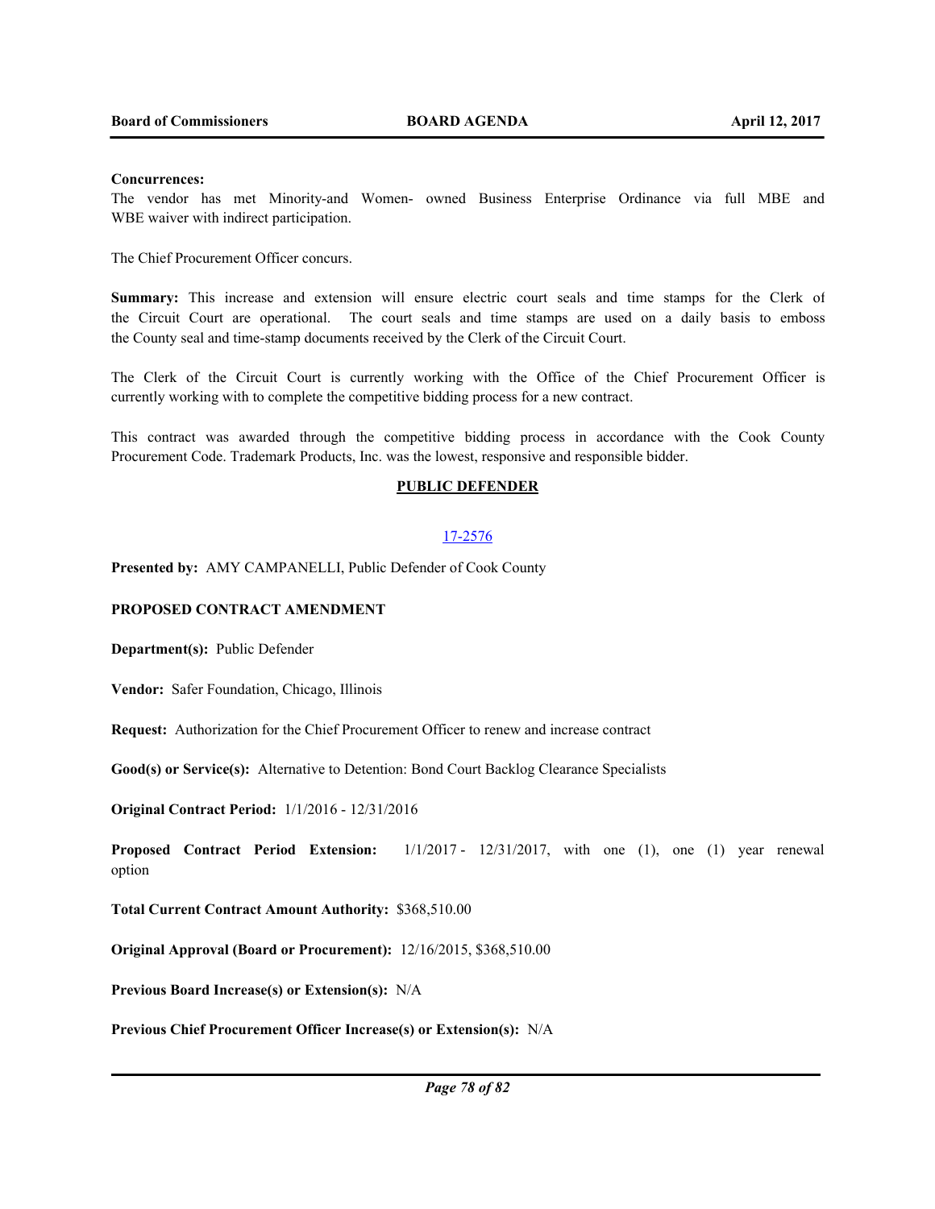**Concurrences:**
The vendor has met Minority-and Women- owned Business Enterprise Ordinance via full MBE and WBE waiver with indirect participation.

The Chief Procurement Officer concurs.

**Summary:** This increase and extension will ensure electric court seals and time stamps for the Clerk of the Circuit Court are operational. The court seals and time stamps are used on a daily basis to emboss the County seal and time-stamp documents received by the Clerk of the Circuit Court.

The Clerk of the Circuit Court is currently working with the Office of the Chief Procurement Officer is currently working with to complete the competitive bidding process for a new contract.

This contract was awarded through the competitive bidding process in accordance with the Cook County Procurement Code. Trademark Products, Inc. was the lowest, responsive and responsible bidder.

## PUBLIC DEFENDER

17-2576

**Presented by:** AMY CAMPANELLI, Public Defender of Cook County

**PROPOSED CONTRACT AMENDMENT**

**Department(s):** Public Defender

**Vendor:** Safer Foundation, Chicago, Illinois

**Request:** Authorization for the Chief Procurement Officer to renew and increase contract

**Good(s) or Service(s):** Alternative to Detention: Bond Court Backlog Clearance Specialists

**Original Contract Period:** 1/1/2016 - 12/31/2016

**Proposed Contract Period Extension:** 1/1/2017 - 12/31/2017, with one (1), one (1) year renewal option

**Total Current Contract Amount Authority:** $368,510.00

**Original Approval (Board or Procurement):** 12/16/2015, $368,510.00

**Previous Board Increase(s) or Extension(s):** N/A

**Previous Chief Procurement Officer Increase(s) or Extension(s):** N/A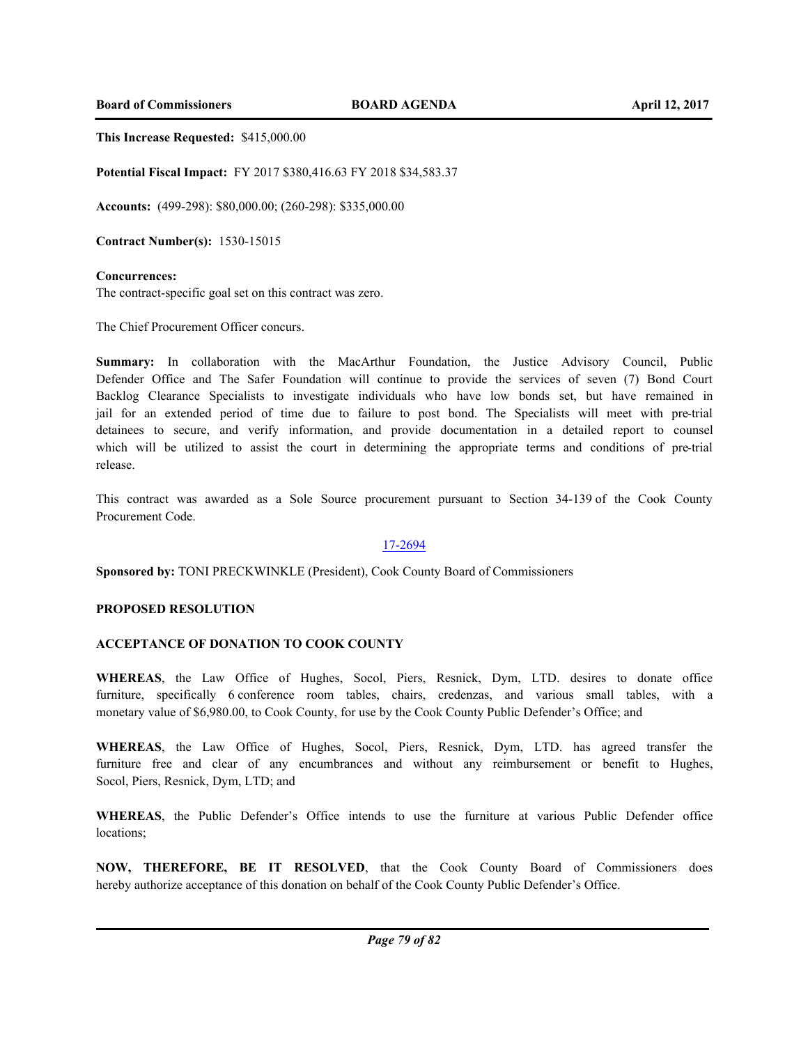**This Increase Requested:** $415,000.00

**Potential Fiscal Impact:** FY 2017 $380,416.63 FY 2018 $34,583.37

**Accounts:** (499-298): $80,000.00; (260-298): $335,000.00

**Contract Number(s):** 1530-15015

**Concurrences:**
The contract-specific goal set on this contract was zero.

The Chief Procurement Officer concurs.

**Summary:** In collaboration with the MacArthur Foundation, the Justice Advisory Council, Public Defender Office and The Safer Foundation will continue to provide the services of seven (7) Bond Court Backlog Clearance Specialists to investigate individuals who have low bonds set, but have remained in jail for an extended period of time due to failure to post bond. The Specialists will meet with pre-trial detainees to secure, and verify information, and provide documentation in a detailed report to counsel which will be utilized to assist the court in determining the appropriate terms and conditions of pre-trial release.

This contract was awarded as a Sole Source procurement pursuant to Section 34-139 of the Cook County Procurement Code.

17-2694

**Sponsored by:** TONI PRECKWINKLE (President), Cook County Board of Commissioners

**PROPOSED RESOLUTION**

**ACCEPTANCE OF DONATION TO COOK COUNTY**

**WHEREAS**, the Law Office of Hughes, Socol, Piers, Resnick, Dym, LTD. desires to donate office furniture, specifically 6 conference room tables, chairs, credenzas, and various small tables, with a monetary value of $6,980.00, to Cook County, for use by the Cook County Public Defender's Office; and

**WHEREAS**, the Law Office of Hughes, Socol, Piers, Resnick, Dym, LTD. has agreed transfer the furniture free and clear of any encumbrances and without any reimbursement or benefit to Hughes, Socol, Piers, Resnick, Dym, LTD; and

**WHEREAS**, the Public Defender's Office intends to use the furniture at various Public Defender office locations;

**NOW, THEREFORE, BE IT RESOLVED**, that the Cook County Board of Commissioners does hereby authorize acceptance of this donation on behalf of the Cook County Public Defender's Office.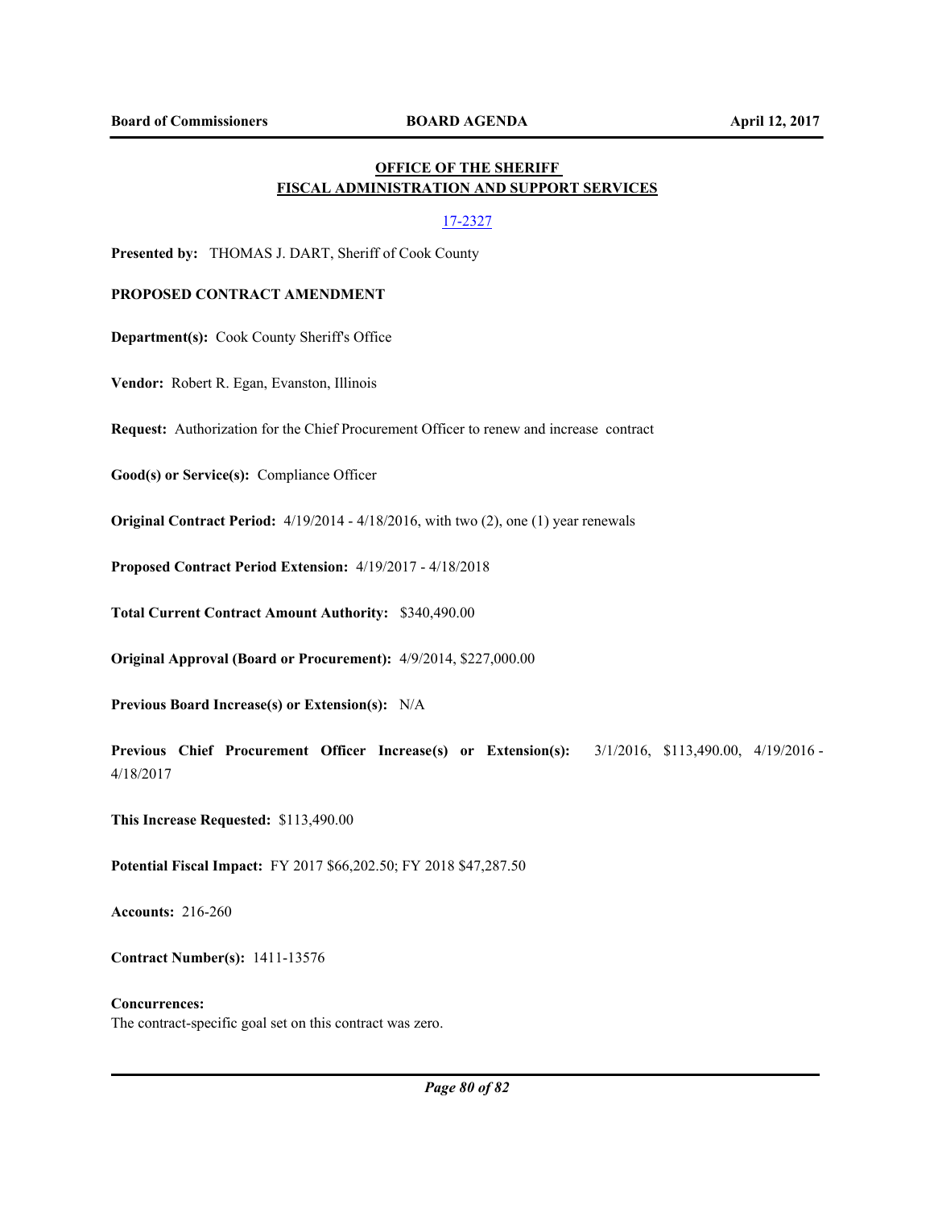## OFFICE OF THE SHERIFF
## FISCAL ADMINISTRATION AND SUPPORT SERVICES

17-2327

**Presented by:** THOMAS J. DART, Sheriff of Cook County

**PROPOSED CONTRACT AMENDMENT**

**Department(s):** Cook County Sheriff's Office

**Vendor:** Robert R. Egan, Evanston, Illinois

**Request:** Authorization for the Chief Procurement Officer to renew and increase contract

**Good(s) or Service(s):** Compliance Officer

**Original Contract Period:** 4/19/2014 - 4/18/2016, with two (2), one (1) year renewals

**Proposed Contract Period Extension:** 4/19/2017 - 4/18/2018

**Total Current Contract Amount Authority:** $340,490.00

**Original Approval (Board or Procurement):** 4/9/2014, $227,000.00

**Previous Board Increase(s) or Extension(s):** N/A

**Previous Chief Procurement Officer Increase(s) or Extension(s):** 3/1/2016, $113,490.00, 4/19/2016 - 4/18/2017

**This Increase Requested:** $113,490.00

**Potential Fiscal Impact:** FY 2017 $66,202.50; FY 2018 $47,287.50

**Accounts:** 216-260

**Contract Number(s):** 1411-13576

**Concurrences:**
The contract-specific goal set on this contract was zero.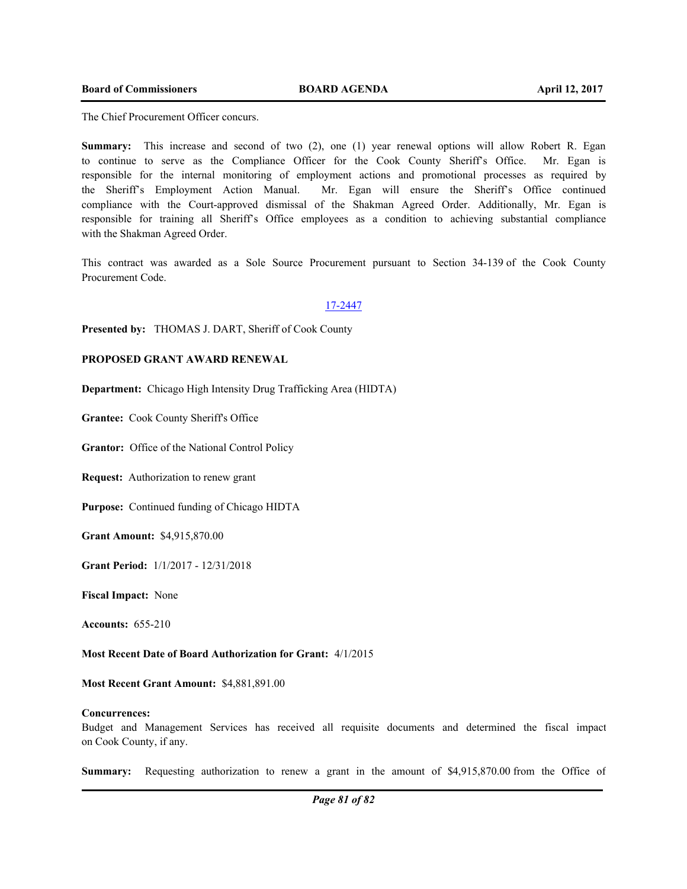The Chief Procurement Officer concurs.

**Summary:** This increase and second of two (2), one (1) year renewal options will allow Robert R. Egan to continue to serve as the Compliance Officer for the Cook County Sheriff's Office. Mr. Egan is responsible for the internal monitoring of employment actions and promotional processes as required by the Sheriff's Employment Action Manual. Mr. Egan will ensure the Sheriff's Office continued compliance with the Court-approved dismissal of the Shakman Agreed Order. Additionally, Mr. Egan is responsible for training all Sheriff's Office employees as a condition to achieving substantial compliance with the Shakman Agreed Order.

This contract was awarded as a Sole Source Procurement pursuant to Section 34-139 of the Cook County Procurement Code.

17-2447

**Presented by:** THOMAS J. DART, Sheriff of Cook County

**PROPOSED GRANT AWARD RENEWAL**

**Department:** Chicago High Intensity Drug Trafficking Area (HIDTA)

**Grantee:** Cook County Sheriff's Office

**Grantor:** Office of the National Control Policy

**Request:** Authorization to renew grant

**Purpose:** Continued funding of Chicago HIDTA

**Grant Amount:** $4,915,870.00

**Grant Period:** 1/1/2017 - 12/31/2018

**Fiscal Impact:** None

**Accounts:** 655-210

**Most Recent Date of Board Authorization for Grant:** 4/1/2015

**Most Recent Grant Amount:** $4,881,891.00

**Concurrences:**
Budget and Management Services has received all requisite documents and determined the fiscal impact on Cook County, if any.

**Summary:** Requesting authorization to renew a grant in the amount of $4,915,870.00 from the Office of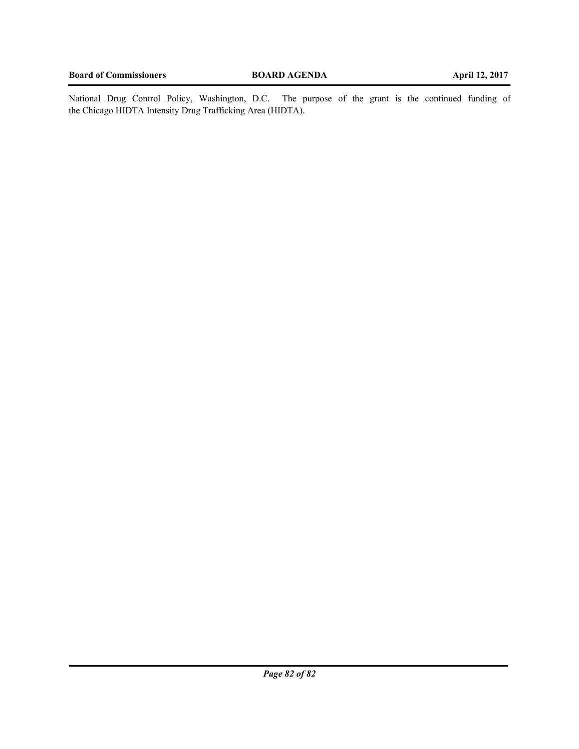National Drug Control Policy, Washington, D.C. The purpose of the grant is the continued funding of the Chicago HIDTA Intensity Drug Trafficking Area (HIDTA).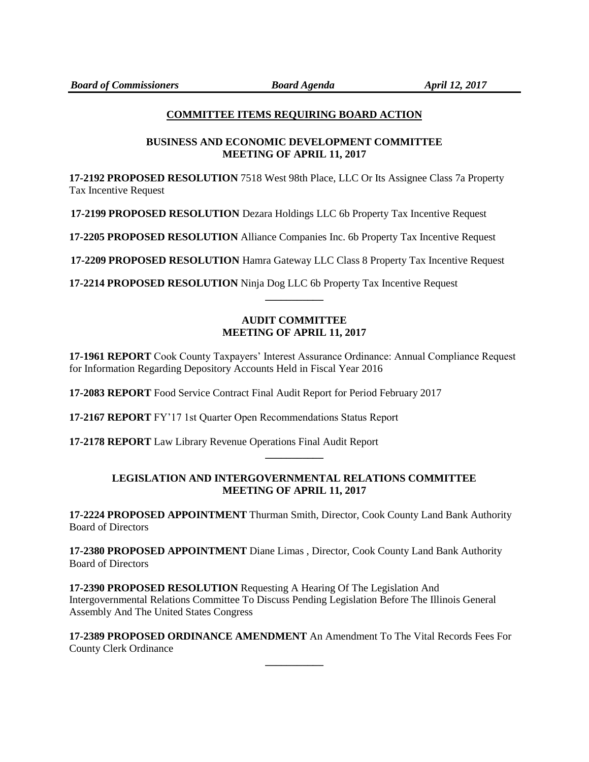## COMMITTEE ITEMS REQUIRING BOARD ACTION

### BUSINESS AND ECONOMIC DEVELOPMENT COMMITTEE MEETING OF APRIL 11, 2017

**17-2192 PROPOSED RESOLUTION** 7518 West 98th Place, LLC Or Its Assignee Class 7a Property Tax Incentive Request

**17-2199 PROPOSED RESOLUTION** Dezara Holdings LLC 6b Property Tax Incentive Request

**17-2205 PROPOSED RESOLUTION** Alliance Companies Inc. 6b Property Tax Incentive Request

**17-2209 PROPOSED RESOLUTION** Hamra Gateway LLC Class 8 Property Tax Incentive Request

**17-2214 PROPOSED RESOLUTION** Ninja Dog LLC 6b Property Tax Incentive Request

---

### AUDIT COMMITTEE MEETING OF APRIL 11, 2017

**17-1961 REPORT** Cook County Taxpayers' Interest Assurance Ordinance: Annual Compliance Request for Information Regarding Depository Accounts Held in Fiscal Year 2016

**17-2083 REPORT** Food Service Contract Final Audit Report for Period February 2017

**17-2167 REPORT** FY'17 1st Quarter Open Recommendations Status Report

**17-2178 REPORT** Law Library Revenue Operations Final Audit Report

---

### LEGISLATION AND INTERGOVERNMENTAL RELATIONS COMMITTEE MEETING OF APRIL 11, 2017

**17-2224 PROPOSED APPOINTMENT** Thurman Smith, Director, Cook County Land Bank Authority Board of Directors

**17-2380 PROPOSED APPOINTMENT** Diane Limas , Director, Cook County Land Bank Authority Board of Directors

**17-2390 PROPOSED RESOLUTION** Requesting A Hearing Of The Legislation And Intergovernmental Relations Committee To Discuss Pending Legislation Before The Illinois General Assembly And The United States Congress

**17-2389 PROPOSED ORDINANCE AMENDMENT** An Amendment To The Vital Records Fees For County Clerk Ordinance

---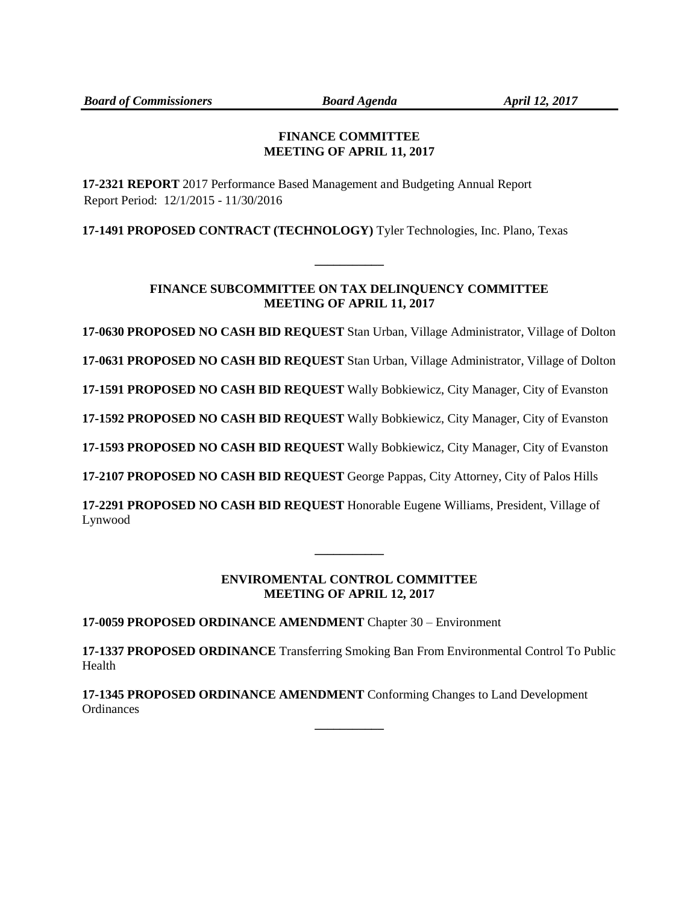## FINANCE COMMITTEE
## MEETING OF APRIL 11, 2017

**17-2321 REPORT** 2017 Performance Based Management and Budgeting Annual Report
Report Period: 12/1/2015 - 11/30/2016

**17-1491 PROPOSED CONTRACT (TECHNOLOGY)** Tyler Technologies, Inc. Plano, Texas

---

## FINANCE SUBCOMMITTEE ON TAX DELINQUENCY COMMITTEE
## MEETING OF APRIL 11, 2017

**17-0630 PROPOSED NO CASH BID REQUEST** Stan Urban, Village Administrator, Village of Dolton

**17-0631 PROPOSED NO CASH BID REQUEST** Stan Urban, Village Administrator, Village of Dolton

**17-1591 PROPOSED NO CASH BID REQUEST** Wally Bobkiewicz, City Manager, City of Evanston

**17-1592 PROPOSED NO CASH BID REQUEST** Wally Bobkiewicz, City Manager, City of Evanston

**17-1593 PROPOSED NO CASH BID REQUEST** Wally Bobkiewicz, City Manager, City of Evanston

**17-2107 PROPOSED NO CASH BID REQUEST** George Pappas, City Attorney, City of Palos Hills

**17-2291 PROPOSED NO CASH BID REQUEST** Honorable Eugene Williams, President, Village of Lynwood

---

## ENVIROMENTAL CONTROL COMMITTEE
## MEETING OF APRIL 12, 2017

**17-0059 PROPOSED ORDINANCE AMENDMENT** Chapter 30 – Environment

**17-1337 PROPOSED ORDINANCE** Transferring Smoking Ban From Environmental Control To Public Health

**17-1345 PROPOSED ORDINANCE AMENDMENT** Conforming Changes to Land Development Ordinances

---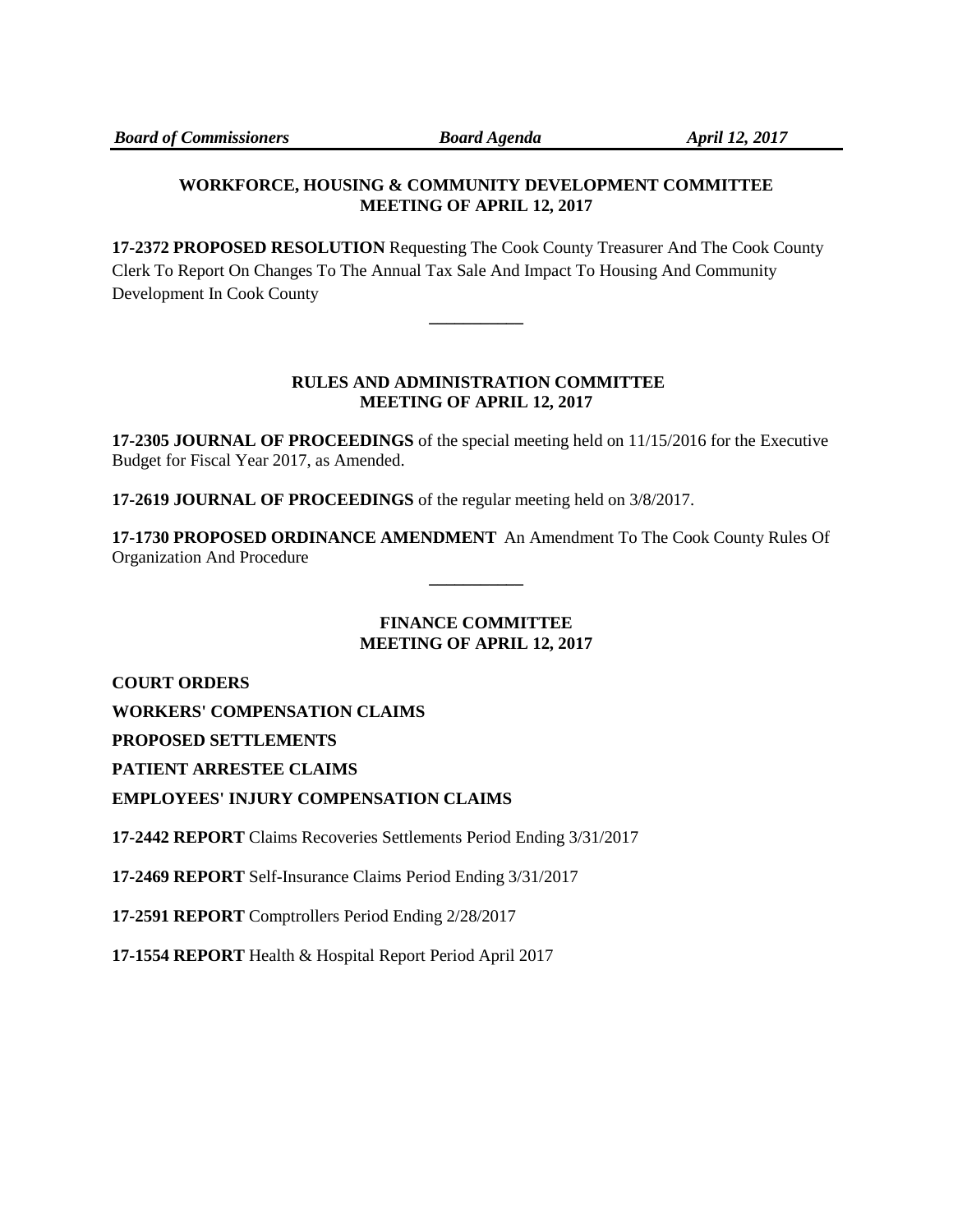## WORKFORCE, HOUSING & COMMUNITY DEVELOPMENT COMMITTEE
## MEETING OF APRIL 12, 2017

**17-2372 PROPOSED RESOLUTION** Requesting The Cook County Treasurer And The Cook County Clerk To Report On Changes To The Annual Tax Sale And Impact To Housing And Community Development In Cook County

---

## RULES AND ADMINISTRATION COMMITTEE
## MEETING OF APRIL 12, 2017

**17-2305 JOURNAL OF PROCEEDINGS** of the special meeting held on 11/15/2016 for the Executive Budget for Fiscal Year 2017, as Amended.

**17-2619 JOURNAL OF PROCEEDINGS** of the regular meeting held on 3/8/2017.

**17-1730 PROPOSED ORDINANCE AMENDMENT** An Amendment To The Cook County Rules Of Organization And Procedure

---

## FINANCE COMMITTEE
## MEETING OF APRIL 12, 2017

**COURT ORDERS**

**WORKERS' COMPENSATION CLAIMS**

**PROPOSED SETTLEMENTS**

**PATIENT ARRESTEE CLAIMS**

**EMPLOYEES' INJURY COMPENSATION CLAIMS**

**17-2442 REPORT** Claims Recoveries Settlements Period Ending 3/31/2017

**17-2469 REPORT** Self-Insurance Claims Period Ending 3/31/2017

**17-2591 REPORT** Comptrollers Period Ending 2/28/2017

**17-1554 REPORT** Health & Hospital Report Period April 2017